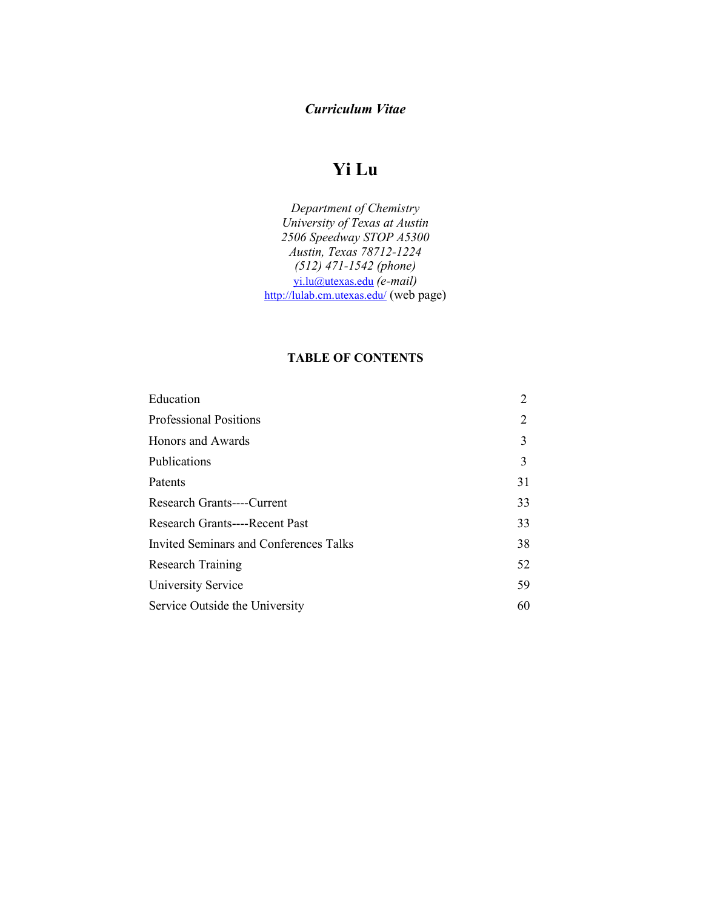*Curriculum Vitae*

# Yi Lu

*Department of Chemistry*
*University of Texas at Austin*
*2506 Speedway STOP A5300*
*Austin, Texas 78712-1224*
*(512) 471-1542 (phone)*
yi.lu@utexas.edu *(e-mail)*
http://lulab.cm.utexas.edu/ (web page)

## TABLE OF CONTENTS

| | |
|---|---|
| Education | 2 |
| Professional Positions | 2 |
| Honors and Awards | 3 |
| Publications | 3 |
| Patents | 31 |
| Research Grants----Current | 33 |
| Research Grants----Recent Past | 33 |
| Invited Seminars and Conferences Talks | 38 |
| Research Training | 52 |
| University Service | 59 |
| Service Outside the University | 60 |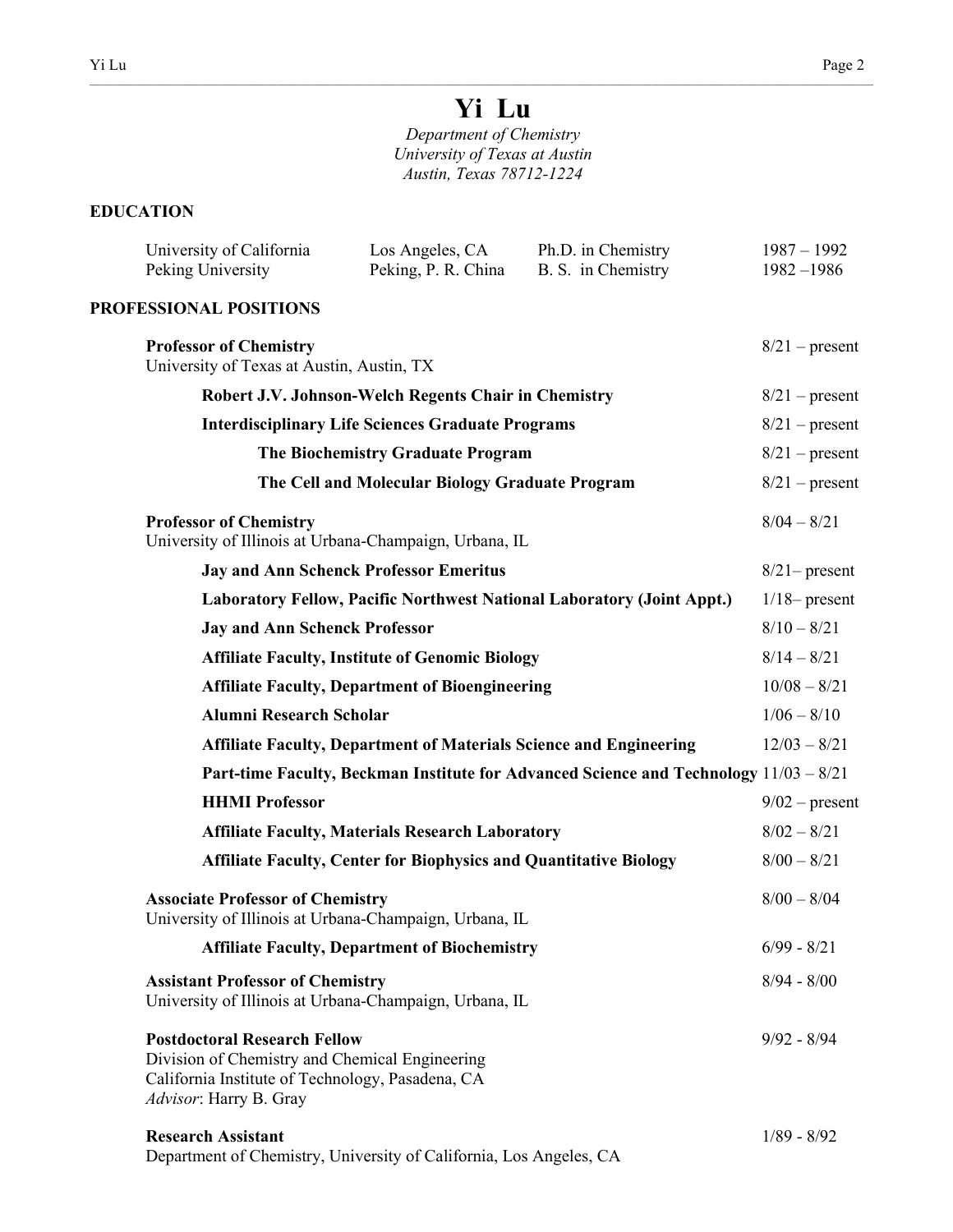# Yi Lu

*Department of Chemistry*
*University of Texas at Austin*
*Austin, Texas 78712-1224*

## EDUCATION

| | | | |
|---|---|---|---|
| University of California | Los Angeles, CA | Ph.D. in Chemistry | 1987 – 1992 |
| Peking University | Peking, P. R. China | B. S. in Chemistry | 1982 –1986 |

## PROFESSIONAL POSITIONS

**Professor of Chemistry** — 8/21 – present
University of Texas at Austin, Austin, TX

- **Robert J.V. Johnson-Welch Regents Chair in Chemistry** — 8/21 – present
- **Interdisciplinary Life Sciences Graduate Programs** — 8/21 – present
  - **The Biochemistry Graduate Program** — 8/21 – present
  - **The Cell and Molecular Biology Graduate Program** — 8/21 – present

**Professor of Chemistry** — 8/04 – 8/21
University of Illinois at Urbana-Champaign, Urbana, IL

- **Jay and Ann Schenck Professor Emeritus** — 8/21– present
- **Laboratory Fellow, Pacific Northwest National Laboratory (Joint Appt.)** — 1/18– present
- **Jay and Ann Schenck Professor** — 8/10 – 8/21
- **Affiliate Faculty, Institute of Genomic Biology** — 8/14 – 8/21
- **Affiliate Faculty, Department of Bioengineering** — 10/08 – 8/21
- **Alumni Research Scholar** — 1/06 – 8/10
- **Affiliate Faculty, Department of Materials Science and Engineering** — 12/03 – 8/21
- **Part-time Faculty, Beckman Institute for Advanced Science and Technology** — 11/03 – 8/21
- **HHMI Professor** — 9/02 – present
- **Affiliate Faculty, Materials Research Laboratory** — 8/02 – 8/21
- **Affiliate Faculty, Center for Biophysics and Quantitative Biology** — 8/00 – 8/21

**Associate Professor of Chemistry** — 8/00 – 8/04
University of Illinois at Urbana-Champaign, Urbana, IL

- **Affiliate Faculty, Department of Biochemistry** — 6/99 - 8/21

**Assistant Professor of Chemistry** — 8/94 - 8/00
University of Illinois at Urbana-Champaign, Urbana, IL

**Postdoctoral Research Fellow** — 9/92 - 8/94
Division of Chemistry and Chemical Engineering
California Institute of Technology, Pasadena, CA
*Advisor*: Harry B. Gray

**Research Assistant** — 1/89 - 8/92
Department of Chemistry, University of California, Los Angeles, CA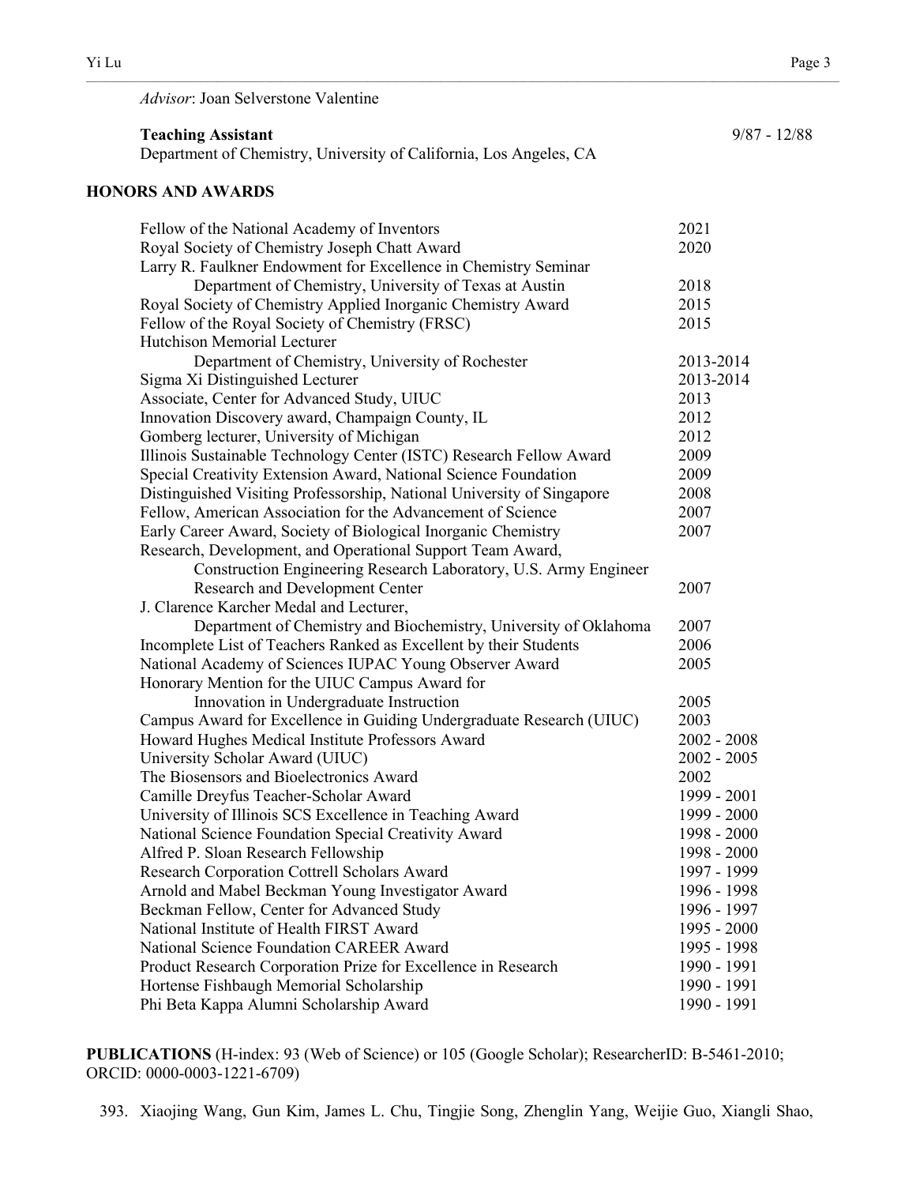*Advisor*: Joan Selverstone Valentine

**Teaching Assistant** 9/87 - 12/88
Department of Chemistry, University of California, Los Angeles, CA

## HONORS AND AWARDS

| | |
|---|---|
| Fellow of the National Academy of Inventors | 2021 |
| Royal Society of Chemistry Joseph Chatt Award | 2020 |
| Larry R. Faulkner Endowment for Excellence in Chemistry Seminar, Department of Chemistry, University of Texas at Austin | 2018 |
| Royal Society of Chemistry Applied Inorganic Chemistry Award | 2015 |
| Fellow of the Royal Society of Chemistry (FRSC) | 2015 |
| Hutchison Memorial Lecturer, Department of Chemistry, University of Rochester | 2013-2014 |
| Sigma Xi Distinguished Lecturer | 2013-2014 |
| Associate, Center for Advanced Study, UIUC | 2013 |
| Innovation Discovery award, Champaign County, IL | 2012 |
| Gomberg lecturer, University of Michigan | 2012 |
| Illinois Sustainable Technology Center (ISTC) Research Fellow Award | 2009 |
| Special Creativity Extension Award, National Science Foundation | 2009 |
| Distinguished Visiting Professorship, National University of Singapore | 2008 |
| Fellow, American Association for the Advancement of Science | 2007 |
| Early Career Award, Society of Biological Inorganic Chemistry | 2007 |
| Research, Development, and Operational Support Team Award, Construction Engineering Research Laboratory, U.S. Army Engineer Research and Development Center | 2007 |
| J. Clarence Karcher Medal and Lecturer, Department of Chemistry and Biochemistry, University of Oklahoma | 2007 |
| Incomplete List of Teachers Ranked as Excellent by their Students | 2006 |
| National Academy of Sciences IUPAC Young Observer Award | 2005 |
| Honorary Mention for the UIUC Campus Award for Innovation in Undergraduate Instruction | 2005 |
| Campus Award for Excellence in Guiding Undergraduate Research (UIUC) | 2003 |
| Howard Hughes Medical Institute Professors Award | 2002 - 2008 |
| University Scholar Award (UIUC) | 2002 - 2005 |
| The Biosensors and Bioelectronics Award | 2002 |
| Camille Dreyfus Teacher-Scholar Award | 1999 - 2001 |
| University of Illinois SCS Excellence in Teaching Award | 1999 - 2000 |
| National Science Foundation Special Creativity Award | 1998 - 2000 |
| Alfred P. Sloan Research Fellowship | 1998 - 2000 |
| Research Corporation Cottrell Scholars Award | 1997 - 1999 |
| Arnold and Mabel Beckman Young Investigator Award | 1996 - 1998 |
| Beckman Fellow, Center for Advanced Study | 1996 - 1997 |
| National Institute of Health FIRST Award | 1995 - 2000 |
| National Science Foundation CAREER Award | 1995 - 1998 |
| Product Research Corporation Prize for Excellence in Research | 1990 - 1991 |
| Hortense Fishbaugh Memorial Scholarship | 1990 - 1991 |
| Phi Beta Kappa Alumni Scholarship Award | 1990 - 1991 |

**PUBLICATIONS** (H-index: 93 (Web of Science) or 105 (Google Scholar); ResearcherID: B-5461-2010; ORCID: 0000-0003-1221-6709)

393. Xiaojing Wang, Gun Kim, James L. Chu, Tingjie Song, Zhenglin Yang, Weijie Guo, Xiangli Shao,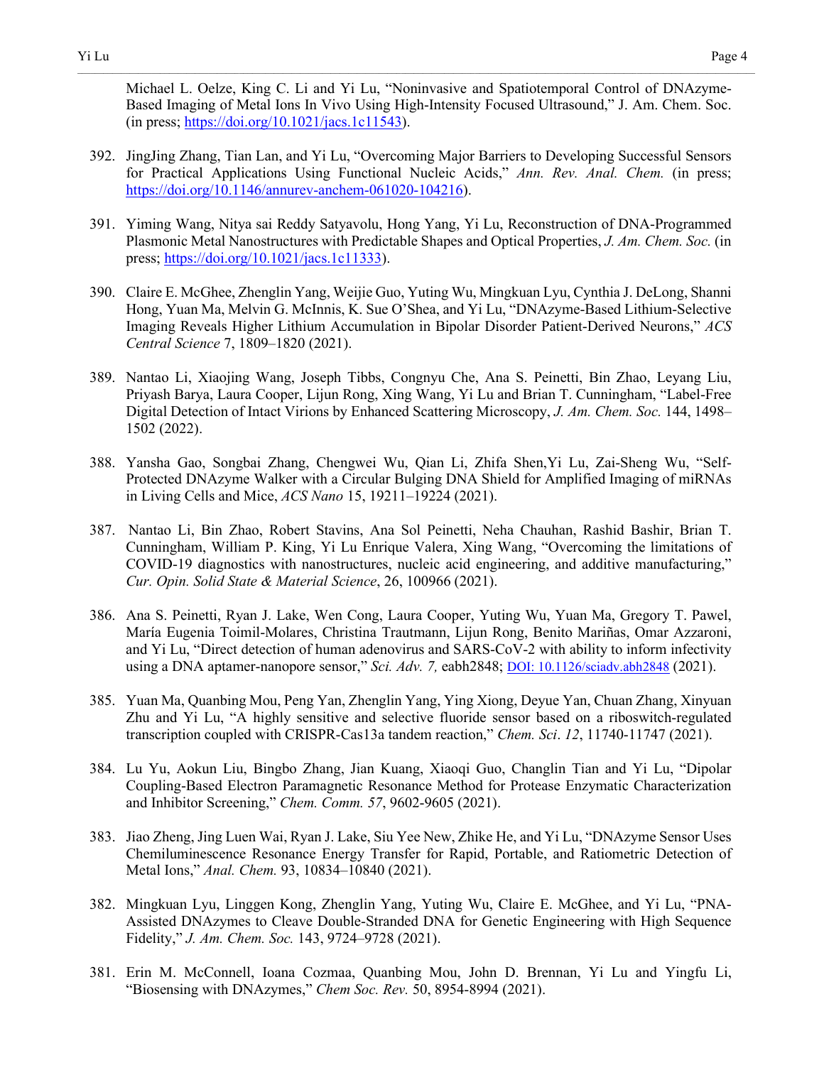Michael L. Oelze, King C. Li and Yi Lu, "Noninvasive and Spatiotemporal Control of DNAzyme-Based Imaging of Metal Ions In Vivo Using High-Intensity Focused Ultrasound," J. Am. Chem. Soc. (in press; https://doi.org/10.1021/jacs.1c11543).

392. JingJing Zhang, Tian Lan, and Yi Lu, "Overcoming Major Barriers to Developing Successful Sensors for Practical Applications Using Functional Nucleic Acids," *Ann. Rev. Anal. Chem.* (in press; https://doi.org/10.1146/annurev-anchem-061020-104216).

391. Yiming Wang, Nitya sai Reddy Satyavolu, Hong Yang, Yi Lu, Reconstruction of DNA-Programmed Plasmonic Metal Nanostructures with Predictable Shapes and Optical Properties, *J. Am. Chem. Soc.* (in press; https://doi.org/10.1021/jacs.1c11333).

390. Claire E. McGhee, Zhenglin Yang, Weijie Guo, Yuting Wu, Mingkuan Lyu, Cynthia J. DeLong, Shanni Hong, Yuan Ma, Melvin G. McInnis, K. Sue O'Shea, and Yi Lu, "DNAzyme-Based Lithium-Selective Imaging Reveals Higher Lithium Accumulation in Bipolar Disorder Patient-Derived Neurons," *ACS Central Science* 7, 1809–1820 (2021).

389. Nantao Li, Xiaojing Wang, Joseph Tibbs, Congnyu Che, Ana S. Peinetti, Bin Zhao, Leyang Liu, Priyash Barya, Laura Cooper, Lijun Rong, Xing Wang, Yi Lu and Brian T. Cunningham, "Label-Free Digital Detection of Intact Virions by Enhanced Scattering Microscopy, *J. Am. Chem. Soc.* 144, 1498–1502 (2022).

388. Yansha Gao, Songbai Zhang, Chengwei Wu, Qian Li, Zhifa Shen,Yi Lu, Zai-Sheng Wu, "Self-Protected DNAzyme Walker with a Circular Bulging DNA Shield for Amplified Imaging of miRNAs in Living Cells and Mice, *ACS Nano* 15, 19211–19224 (2021).

387. Nantao Li, Bin Zhao, Robert Stavins, Ana Sol Peinetti, Neha Chauhan, Rashid Bashir, Brian T. Cunningham, William P. King, Yi Lu Enrique Valera, Xing Wang, "Overcoming the limitations of COVID-19 diagnostics with nanostructures, nucleic acid engineering, and additive manufacturing," *Cur. Opin. Solid State & Material Science*, 26, 100966 (2021).

386. Ana S. Peinetti, Ryan J. Lake, Wen Cong, Laura Cooper, Yuting Wu, Yuan Ma, Gregory T. Pawel, María Eugenia Toimil-Molares, Christina Trautmann, Lijun Rong, Benito Mariñas, Omar Azzaroni, and Yi Lu, "Direct detection of human adenovirus and SARS-CoV-2 with ability to inform infectivity using a DNA aptamer-nanopore sensor," *Sci. Adv. 7,* eabh2848; DOI: 10.1126/sciadv.abh2848 (2021).

385. Yuan Ma, Quanbing Mou, Peng Yan, Zhenglin Yang, Ying Xiong, Deyue Yan, Chuan Zhang, Xinyuan Zhu and Yi Lu, "A highly sensitive and selective fluoride sensor based on a riboswitch-regulated transcription coupled with CRISPR-Cas13a tandem reaction," *Chem. Sci*. *12*, 11740-11747 (2021).

384. Lu Yu, Aokun Liu, Bingbo Zhang, Jian Kuang, Xiaoqi Guo, Changlin Tian and Yi Lu, "Dipolar Coupling-Based Electron Paramagnetic Resonance Method for Protease Enzymatic Characterization and Inhibitor Screening," *Chem. Comm. 57*, 9602-9605 (2021).

383. Jiao Zheng, Jing Luen Wai, Ryan J. Lake, Siu Yee New, Zhike He, and Yi Lu, "DNAzyme Sensor Uses Chemiluminescence Resonance Energy Transfer for Rapid, Portable, and Ratiometric Detection of Metal Ions," *Anal. Chem.* 93, 10834–10840 (2021).

382. Mingkuan Lyu, Linggen Kong, Zhenglin Yang, Yuting Wu, Claire E. McGhee, and Yi Lu, "PNA-Assisted DNAzymes to Cleave Double-Stranded DNA for Genetic Engineering with High Sequence Fidelity," *J. Am. Chem. Soc.* 143, 9724–9728 (2021).

381. Erin M. McConnell, Ioana Cozmaa, Quanbing Mou, John D. Brennan, Yi Lu and Yingfu Li, "Biosensing with DNAzymes," *Chem Soc. Rev.* 50, 8954-8994 (2021).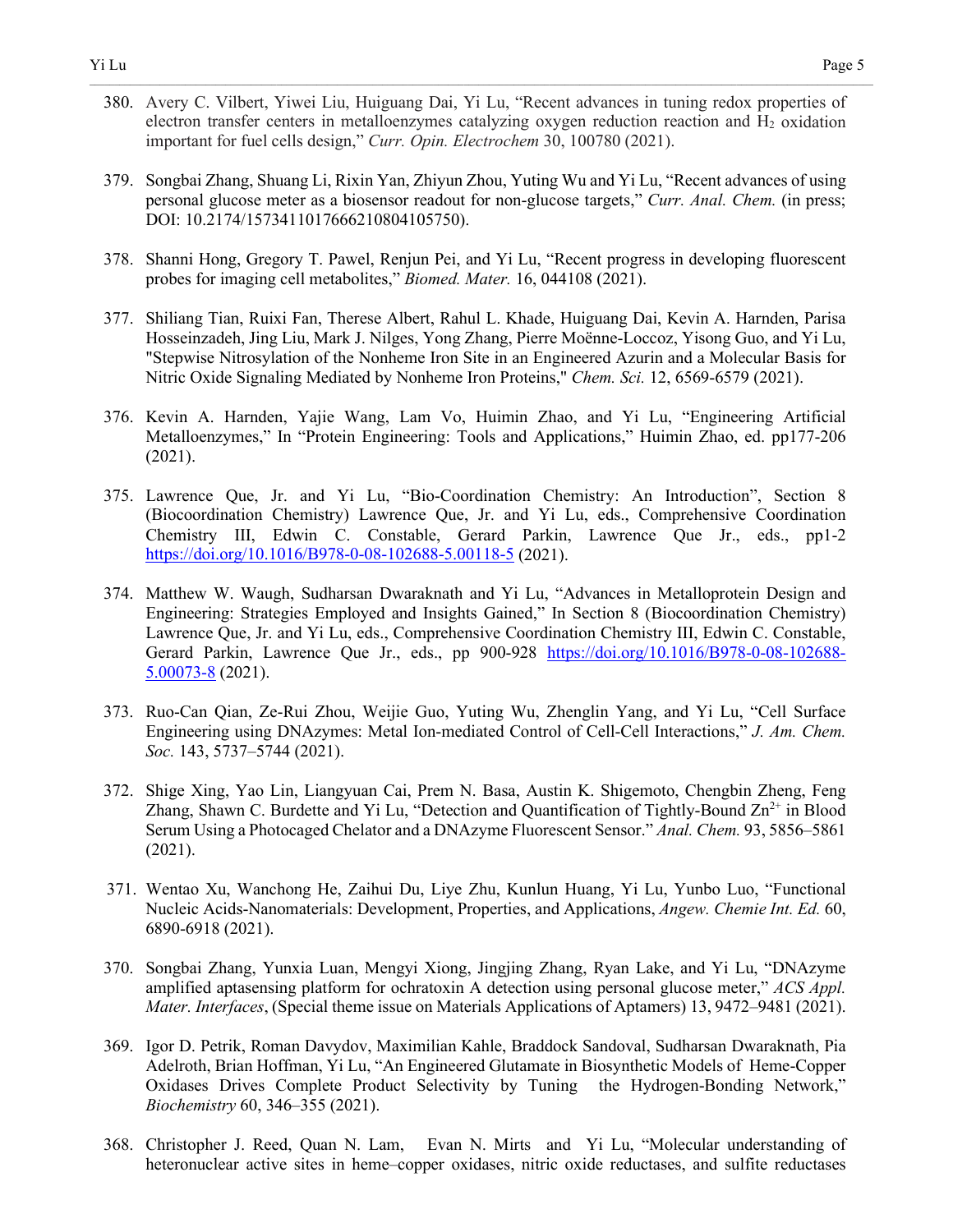380. Avery C. Vilbert, Yiwei Liu, Huiguang Dai, Yi Lu, "Recent advances in tuning redox properties of electron transfer centers in metalloenzymes catalyzing oxygen reduction reaction and $H_2$ oxidation important for fuel cells design," *Curr. Opin. Electrochem* 30, 100780 (2021).

379. Songbai Zhang, Shuang Li, Rixin Yan, Zhiyun Zhou, Yuting Wu and Yi Lu, "Recent advances of using personal glucose meter as a biosensor readout for non-glucose targets," *Curr. Anal. Chem.* (in press; DOI: 10.2174/1573411017666210804105750).

378. Shanni Hong, Gregory T. Pawel, Renjun Pei, and Yi Lu, "Recent progress in developing fluorescent probes for imaging cell metabolites," *Biomed. Mater.* 16, 044108 (2021).

377. Shiliang Tian, Ruixi Fan, Therese Albert, Rahul L. Khade, Huiguang Dai, Kevin A. Harnden, Parisa Hosseinzadeh, Jing Liu, Mark J. Nilges, Yong Zhang, Pierre Moënne-Loccoz, Yisong Guo, and Yi Lu, "Stepwise Nitrosylation of the Nonheme Iron Site in an Engineered Azurin and a Molecular Basis for Nitric Oxide Signaling Mediated by Nonheme Iron Proteins," *Chem. Sci.* 12, 6569-6579 (2021).

376. Kevin A. Harnden, Yajie Wang, Lam Vo, Huimin Zhao, and Yi Lu, "Engineering Artificial Metalloenzymes," In "Protein Engineering: Tools and Applications," Huimin Zhao, ed. pp177-206 (2021).

375. Lawrence Que, Jr. and Yi Lu, "Bio-Coordination Chemistry: An Introduction", Section 8 (Biocoordination Chemistry) Lawrence Que, Jr. and Yi Lu, eds., Comprehensive Coordination Chemistry III, Edwin C. Constable, Gerard Parkin, Lawrence Que Jr., eds., pp1-2 https://doi.org/10.1016/B978-0-08-102688-5.00118-5 (2021).

374. Matthew W. Waugh, Sudharsan Dwaraknath and Yi Lu, "Advances in Metalloprotein Design and Engineering: Strategies Employed and Insights Gained," In Section 8 (Biocoordination Chemistry) Lawrence Que, Jr. and Yi Lu, eds., Comprehensive Coordination Chemistry III, Edwin C. Constable, Gerard Parkin, Lawrence Que Jr., eds., pp 900-928 https://doi.org/10.1016/B978-0-08-102688-5.00073-8 (2021).

373. Ruo-Can Qian, Ze-Rui Zhou, Weijie Guo, Yuting Wu, Zhenglin Yang, and Yi Lu, "Cell Surface Engineering using DNAzymes: Metal Ion-mediated Control of Cell-Cell Interactions," *J. Am. Chem. Soc.* 143, 5737–5744 (2021).

372. Shige Xing, Yao Lin, Liangyuan Cai, Prem N. Basa, Austin K. Shigemoto, Chengbin Zheng, Feng Zhang, Shawn C. Burdette and Yi Lu, "Detection and Quantification of Tightly-Bound $Zn^{2+}$ in Blood Serum Using a Photocaged Chelator and a DNAzyme Fluorescent Sensor." *Anal. Chem.* 93, 5856–5861 (2021).

371. Wentao Xu, Wanchong He, Zaihui Du, Liye Zhu, Kunlun Huang, Yi Lu, Yunbo Luo, "Functional Nucleic Acids-Nanomaterials: Development, Properties, and Applications, *Angew. Chemie Int. Ed.* 60, 6890-6918 (2021).

370. Songbai Zhang, Yunxia Luan, Mengyi Xiong, Jingjing Zhang, Ryan Lake, and Yi Lu, "DNAzyme amplified aptasensing platform for ochratoxin A detection using personal glucose meter," *ACS Appl. Mater. Interfaces*, (Special theme issue on Materials Applications of Aptamers) 13, 9472–9481 (2021).

369. Igor D. Petrik, Roman Davydov, Maximilian Kahle, Braddock Sandoval, Sudharsan Dwaraknath, Pia Adelroth, Brian Hoffman, Yi Lu, "An Engineered Glutamate in Biosynthetic Models of Heme-Copper Oxidases Drives Complete Product Selectivity by Tuning the Hydrogen-Bonding Network," *Biochemistry* 60, 346–355 (2021).

368. Christopher J. Reed, Quan N. Lam, Evan N. Mirts and Yi Lu, "Molecular understanding of heteronuclear active sites in heme–copper oxidases, nitric oxide reductases, and sulfite reductases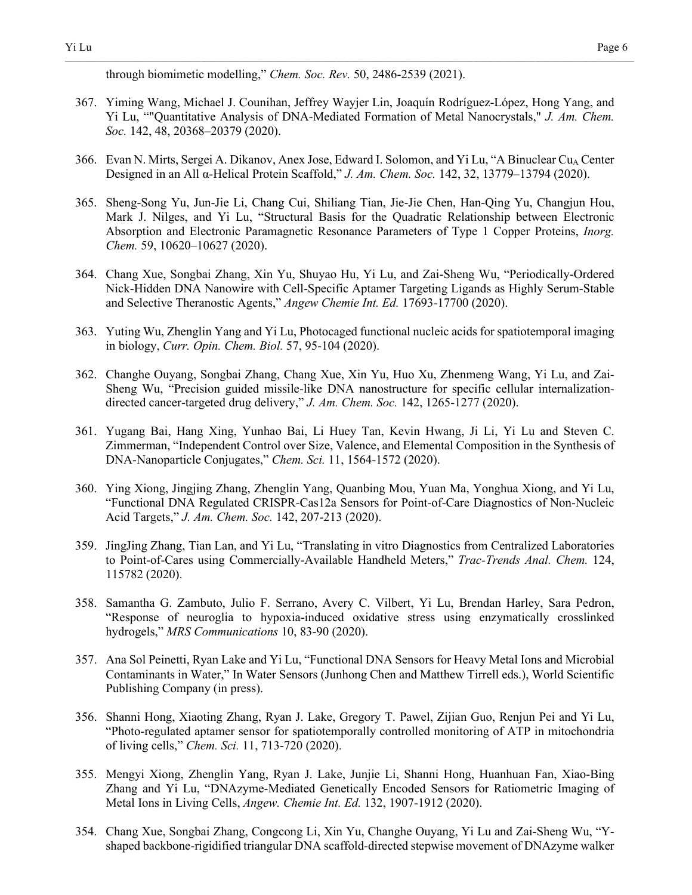through biomimetic modelling," *Chem. Soc. Rev.* 50, 2486-2539 (2021).

367. Yiming Wang, Michael J. Counihan, Jeffrey Wayjer Lin, Joaquín Rodríguez-López, Hong Yang, and Yi Lu, ""Quantitative Analysis of DNA-Mediated Formation of Metal Nanocrystals," *J. Am. Chem. Soc.* 142, 48, 20368–20379 (2020).

366. Evan N. Mirts, Sergei A. Dikanov, Anex Jose, Edward I. Solomon, and Yi Lu, "A Binuclear $Cu_A$ Center Designed in an All α-Helical Protein Scaffold," *J. Am. Chem. Soc.* 142, 32, 13779–13794 (2020).

365. Sheng-Song Yu, Jun-Jie Li, Chang Cui, Shiliang Tian, Jie-Jie Chen, Han-Qing Yu, Changjun Hou, Mark J. Nilges, and Yi Lu, "Structural Basis for the Quadratic Relationship between Electronic Absorption and Electronic Paramagnetic Resonance Parameters of Type 1 Copper Proteins, *Inorg. Chem.* 59, 10620–10627 (2020).

364. Chang Xue, Songbai Zhang, Xin Yu, Shuyao Hu, Yi Lu, and Zai-Sheng Wu, "Periodically-Ordered Nick-Hidden DNA Nanowire with Cell-Specific Aptamer Targeting Ligands as Highly Serum-Stable and Selective Theranostic Agents," *Angew Chemie Int. Ed.* 17693-17700 (2020).

363. Yuting Wu, Zhenglin Yang and Yi Lu, Photocaged functional nucleic acids for spatiotemporal imaging in biology, *Curr. Opin. Chem. Biol.* 57, 95-104 (2020).

362. Changhe Ouyang, Songbai Zhang, Chang Xue, Xin Yu, Huo Xu, Zhenmeng Wang, Yi Lu, and Zai-Sheng Wu, "Precision guided missile-like DNA nanostructure for specific cellular internalization-directed cancer-targeted drug delivery," *J. Am. Chem. Soc.* 142, 1265-1277 (2020).

361. Yugang Bai, Hang Xing, Yunhao Bai, Li Huey Tan, Kevin Hwang, Ji Li, Yi Lu and Steven C. Zimmerman, "Independent Control over Size, Valence, and Elemental Composition in the Synthesis of DNA-Nanoparticle Conjugates," *Chem. Sci.* 11, 1564-1572 (2020).

360. Ying Xiong, Jingjing Zhang, Zhenglin Yang, Quanbing Mou, Yuan Ma, Yonghua Xiong, and Yi Lu, "Functional DNA Regulated CRISPR-Cas12a Sensors for Point-of-Care Diagnostics of Non-Nucleic Acid Targets," *J. Am. Chem. Soc.* 142, 207-213 (2020).

359. JingJing Zhang, Tian Lan, and Yi Lu, "Translating in vitro Diagnostics from Centralized Laboratories to Point-of-Cares using Commercially-Available Handheld Meters," *Trac-Trends Anal. Chem.* 124, 115782 (2020).

358. Samantha G. Zambuto, Julio F. Serrano, Avery C. Vilbert, Yi Lu, Brendan Harley, Sara Pedron, "Response of neuroglia to hypoxia-induced oxidative stress using enzymatically crosslinked hydrogels," *MRS Communications* 10, 83-90 (2020).

357. Ana Sol Peinetti, Ryan Lake and Yi Lu, "Functional DNA Sensors for Heavy Metal Ions and Microbial Contaminants in Water," In Water Sensors (Junhong Chen and Matthew Tirrell eds.), World Scientific Publishing Company (in press).

356. Shanni Hong, Xiaoting Zhang, Ryan J. Lake, Gregory T. Pawel, Zijian Guo, Renjun Pei and Yi Lu, "Photo-regulated aptamer sensor for spatiotemporally controlled monitoring of ATP in mitochondria of living cells," *Chem. Sci.* 11, 713-720 (2020).

355. Mengyi Xiong, Zhenglin Yang, Ryan J. Lake, Junjie Li, Shanni Hong, Huanhuan Fan, Xiao-Bing Zhang and Yi Lu, "DNAzyme-Mediated Genetically Encoded Sensors for Ratiometric Imaging of Metal Ions in Living Cells, *Angew. Chemie Int. Ed.* 132, 1907-1912 (2020).

354. Chang Xue, Songbai Zhang, Congcong Li, Xin Yu, Changhe Ouyang, Yi Lu and Zai-Sheng Wu, "Y-shaped backbone-rigidified triangular DNA scaffold-directed stepwise movement of DNAzyme walker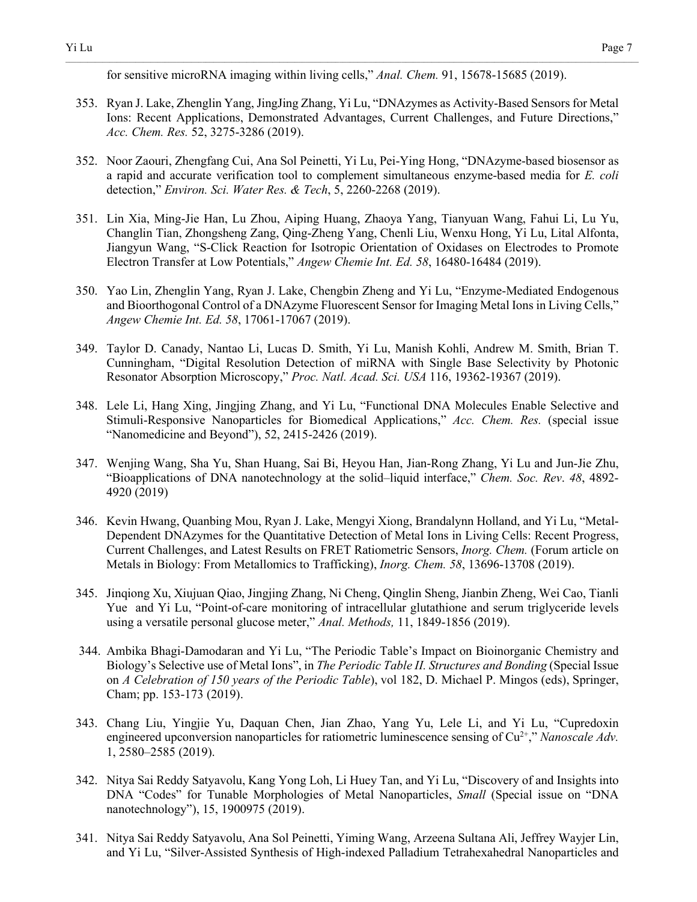for sensitive microRNA imaging within living cells," *Anal. Chem.* 91, 15678-15685 (2019).

353. Ryan J. Lake, Zhenglin Yang, JingJing Zhang, Yi Lu, "DNAzymes as Activity-Based Sensors for Metal Ions: Recent Applications, Demonstrated Advantages, Current Challenges, and Future Directions," *Acc. Chem. Res.* 52, 3275-3286 (2019).

352. Noor Zaouri, Zhengfang Cui, Ana Sol Peinetti, Yi Lu, Pei-Ying Hong, "DNAzyme-based biosensor as a rapid and accurate verification tool to complement simultaneous enzyme-based media for *E. coli* detection," *Environ. Sci. Water Res. & Tech*, 5, 2260-2268 (2019).

351. Lin Xia, Ming-Jie Han, Lu Zhou, Aiping Huang, Zhaoya Yang, Tianyuan Wang, Fahui Li, Lu Yu, Changlin Tian, Zhongsheng Zang, Qing-Zheng Yang, Chenli Liu, Wenxu Hong, Yi Lu, Lital Alfonta, Jiangyun Wang, "S-Click Reaction for Isotropic Orientation of Oxidases on Electrodes to Promote Electron Transfer at Low Potentials," *Angew Chemie Int. Ed. 58*, 16480-16484 (2019).

350. Yao Lin, Zhenglin Yang, Ryan J. Lake, Chengbin Zheng and Yi Lu, "Enzyme-Mediated Endogenous and Bioorthogonal Control of a DNAzyme Fluorescent Sensor for Imaging Metal Ions in Living Cells," *Angew Chemie Int. Ed. 58*, 17061-17067 (2019).

349. Taylor D. Canady, Nantao Li, Lucas D. Smith, Yi Lu, Manish Kohli, Andrew M. Smith, Brian T. Cunningham, "Digital Resolution Detection of miRNA with Single Base Selectivity by Photonic Resonator Absorption Microscopy," *Proc. Natl. Acad. Sci. USA* 116, 19362-19367 (2019).

348. Lele Li, Hang Xing, Jingjing Zhang, and Yi Lu, "Functional DNA Molecules Enable Selective and Stimuli-Responsive Nanoparticles for Biomedical Applications," *Acc. Chem. Res.* (special issue "Nanomedicine and Beyond"), 52, 2415-2426 (2019).

347. Wenjing Wang, Sha Yu, Shan Huang, Sai Bi, Heyou Han, Jian-Rong Zhang, Yi Lu and Jun-Jie Zhu, "Bioapplications of DNA nanotechnology at the solid–liquid interface," *Chem. Soc. Rev*. *48*, 4892-4920 (2019)

346. Kevin Hwang, Quanbing Mou, Ryan J. Lake, Mengyi Xiong, Brandalynn Holland, and Yi Lu, "Metal-Dependent DNAzymes for the Quantitative Detection of Metal Ions in Living Cells: Recent Progress, Current Challenges, and Latest Results on FRET Ratiometric Sensors, *Inorg. Chem.* (Forum article on Metals in Biology: From Metallomics to Trafficking), *Inorg. Chem. 58*, 13696-13708 (2019).

345. Jinqiong Xu, Xiujuan Qiao, Jingjing Zhang, Ni Cheng, Qinglin Sheng, Jianbin Zheng, Wei Cao, Tianli Yue and Yi Lu, "Point-of-care monitoring of intracellular glutathione and serum triglyceride levels using a versatile personal glucose meter," *Anal. Methods,* 11, 1849-1856 (2019).

344. Ambika Bhagi-Damodaran and Yi Lu, "The Periodic Table's Impact on Bioinorganic Chemistry and Biology's Selective use of Metal Ions", in *The Periodic Table II. Structures and Bonding* (Special Issue on *A Celebration of 150 years of the Periodic Table*), vol 182, D. Michael P. Mingos (eds), Springer, Cham; pp. 153-173 (2019).

343. Chang Liu, Yingjie Yu, Daquan Chen, Jian Zhao, Yang Yu, Lele Li, and Yi Lu, "Cupredoxin engineered upconversion nanoparticles for ratiometric luminescence sensing of $Cu^{2+}$," *Nanoscale Adv.* 1, 2580–2585 (2019).

342. Nitya Sai Reddy Satyavolu, Kang Yong Loh, Li Huey Tan, and Yi Lu, "Discovery of and Insights into DNA "Codes" for Tunable Morphologies of Metal Nanoparticles, *Small* (Special issue on "DNA nanotechnology"), 15, 1900975 (2019).

341. Nitya Sai Reddy Satyavolu, Ana Sol Peinetti, Yiming Wang, Arzeena Sultana Ali, Jeffrey Wayjer Lin, and Yi Lu, "Silver-Assisted Synthesis of High-indexed Palladium Tetrahexahedral Nanoparticles and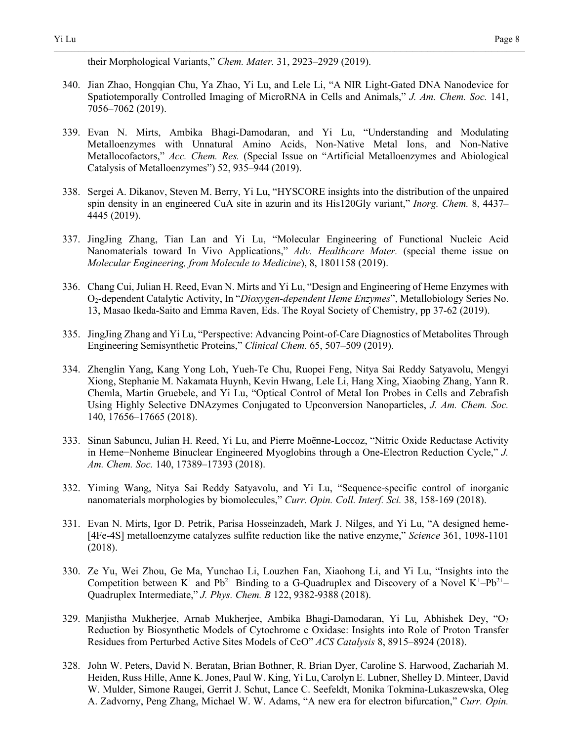their Morphological Variants," *Chem. Mater.* 31, 2923–2929 (2019).

340. Jian Zhao, Hongqian Chu, Ya Zhao, Yi Lu, and Lele Li, "A NIR Light-Gated DNA Nanodevice for Spatiotemporally Controlled Imaging of MicroRNA in Cells and Animals," *J. Am. Chem. Soc.* 141, 7056–7062 (2019).

339. Evan N. Mirts, Ambika Bhagi-Damodaran, and Yi Lu, "Understanding and Modulating Metalloenzymes with Unnatural Amino Acids, Non-Native Metal Ions, and Non-Native Metallocofactors," *Acc. Chem. Res.* (Special Issue on "Artificial Metalloenzymes and Abiological Catalysis of Metalloenzymes") 52, 935–944 (2019).

338. Sergei A. Dikanov, Steven M. Berry, Yi Lu, "HYSCORE insights into the distribution of the unpaired spin density in an engineered CuA site in azurin and its His120Gly variant," *Inorg. Chem.* 8, 4437–4445 (2019).

337. JingJing Zhang, Tian Lan and Yi Lu, "Molecular Engineering of Functional Nucleic Acid Nanomaterials toward In Vivo Applications," *Adv. Healthcare Mater.* (special theme issue on *Molecular Engineering, from Molecule to Medicine*), 8, 1801158 (2019).

336. Chang Cui, Julian H. Reed, Evan N. Mirts and Yi Lu, "Design and Engineering of Heme Enzymes with $O_2$-dependent Catalytic Activity, In "*Dioxygen-dependent Heme Enzymes*", Metallobiology Series No. 13, Masao Ikeda-Saito and Emma Raven, Eds. The Royal Society of Chemistry, pp 37-62 (2019).

335. JingJing Zhang and Yi Lu, "Perspective: Advancing Point-of-Care Diagnostics of Metabolites Through Engineering Semisynthetic Proteins," *Clinical Chem.* 65, 507–509 (2019).

334. Zhenglin Yang, Kang Yong Loh, Yueh-Te Chu, Ruopei Feng, Nitya Sai Reddy Satyavolu, Mengyi Xiong, Stephanie M. Nakamata Huynh, Kevin Hwang, Lele Li, Hang Xing, Xiaobing Zhang, Yann R. Chemla, Martin Gruebele, and Yi Lu, "Optical Control of Metal Ion Probes in Cells and Zebrafish Using Highly Selective DNAzymes Conjugated to Upconversion Nanoparticles, *J. Am. Chem. Soc.* 140, 17656–17665 (2018).

333. Sinan Sabuncu, Julian H. Reed, Yi Lu, and Pierre Moënne-Loccoz, "Nitric Oxide Reductase Activity in Heme−Nonheme Binuclear Engineered Myoglobins through a One-Electron Reduction Cycle," *J. Am. Chem. Soc.* 140, 17389–17393 (2018).

332. Yiming Wang, Nitya Sai Reddy Satyavolu, and Yi Lu, "Sequence-specific control of inorganic nanomaterials morphologies by biomolecules," *Curr. Opin. Coll. Interf. Sci.* 38, 158-169 (2018).

331. Evan N. Mirts, Igor D. Petrik, Parisa Hosseinzadeh, Mark J. Nilges, and Yi Lu, "A designed heme-[4Fe-4S] metalloenzyme catalyzes sulfite reduction like the native enzyme," *Science* 361, 1098-1101 (2018).

330. Ze Yu, Wei Zhou, Ge Ma, Yunchao Li, Louzhen Fan, Xiaohong Li, and Yi Lu, "Insights into the Competition between $K^+$ and $Pb^{2+}$ Binding to a G-Quadruplex and Discovery of a Novel $K^+$–$Pb^{2+}$–Quadruplex Intermediate," *J. Phys. Chem. B* 122, 9382-9388 (2018).

329. Manjistha Mukherjee, Arnab Mukherjee, Ambika Bhagi-Damodaran, Yi Lu, Abhishek Dey, "$O_2$ Reduction by Biosynthetic Models of Cytochrome c Oxidase: Insights into Role of Proton Transfer Residues from Perturbed Active Sites Models of CcO" *ACS Catalysis* 8, 8915–8924 (2018).

328. John W. Peters, David N. Beratan, Brian Bothner, R. Brian Dyer, Caroline S. Harwood, Zachariah M. Heiden, Russ Hille, Anne K. Jones, Paul W. King, Yi Lu, Carolyn E. Lubner, Shelley D. Minteer, David W. Mulder, Simone Raugei, Gerrit J. Schut, Lance C. Seefeldt, Monika Tokmina-Lukaszewska, Oleg A. Zadvorny, Peng Zhang, Michael W. W. Adams, "A new era for electron bifurcation," *Curr. Opin.*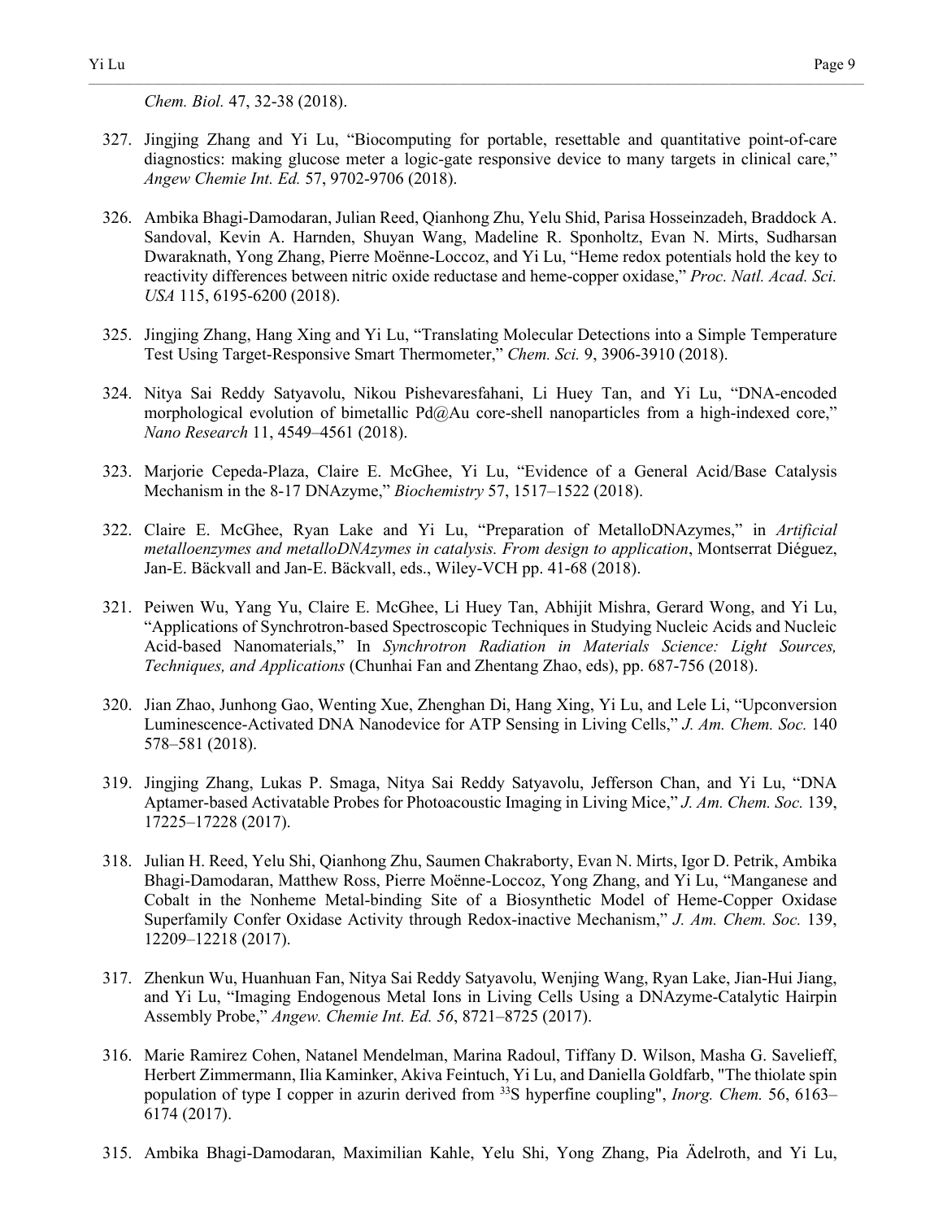*Chem. Biol.* 47, 32-38 (2018).

327. Jingjing Zhang and Yi Lu, "Biocomputing for portable, resettable and quantitative point-of-care diagnostics: making glucose meter a logic-gate responsive device to many targets in clinical care," *Angew Chemie Int. Ed.* 57, 9702-9706 (2018).

326. Ambika Bhagi-Damodaran, Julian Reed, Qianhong Zhu, Yelu Shid, Parisa Hosseinzadeh, Braddock A. Sandoval, Kevin A. Harnden, Shuyan Wang, Madeline R. Sponholtz, Evan N. Mirts, Sudharsan Dwaraknath, Yong Zhang, Pierre Moënne-Loccoz, and Yi Lu, "Heme redox potentials hold the key to reactivity differences between nitric oxide reductase and heme-copper oxidase," *Proc. Natl. Acad. Sci. USA* 115, 6195-6200 (2018).

325. Jingjing Zhang, Hang Xing and Yi Lu, "Translating Molecular Detections into a Simple Temperature Test Using Target-Responsive Smart Thermometer," *Chem. Sci.* 9, 3906-3910 (2018).

324. Nitya Sai Reddy Satyavolu, Nikou Pishevaresfahani, Li Huey Tan, and Yi Lu, "DNA-encoded morphological evolution of bimetallic Pd@Au core-shell nanoparticles from a high-indexed core," *Nano Research* 11, 4549–4561 (2018).

323. Marjorie Cepeda-Plaza, Claire E. McGhee, Yi Lu, "Evidence of a General Acid/Base Catalysis Mechanism in the 8-17 DNAzyme," *Biochemistry* 57, 1517–1522 (2018).

322. Claire E. McGhee, Ryan Lake and Yi Lu, "Preparation of MetalloDNAzymes," in *Artificial metalloenzymes and metalloDNAzymes in catalysis. From design to application*, Montserrat Diéguez, Jan-E. Bäckvall and Jan-E. Bäckvall, eds., Wiley-VCH pp. 41-68 (2018).

321. Peiwen Wu, Yang Yu, Claire E. McGhee, Li Huey Tan, Abhijit Mishra, Gerard Wong, and Yi Lu, "Applications of Synchrotron-based Spectroscopic Techniques in Studying Nucleic Acids and Nucleic Acid-based Nanomaterials," In *Synchrotron Radiation in Materials Science: Light Sources, Techniques, and Applications* (Chunhai Fan and Zhentang Zhao, eds), pp. 687-756 (2018).

320. Jian Zhao, Junhong Gao, Wenting Xue, Zhenghan Di, Hang Xing, Yi Lu, and Lele Li, "Upconversion Luminescence-Activated DNA Nanodevice for ATP Sensing in Living Cells," *J. Am. Chem. Soc.* 140 578–581 (2018).

319. Jingjing Zhang, Lukas P. Smaga, Nitya Sai Reddy Satyavolu, Jefferson Chan, and Yi Lu, "DNA Aptamer-based Activatable Probes for Photoacoustic Imaging in Living Mice," *J. Am. Chem. Soc.* 139, 17225–17228 (2017).

318. Julian H. Reed, Yelu Shi, Qianhong Zhu, Saumen Chakraborty, Evan N. Mirts, Igor D. Petrik, Ambika Bhagi-Damodaran, Matthew Ross, Pierre Moënne-Loccoz, Yong Zhang, and Yi Lu, "Manganese and Cobalt in the Nonheme Metal-binding Site of a Biosynthetic Model of Heme-Copper Oxidase Superfamily Confer Oxidase Activity through Redox-inactive Mechanism," *J. Am. Chem. Soc.* 139, 12209–12218 (2017).

317. Zhenkun Wu, Huanhuan Fan, Nitya Sai Reddy Satyavolu, Wenjing Wang, Ryan Lake, Jian-Hui Jiang, and Yi Lu, "Imaging Endogenous Metal Ions in Living Cells Using a DNAzyme-Catalytic Hairpin Assembly Probe," *Angew. Chemie Int. Ed. 56*, 8721–8725 (2017).

316. Marie Ramirez Cohen, Natanel Mendelman, Marina Radoul, Tiffany D. Wilson, Masha G. Savelieff, Herbert Zimmermann, Ilia Kaminker, Akiva Feintuch, Yi Lu, and Daniella Goldfarb, "The thiolate spin population of type I copper in azurin derived from $^{33}S$ hyperfine coupling", *Inorg. Chem.* 56, 6163–6174 (2017).

315. Ambika Bhagi-Damodaran, Maximilian Kahle, Yelu Shi, Yong Zhang, Pia Ädelroth, and Yi Lu,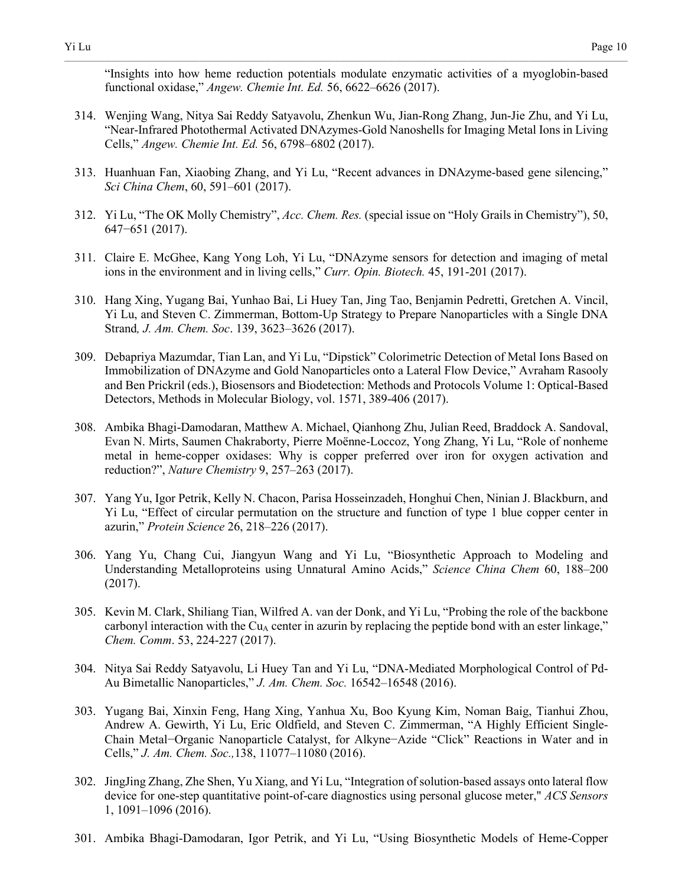"Insights into how heme reduction potentials modulate enzymatic activities of a myoglobin-based functional oxidase," *Angew. Chemie Int. Ed.* 56, 6622–6626 (2017).

314. Wenjing Wang, Nitya Sai Reddy Satyavolu, Zhenkun Wu, Jian-Rong Zhang, Jun-Jie Zhu, and Yi Lu, "Near-Infrared Photothermal Activated DNAzymes-Gold Nanoshells for Imaging Metal Ions in Living Cells," *Angew. Chemie Int. Ed.* 56, 6798–6802 (2017).

313. Huanhuan Fan, Xiaobing Zhang, and Yi Lu, "Recent advances in DNAzyme-based gene silencing," *Sci China Chem*, 60, 591–601 (2017).

312. Yi Lu, "The OK Molly Chemistry", *Acc. Chem. Res.* (special issue on "Holy Grails in Chemistry"), 50, 647−651 (2017).

311. Claire E. McGhee, Kang Yong Loh, Yi Lu, "DNAzyme sensors for detection and imaging of metal ions in the environment and in living cells," *Curr. Opin. Biotech.* 45, 191-201 (2017).

310. Hang Xing, Yugang Bai, Yunhao Bai, Li Huey Tan, Jing Tao, Benjamin Pedretti, Gretchen A. Vincil, Yi Lu, and Steven C. Zimmerman, Bottom-Up Strategy to Prepare Nanoparticles with a Single DNA Strand*, J. Am. Chem. Soc*. 139, 3623–3626 (2017).

309. Debapriya Mazumdar, Tian Lan, and Yi Lu, "Dipstick" Colorimetric Detection of Metal Ions Based on Immobilization of DNAzyme and Gold Nanoparticles onto a Lateral Flow Device," Avraham Rasooly and Ben Prickril (eds.), Biosensors and Biodetection: Methods and Protocols Volume 1: Optical-Based Detectors, Methods in Molecular Biology, vol. 1571, 389-406 (2017).

308. Ambika Bhagi-Damodaran, Matthew A. Michael, Qianhong Zhu, Julian Reed, Braddock A. Sandoval, Evan N. Mirts, Saumen Chakraborty, Pierre Moënne-Loccoz, Yong Zhang, Yi Lu, "Role of nonheme metal in heme-copper oxidases: Why is copper preferred over iron for oxygen activation and reduction?", *Nature Chemistry* 9, 257–263 (2017).

307. Yang Yu, Igor Petrik, Kelly N. Chacon, Parisa Hosseinzadeh, Honghui Chen, Ninian J. Blackburn, and Yi Lu, "Effect of circular permutation on the structure and function of type 1 blue copper center in azurin," *Protein Science* 26, 218–226 (2017).

306. Yang Yu, Chang Cui, Jiangyun Wang and Yi Lu, "Biosynthetic Approach to Modeling and Understanding Metalloproteins using Unnatural Amino Acids," *Science China Chem* 60, 188–200 (2017).

305. Kevin M. Clark, Shiliang Tian, Wilfred A. van der Donk, and Yi Lu, "Probing the role of the backbone carbonyl interaction with the $Cu_A$ center in azurin by replacing the peptide bond with an ester linkage," *Chem. Comm*. 53, 224-227 (2017).

304. Nitya Sai Reddy Satyavolu, Li Huey Tan and Yi Lu, "DNA-Mediated Morphological Control of Pd-Au Bimetallic Nanoparticles," *J. Am. Chem. Soc.* 16542–16548 (2016).

303. Yugang Bai, Xinxin Feng, Hang Xing, Yanhua Xu, Boo Kyung Kim, Noman Baig, Tianhui Zhou, Andrew A. Gewirth, Yi Lu, Eric Oldfield, and Steven C. Zimmerman, "A Highly Efficient Single-Chain Metal−Organic Nanoparticle Catalyst, for Alkyne−Azide "Click" Reactions in Water and in Cells," *J. Am. Chem. Soc.,*138, 11077–11080 (2016).

302. JingJing Zhang, Zhe Shen, Yu Xiang, and Yi Lu, "Integration of solution-based assays onto lateral flow device for one-step quantitative point-of-care diagnostics using personal glucose meter," *ACS Sensors* 1, 1091–1096 (2016).

301. Ambika Bhagi-Damodaran, Igor Petrik, and Yi Lu, "Using Biosynthetic Models of Heme-Copper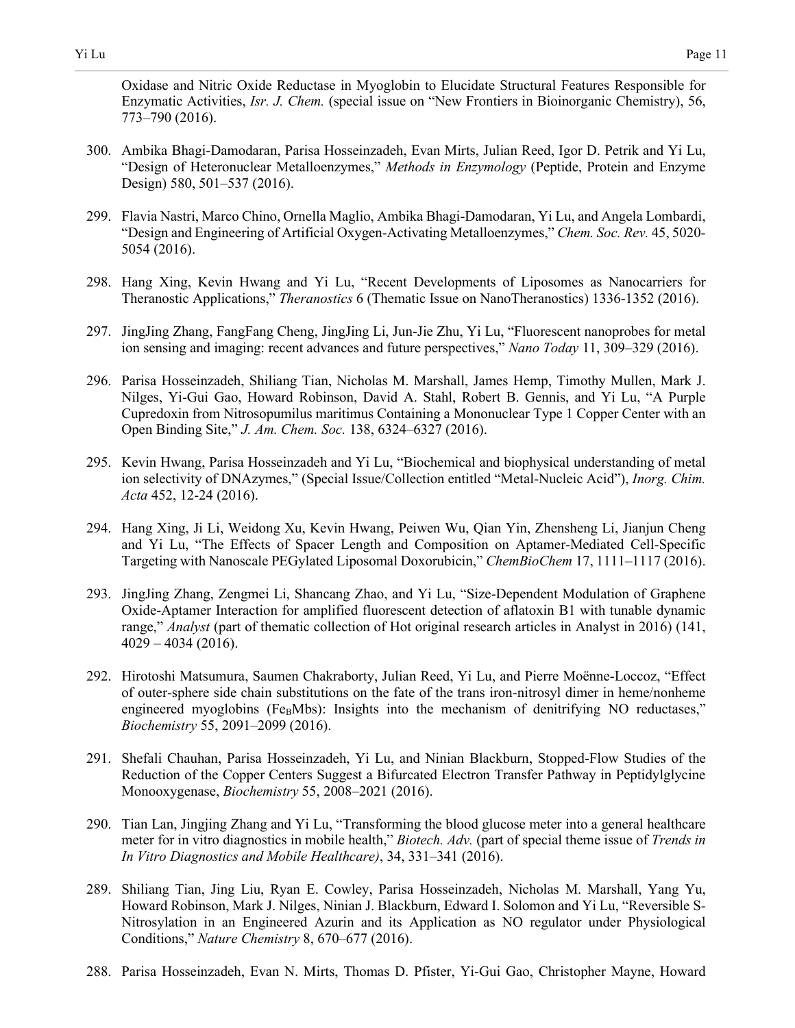Oxidase and Nitric Oxide Reductase in Myoglobin to Elucidate Structural Features Responsible for Enzymatic Activities, *Isr. J. Chem.* (special issue on "New Frontiers in Bioinorganic Chemistry), 56, 773–790 (2016).

300. Ambika Bhagi-Damodaran, Parisa Hosseinzadeh, Evan Mirts, Julian Reed, Igor D. Petrik and Yi Lu, "Design of Heteronuclear Metalloenzymes," *Methods in Enzymology* (Peptide, Protein and Enzyme Design) 580, 501–537 (2016).

299. Flavia Nastri, Marco Chino, Ornella Maglio, Ambika Bhagi-Damodaran, Yi Lu, and Angela Lombardi, "Design and Engineering of Artificial Oxygen-Activating Metalloenzymes," *Chem. Soc. Rev.* 45, 5020-5054 (2016).

298. Hang Xing, Kevin Hwang and Yi Lu, "Recent Developments of Liposomes as Nanocarriers for Theranostic Applications," *Theranostics* 6 (Thematic Issue on NanoTheranostics) 1336-1352 (2016).

297. JingJing Zhang, FangFang Cheng, JingJing Li, Jun-Jie Zhu, Yi Lu, "Fluorescent nanoprobes for metal ion sensing and imaging: recent advances and future perspectives," *Nano Today* 11, 309–329 (2016).

296. Parisa Hosseinzadeh, Shiliang Tian, Nicholas M. Marshall, James Hemp, Timothy Mullen, Mark J. Nilges, Yi-Gui Gao, Howard Robinson, David A. Stahl, Robert B. Gennis, and Yi Lu, "A Purple Cupredoxin from Nitrosopumilus maritimus Containing a Mononuclear Type 1 Copper Center with an Open Binding Site," *J. Am. Chem. Soc.* 138, 6324–6327 (2016).

295. Kevin Hwang, Parisa Hosseinzadeh and Yi Lu, "Biochemical and biophysical understanding of metal ion selectivity of DNAzymes," (Special Issue/Collection entitled "Metal-Nucleic Acid"), *Inorg. Chim. Acta* 452, 12-24 (2016).

294. Hang Xing, Ji Li, Weidong Xu, Kevin Hwang, Peiwen Wu, Qian Yin, Zhensheng Li, Jianjun Cheng and Yi Lu, "The Effects of Spacer Length and Composition on Aptamer-Mediated Cell-Specific Targeting with Nanoscale PEGylated Liposomal Doxorubicin," *ChemBioChem* 17, 1111–1117 (2016).

293. JingJing Zhang, Zengmei Li, Shancang Zhao, and Yi Lu, "Size-Dependent Modulation of Graphene Oxide-Aptamer Interaction for amplified fluorescent detection of aflatoxin B1 with tunable dynamic range," *Analyst* (part of thematic collection of Hot original research articles in Analyst in 2016) (141, 4029 – 4034 (2016).

292. Hirotoshi Matsumura, Saumen Chakraborty, Julian Reed, Yi Lu, and Pierre Moënne-Loccoz, "Effect of outer-sphere side chain substitutions on the fate of the trans iron-nitrosyl dimer in heme/nonheme engineered myoglobins ($Fe_B$Mbs): Insights into the mechanism of denitrifying NO reductases," *Biochemistry* 55, 2091–2099 (2016).

291. Shefali Chauhan, Parisa Hosseinzadeh, Yi Lu, and Ninian Blackburn, Stopped-Flow Studies of the Reduction of the Copper Centers Suggest a Bifurcated Electron Transfer Pathway in Peptidylglycine Monooxygenase, *Biochemistry* 55, 2008–2021 (2016).

290. Tian Lan, Jingjing Zhang and Yi Lu, "Transforming the blood glucose meter into a general healthcare meter for in vitro diagnostics in mobile health," *Biotech. Adv.* (part of special theme issue of *Trends in In Vitro Diagnostics and Mobile Healthcare)*, 34, 331–341 (2016).

289. Shiliang Tian, Jing Liu, Ryan E. Cowley, Parisa Hosseinzadeh, Nicholas M. Marshall, Yang Yu, Howard Robinson, Mark J. Nilges, Ninian J. Blackburn, Edward I. Solomon and Yi Lu, "Reversible S-Nitrosylation in an Engineered Azurin and its Application as NO regulator under Physiological Conditions," *Nature Chemistry* 8, 670–677 (2016).

288. Parisa Hosseinzadeh, Evan N. Mirts, Thomas D. Pfister, Yi-Gui Gao, Christopher Mayne, Howard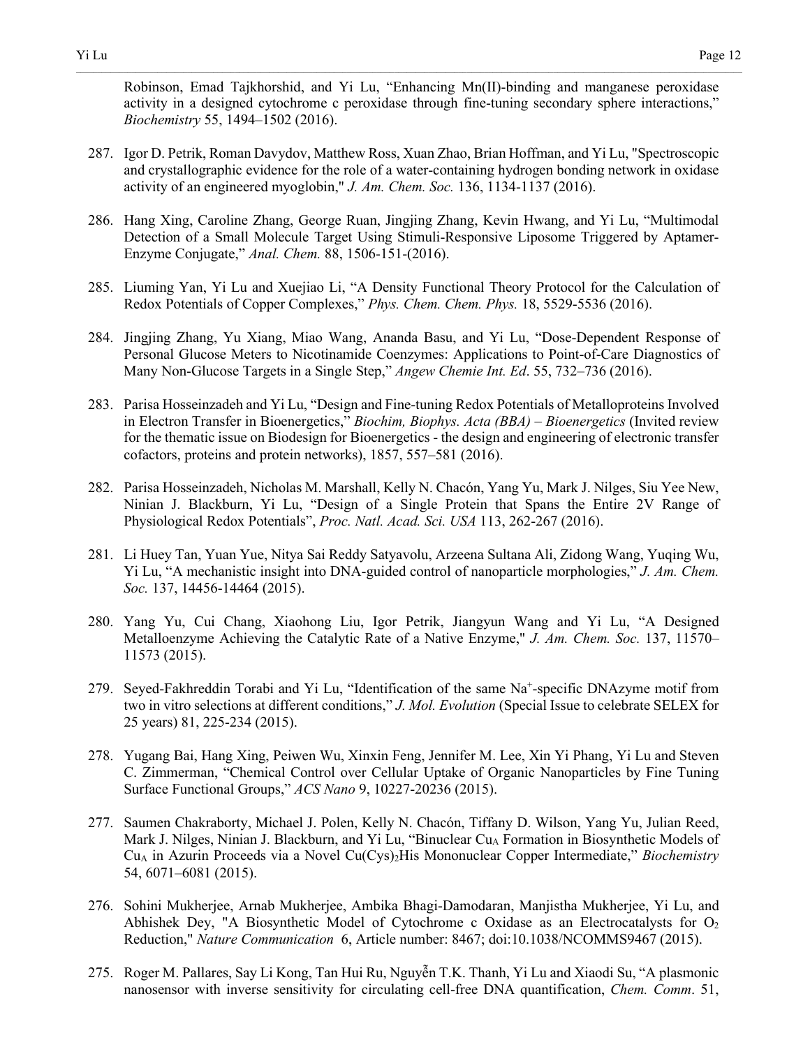Robinson, Emad Tajkhorshid, and Yi Lu, "Enhancing Mn(II)-binding and manganese peroxidase activity in a designed cytochrome c peroxidase through fine-tuning secondary sphere interactions," *Biochemistry* 55, 1494–1502 (2016).

287. Igor D. Petrik, Roman Davydov, Matthew Ross, Xuan Zhao, Brian Hoffman, and Yi Lu, "Spectroscopic and crystallographic evidence for the role of a water-containing hydrogen bonding network in oxidase activity of an engineered myoglobin," *J. Am. Chem. Soc.* 136, 1134-1137 (2016).

286. Hang Xing, Caroline Zhang, George Ruan, Jingjing Zhang, Kevin Hwang, and Yi Lu, "Multimodal Detection of a Small Molecule Target Using Stimuli-Responsive Liposome Triggered by Aptamer-Enzyme Conjugate," *Anal. Chem.* 88, 1506-151-(2016).

285. Liuming Yan, Yi Lu and Xuejiao Li, "A Density Functional Theory Protocol for the Calculation of Redox Potentials of Copper Complexes," *Phys. Chem. Chem. Phys.* 18, 5529-5536 (2016).

284. Jingjing Zhang, Yu Xiang, Miao Wang, Ananda Basu, and Yi Lu, "Dose-Dependent Response of Personal Glucose Meters to Nicotinamide Coenzymes: Applications to Point-of-Care Diagnostics of Many Non-Glucose Targets in a Single Step," *Angew Chemie Int. Ed*. 55, 732–736 (2016).

283. Parisa Hosseinzadeh and Yi Lu, "Design and Fine-tuning Redox Potentials of Metalloproteins Involved in Electron Transfer in Bioenergetics," *Biochim, Biophys. Acta (BBA) – Bioenergetics* (Invited review for the thematic issue on Biodesign for Bioenergetics - the design and engineering of electronic transfer cofactors, proteins and protein networks), 1857, 557–581 (2016).

282. Parisa Hosseinzadeh, Nicholas M. Marshall, Kelly N. Chacón, Yang Yu, Mark J. Nilges, Siu Yee New, Ninian J. Blackburn, Yi Lu, "Design of a Single Protein that Spans the Entire 2V Range of Physiological Redox Potentials", *Proc. Natl. Acad. Sci. USA* 113, 262-267 (2016).

281. Li Huey Tan, Yuan Yue, Nitya Sai Reddy Satyavolu, Arzeena Sultana Ali, Zidong Wang, Yuqing Wu, Yi Lu, "A mechanistic insight into DNA-guided control of nanoparticle morphologies," *J. Am. Chem. Soc.* 137, 14456-14464 (2015).

280. Yang Yu, Cui Chang, Xiaohong Liu, Igor Petrik, Jiangyun Wang and Yi Lu, "A Designed Metalloenzyme Achieving the Catalytic Rate of a Native Enzyme," *J. Am. Chem. Soc.* 137, 11570–11573 (2015).

279. Seyed-Fakhreddin Torabi and Yi Lu, "Identification of the same $Na^+$-specific DNAzyme motif from two in vitro selections at different conditions," *J. Mol. Evolution* (Special Issue to celebrate SELEX for 25 years) 81, 225-234 (2015).

278. Yugang Bai, Hang Xing, Peiwen Wu, Xinxin Feng, Jennifer M. Lee, Xin Yi Phang, Yi Lu and Steven C. Zimmerman, "Chemical Control over Cellular Uptake of Organic Nanoparticles by Fine Tuning Surface Functional Groups," *ACS Nano* 9, 10227-20236 (2015).

277. Saumen Chakraborty, Michael J. Polen, Kelly N. Chacón, Tiffany D. Wilson, Yang Yu, Julian Reed, Mark J. Nilges, Ninian J. Blackburn, and Yi Lu, "Binuclear $Cu_A$ Formation in Biosynthetic Models of $Cu_A$ in Azurin Proceeds via a Novel $Cu(Cys)_2$His Mononuclear Copper Intermediate," *Biochemistry* 54, 6071–6081 (2015).

276. Sohini Mukherjee, Arnab Mukherjee, Ambika Bhagi-Damodaran, Manjistha Mukherjee, Yi Lu, and Abhishek Dey, "A Biosynthetic Model of Cytochrome c Oxidase as an Electrocatalysts for $O_2$ Reduction," *Nature Communication* 6, Article number: 8467; doi:10.1038/NCOMMS9467 (2015).

275. Roger M. Pallares, Say Li Kong, Tan Hui Ru, Nguyễn T.K. Thanh, Yi Lu and Xiaodi Su, "A plasmonic nanosensor with inverse sensitivity for circulating cell-free DNA quantification, *Chem. Comm*. 51,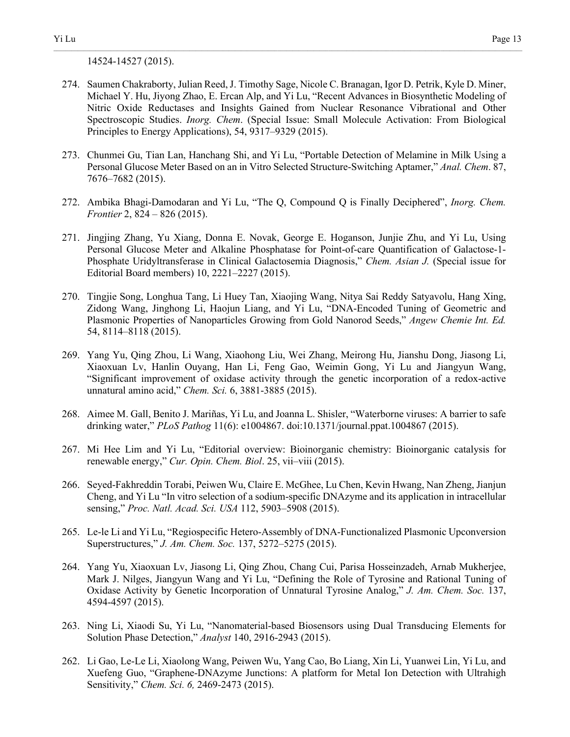14524-14527 (2015).

274. Saumen Chakraborty, Julian Reed, J. Timothy Sage, Nicole C. Branagan, Igor D. Petrik, Kyle D. Miner, Michael Y. Hu, Jiyong Zhao, E. Ercan Alp, and Yi Lu, "Recent Advances in Biosynthetic Modeling of Nitric Oxide Reductases and Insights Gained from Nuclear Resonance Vibrational and Other Spectroscopic Studies. *Inorg. Chem*. (Special Issue: Small Molecule Activation: From Biological Principles to Energy Applications), 54, 9317–9329 (2015).

273. Chunmei Gu, Tian Lan, Hanchang Shi, and Yi Lu, "Portable Detection of Melamine in Milk Using a Personal Glucose Meter Based on an in Vitro Selected Structure-Switching Aptamer," *Anal. Chem*. 87, 7676–7682 (2015).

272. Ambika Bhagi-Damodaran and Yi Lu, "The Q, Compound Q is Finally Deciphered", *Inorg. Chem. Frontier* 2, 824 – 826 (2015).

271. Jingjing Zhang, Yu Xiang, Donna E. Novak, George E. Hoganson, Junjie Zhu, and Yi Lu, Using Personal Glucose Meter and Alkaline Phosphatase for Point-of-care Quantification of Galactose-1-Phosphate Uridyltransferase in Clinical Galactosemia Diagnosis," *Chem. Asian J.* (Special issue for Editorial Board members) 10, 2221–2227 (2015).

270. Tingjie Song, Longhua Tang, Li Huey Tan, Xiaojing Wang, Nitya Sai Reddy Satyavolu, Hang Xing, Zidong Wang, Jinghong Li, Haojun Liang, and Yi Lu, "DNA-Encoded Tuning of Geometric and Plasmonic Properties of Nanoparticles Growing from Gold Nanorod Seeds," *Angew Chemie Int. Ed.* 54, 8114–8118 (2015).

269. Yang Yu, Qing Zhou, Li Wang, Xiaohong Liu, Wei Zhang, Meirong Hu, Jianshu Dong, Jiasong Li, Xiaoxuan Lv, Hanlin Ouyang, Han Li, Feng Gao, Weimin Gong, Yi Lu and Jiangyun Wang, "Significant improvement of oxidase activity through the genetic incorporation of a redox-active unnatural amino acid," *Chem. Sci.* 6, 3881-3885 (2015).

268. Aimee M. Gall, Benito J. Mariñas, Yi Lu, and Joanna L. Shisler, "Waterborne viruses: A barrier to safe drinking water," *PLoS Pathog* 11(6): e1004867. doi:10.1371/journal.ppat.1004867 (2015).

267. Mi Hee Lim and Yi Lu, "Editorial overview: Bioinorganic chemistry: Bioinorganic catalysis for renewable energy," *Cur. Opin. Chem. Biol*. 25, vii–viii (2015).

266. Seyed-Fakhreddin Torabi, Peiwen Wu, Claire E. McGhee, Lu Chen, Kevin Hwang, Nan Zheng, Jianjun Cheng, and Yi Lu "In vitro selection of a sodium-specific DNAzyme and its application in intracellular sensing," *Proc. Natl. Acad. Sci. USA* 112, 5903–5908 (2015).

265. Le-le Li and Yi Lu, "Regiospecific Hetero-Assembly of DNA-Functionalized Plasmonic Upconversion Superstructures," *J. Am. Chem. Soc.* 137, 5272–5275 (2015).

264. Yang Yu, Xiaoxuan Lv, Jiasong Li, Qing Zhou, Chang Cui, Parisa Hosseinzadeh, Arnab Mukherjee, Mark J. Nilges, Jiangyun Wang and Yi Lu, "Defining the Role of Tyrosine and Rational Tuning of Oxidase Activity by Genetic Incorporation of Unnatural Tyrosine Analog," *J. Am. Chem. Soc.* 137, 4594-4597 (2015).

263. Ning Li, Xiaodi Su, Yi Lu, "Nanomaterial-based Biosensors using Dual Transducing Elements for Solution Phase Detection," *Analyst* 140, 2916-2943 (2015).

262. Li Gao, Le-Le Li, Xiaolong Wang, Peiwen Wu, Yang Cao, Bo Liang, Xin Li, Yuanwei Lin, Yi Lu, and Xuefeng Guo, "Graphene-DNAzyme Junctions: A platform for Metal Ion Detection with Ultrahigh Sensitivity," *Chem. Sci. 6,* 2469-2473 (2015).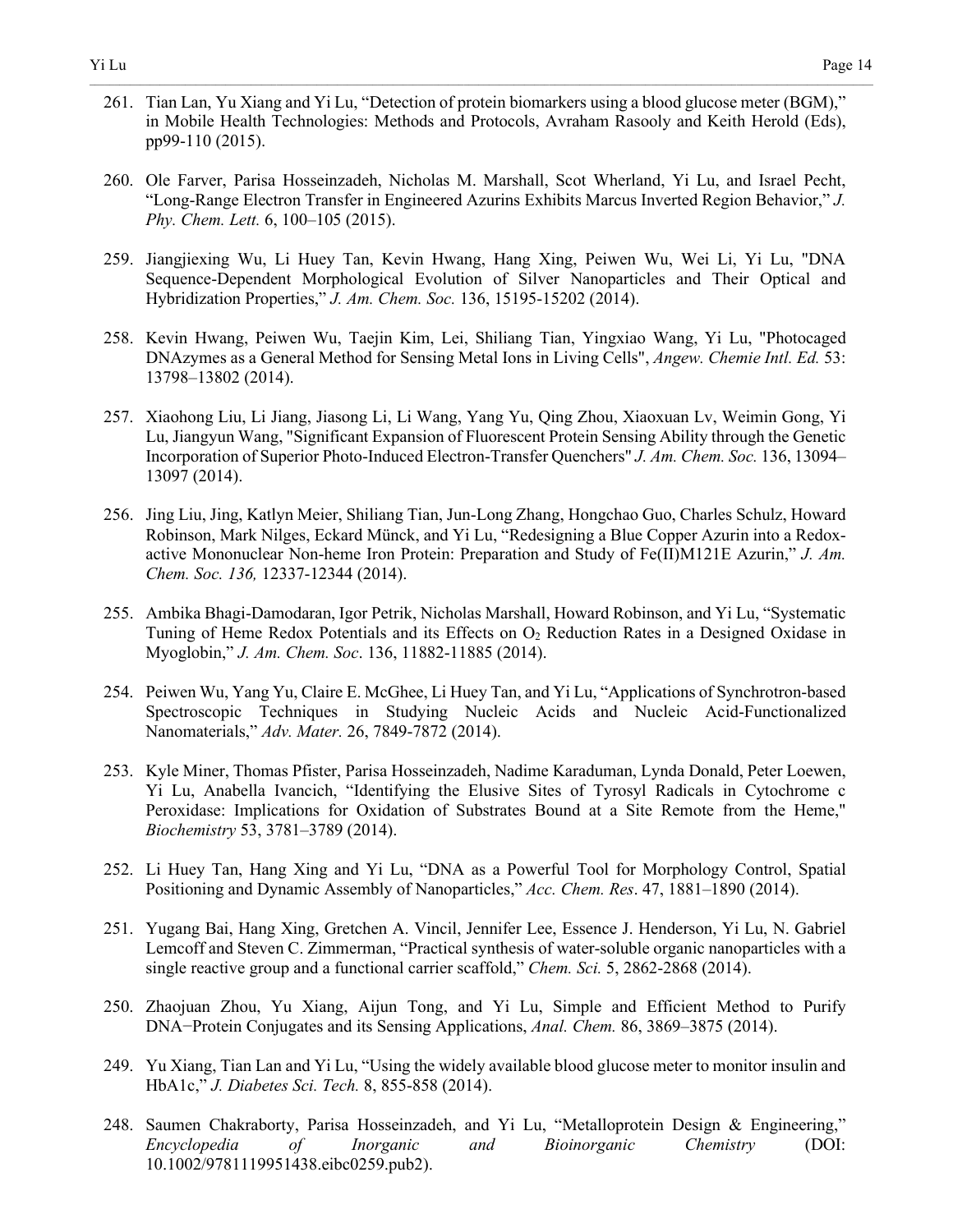261. Tian Lan, Yu Xiang and Yi Lu, "Detection of protein biomarkers using a blood glucose meter (BGM)," in Mobile Health Technologies: Methods and Protocols, Avraham Rasooly and Keith Herold (Eds), pp99-110 (2015).

260. Ole Farver, Parisa Hosseinzadeh, Nicholas M. Marshall, Scot Wherland, Yi Lu, and Israel Pecht, "Long-Range Electron Transfer in Engineered Azurins Exhibits Marcus Inverted Region Behavior," *J. Phy. Chem. Lett.* 6, 100–105 (2015).

259. Jiangjiexing Wu, Li Huey Tan, Kevin Hwang, Hang Xing, Peiwen Wu, Wei Li, Yi Lu, "DNA Sequence-Dependent Morphological Evolution of Silver Nanoparticles and Their Optical and Hybridization Properties," *J. Am. Chem. Soc.* 136, 15195-15202 (2014).

258. Kevin Hwang, Peiwen Wu, Taejin Kim, Lei, Shiliang Tian, Yingxiao Wang, Yi Lu, "Photocaged DNAzymes as a General Method for Sensing Metal Ions in Living Cells", *Angew. Chemie Intl. Ed.* 53: 13798–13802 (2014).

257. Xiaohong Liu, Li Jiang, Jiasong Li, Li Wang, Yang Yu, Qing Zhou, Xiaoxuan Lv, Weimin Gong, Yi Lu, Jiangyun Wang, "Significant Expansion of Fluorescent Protein Sensing Ability through the Genetic Incorporation of Superior Photo-Induced Electron-Transfer Quenchers" *J. Am. Chem. Soc.* 136, 13094–13097 (2014).

256. Jing Liu, Jing, Katlyn Meier, Shiliang Tian, Jun-Long Zhang, Hongchao Guo, Charles Schulz, Howard Robinson, Mark Nilges, Eckard Münck, and Yi Lu, "Redesigning a Blue Copper Azurin into a Redox-active Mononuclear Non-heme Iron Protein: Preparation and Study of Fe(II)M121E Azurin," *J. Am. Chem. Soc. 136,* 12337-12344 (2014).

255. Ambika Bhagi-Damodaran, Igor Petrik, Nicholas Marshall, Howard Robinson, and Yi Lu, "Systematic Tuning of Heme Redox Potentials and its Effects on $O_2$ Reduction Rates in a Designed Oxidase in Myoglobin," *J. Am. Chem. Soc*. 136, 11882-11885 (2014).

254. Peiwen Wu, Yang Yu, Claire E. McGhee, Li Huey Tan, and Yi Lu, "Applications of Synchrotron-based Spectroscopic Techniques in Studying Nucleic Acids and Nucleic Acid-Functionalized Nanomaterials," *Adv. Mater.* 26, 7849-7872 (2014).

253. Kyle Miner, Thomas Pfister, Parisa Hosseinzadeh, Nadime Karaduman, Lynda Donald, Peter Loewen, Yi Lu, Anabella Ivancich, "Identifying the Elusive Sites of Tyrosyl Radicals in Cytochrome c Peroxidase: Implications for Oxidation of Substrates Bound at a Site Remote from the Heme," *Biochemistry* 53, 3781–3789 (2014).

252. Li Huey Tan, Hang Xing and Yi Lu, "DNA as a Powerful Tool for Morphology Control, Spatial Positioning and Dynamic Assembly of Nanoparticles," *Acc. Chem. Res*. 47, 1881–1890 (2014).

251. Yugang Bai, Hang Xing, Gretchen A. Vincil, Jennifer Lee, Essence J. Henderson, Yi Lu, N. Gabriel Lemcoff and Steven C. Zimmerman, "Practical synthesis of water-soluble organic nanoparticles with a single reactive group and a functional carrier scaffold," *Chem. Sci.* 5, 2862-2868 (2014).

250. Zhaojuan Zhou, Yu Xiang, Aijun Tong, and Yi Lu, Simple and Efficient Method to Purify DNA−Protein Conjugates and its Sensing Applications, *Anal. Chem.* 86, 3869–3875 (2014).

249. Yu Xiang, Tian Lan and Yi Lu, "Using the widely available blood glucose meter to monitor insulin and HbA1c," *J. Diabetes Sci. Tech.* 8, 855-858 (2014).

248. Saumen Chakraborty, Parisa Hosseinzadeh, and Yi Lu, "Metalloprotein Design & Engineering," *Encyclopedia of Inorganic and Bioinorganic Chemistry* (DOI: 10.1002/9781119951438.eibc0259.pub2).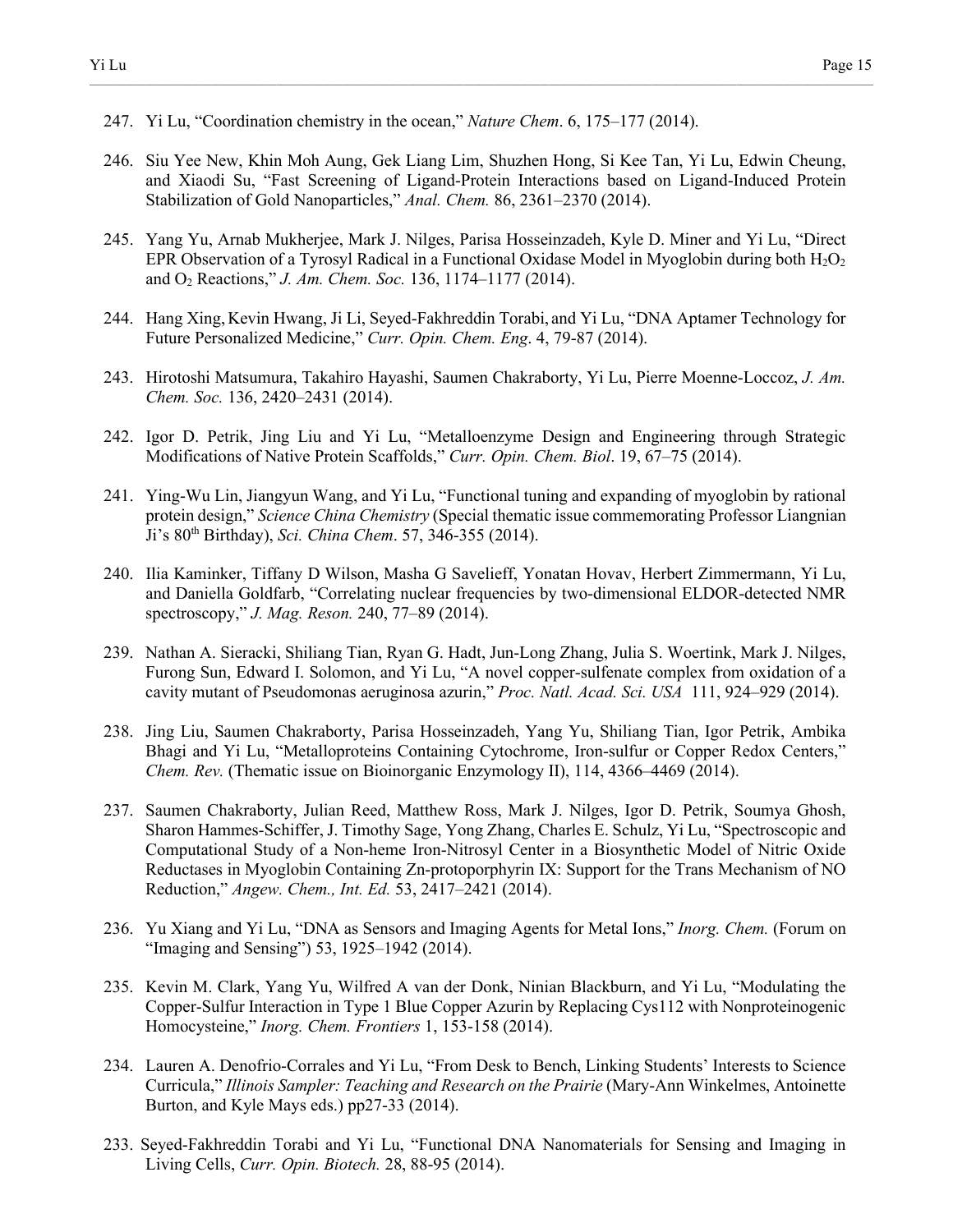247. Yi Lu, "Coordination chemistry in the ocean," *Nature Chem*. 6, 175–177 (2014).

246. Siu Yee New, Khin Moh Aung, Gek Liang Lim, Shuzhen Hong, Si Kee Tan, Yi Lu, Edwin Cheung, and Xiaodi Su, "Fast Screening of Ligand-Protein Interactions based on Ligand-Induced Protein Stabilization of Gold Nanoparticles," *Anal. Chem.* 86, 2361–2370 (2014).

245. Yang Yu, Arnab Mukherjee, Mark J. Nilges, Parisa Hosseinzadeh, Kyle D. Miner and Yi Lu, "Direct EPR Observation of a Tyrosyl Radical in a Functional Oxidase Model in Myoglobin during both $H_2O_2$ and $O_2$ Reactions," *J. Am. Chem. Soc.* 136, 1174–1177 (2014).

244. Hang Xing, Kevin Hwang, Ji Li, Seyed-Fakhreddin Torabi, and Yi Lu, "DNA Aptamer Technology for Future Personalized Medicine," *Curr. Opin. Chem. Eng*. 4, 79-87 (2014).

243. Hirotoshi Matsumura, Takahiro Hayashi, Saumen Chakraborty, Yi Lu, Pierre Moenne-Loccoz, *J. Am. Chem. Soc.* 136, 2420–2431 (2014).

242. Igor D. Petrik, Jing Liu and Yi Lu, "Metalloenzyme Design and Engineering through Strategic Modifications of Native Protein Scaffolds," *Curr. Opin. Chem. Biol*. 19, 67–75 (2014).

241. Ying-Wu Lin, Jiangyun Wang, and Yi Lu, "Functional tuning and expanding of myoglobin by rational protein design," *Science China Chemistry* (Special thematic issue commemorating Professor Liangnian Ji's 80th Birthday), *Sci. China Chem*. 57, 346-355 (2014).

240. Ilia Kaminker, Tiffany D Wilson, Masha G Savelieff, Yonatan Hovav, Herbert Zimmermann, Yi Lu, and Daniella Goldfarb, "Correlating nuclear frequencies by two-dimensional ELDOR-detected NMR spectroscopy," *J. Mag. Reson.* 240, 77–89 (2014).

239. Nathan A. Sieracki, Shiliang Tian, Ryan G. Hadt, Jun-Long Zhang, Julia S. Woertink, Mark J. Nilges, Furong Sun, Edward I. Solomon, and Yi Lu, "A novel copper-sulfenate complex from oxidation of a cavity mutant of Pseudomonas aeruginosa azurin," *Proc. Natl. Acad. Sci. USA* 111, 924–929 (2014).

238. Jing Liu, Saumen Chakraborty, Parisa Hosseinzadeh, Yang Yu, Shiliang Tian, Igor Petrik, Ambika Bhagi and Yi Lu, "Metalloproteins Containing Cytochrome, Iron-sulfur or Copper Redox Centers," *Chem. Rev.* (Thematic issue on Bioinorganic Enzymology II), 114, 4366–4469 (2014).

237. Saumen Chakraborty, Julian Reed, Matthew Ross, Mark J. Nilges, Igor D. Petrik, Soumya Ghosh, Sharon Hammes-Schiffer, J. Timothy Sage, Yong Zhang, Charles E. Schulz, Yi Lu, "Spectroscopic and Computational Study of a Non-heme Iron-Nitrosyl Center in a Biosynthetic Model of Nitric Oxide Reductases in Myoglobin Containing Zn-protoporphyrin IX: Support for the Trans Mechanism of NO Reduction," *Angew. Chem., Int. Ed.* 53, 2417–2421 (2014).

236. Yu Xiang and Yi Lu, "DNA as Sensors and Imaging Agents for Metal Ions," *Inorg. Chem.* (Forum on "Imaging and Sensing") 53, 1925–1942 (2014).

235. Kevin M. Clark, Yang Yu, Wilfred A van der Donk, Ninian Blackburn, and Yi Lu, "Modulating the Copper-Sulfur Interaction in Type 1 Blue Copper Azurin by Replacing Cys112 with Nonproteinogenic Homocysteine," *Inorg. Chem. Frontiers* 1, 153-158 (2014).

234. Lauren A. Denofrio-Corrales and Yi Lu, "From Desk to Bench, Linking Students' Interests to Science Curricula," *Illinois Sampler: Teaching and Research on the Prairie* (Mary-Ann Winkelmes, Antoinette Burton, and Kyle Mays eds.) pp27-33 (2014).

233. Seyed-Fakhreddin Torabi and Yi Lu, "Functional DNA Nanomaterials for Sensing and Imaging in Living Cells, *Curr. Opin. Biotech.* 28, 88-95 (2014).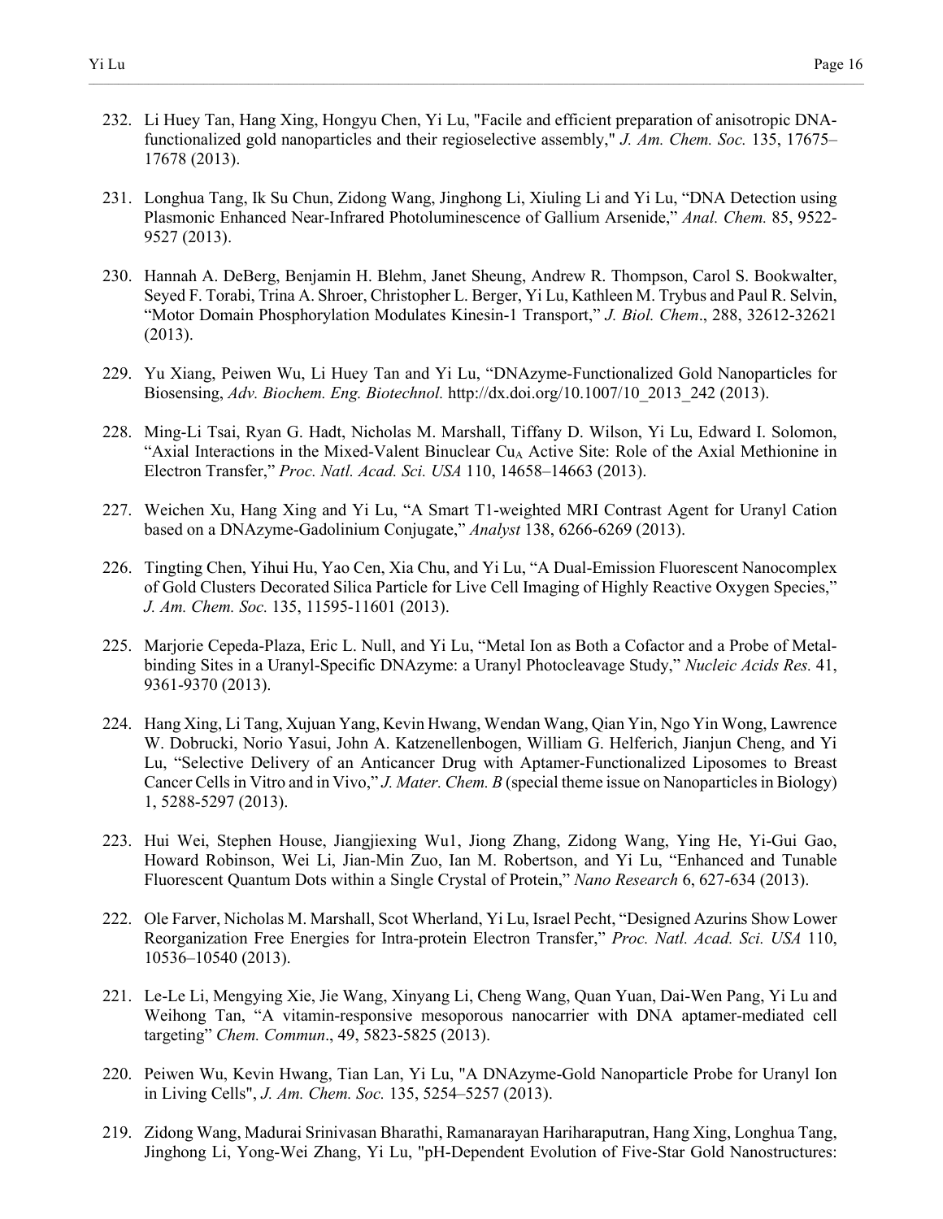232. Li Huey Tan, Hang Xing, Hongyu Chen, Yi Lu, "Facile and efficient preparation of anisotropic DNA-functionalized gold nanoparticles and their regioselective assembly," *J. Am. Chem. Soc.* 135, 17675–17678 (2013).

231. Longhua Tang, Ik Su Chun, Zidong Wang, Jinghong Li, Xiuling Li and Yi Lu, "DNA Detection using Plasmonic Enhanced Near-Infrared Photoluminescence of Gallium Arsenide," *Anal. Chem.* 85, 9522-9527 (2013).

230. Hannah A. DeBerg, Benjamin H. Blehm, Janet Sheung, Andrew R. Thompson, Carol S. Bookwalter, Seyed F. Torabi, Trina A. Shroer, Christopher L. Berger, Yi Lu, Kathleen M. Trybus and Paul R. Selvin, "Motor Domain Phosphorylation Modulates Kinesin-1 Transport," *J. Biol. Chem*., 288, 32612-32621 (2013).

229. Yu Xiang, Peiwen Wu, Li Huey Tan and Yi Lu, "DNAzyme-Functionalized Gold Nanoparticles for Biosensing, *Adv. Biochem. Eng. Biotechnol.* http://dx.doi.org/10.1007/10_2013_242 (2013).

228. Ming-Li Tsai, Ryan G. Hadt, Nicholas M. Marshall, Tiffany D. Wilson, Yi Lu, Edward I. Solomon, "Axial Interactions in the Mixed-Valent Binuclear $Cu_A$ Active Site: Role of the Axial Methionine in Electron Transfer," *Proc. Natl. Acad. Sci. USA* 110, 14658–14663 (2013).

227. Weichen Xu, Hang Xing and Yi Lu, "A Smart T1-weighted MRI Contrast Agent for Uranyl Cation based on a DNAzyme-Gadolinium Conjugate," *Analyst* 138, 6266-6269 (2013).

226. Tingting Chen, Yihui Hu, Yao Cen, Xia Chu, and Yi Lu, "A Dual-Emission Fluorescent Nanocomplex of Gold Clusters Decorated Silica Particle for Live Cell Imaging of Highly Reactive Oxygen Species," *J. Am. Chem. Soc.* 135, 11595-11601 (2013).

225. Marjorie Cepeda-Plaza, Eric L. Null, and Yi Lu, "Metal Ion as Both a Cofactor and a Probe of Metal-binding Sites in a Uranyl-Specific DNAzyme: a Uranyl Photocleavage Study," *Nucleic Acids Res.* 41, 9361-9370 (2013).

224. Hang Xing, Li Tang, Xujuan Yang, Kevin Hwang, Wendan Wang, Qian Yin, Ngo Yin Wong, Lawrence W. Dobrucki, Norio Yasui, John A. Katzenellenbogen, William G. Helferich, Jianjun Cheng, and Yi Lu, "Selective Delivery of an Anticancer Drug with Aptamer-Functionalized Liposomes to Breast Cancer Cells in Vitro and in Vivo," *J. Mater. Chem. B* (special theme issue on Nanoparticles in Biology) 1, 5288-5297 (2013).

223. Hui Wei, Stephen House, Jiangjiexing Wu1, Jiong Zhang, Zidong Wang, Ying He, Yi-Gui Gao, Howard Robinson, Wei Li, Jian-Min Zuo, Ian M. Robertson, and Yi Lu, "Enhanced and Tunable Fluorescent Quantum Dots within a Single Crystal of Protein," *Nano Research* 6, 627-634 (2013).

222. Ole Farver, Nicholas M. Marshall, Scot Wherland, Yi Lu, Israel Pecht, "Designed Azurins Show Lower Reorganization Free Energies for Intra-protein Electron Transfer," *Proc. Natl. Acad. Sci. USA* 110, 10536–10540 (2013).

221. Le-Le Li, Mengying Xie, Jie Wang, Xinyang Li, Cheng Wang, Quan Yuan, Dai-Wen Pang, Yi Lu and Weihong Tan, "A vitamin-responsive mesoporous nanocarrier with DNA aptamer-mediated cell targeting" *Chem. Commun*., 49, 5823-5825 (2013).

220. Peiwen Wu, Kevin Hwang, Tian Lan, Yi Lu, "A DNAzyme-Gold Nanoparticle Probe for Uranyl Ion in Living Cells", *J. Am. Chem. Soc.* 135, 5254–5257 (2013).

219. Zidong Wang, Madurai Srinivasan Bharathi, Ramanarayan Hariharaputran, Hang Xing, Longhua Tang, Jinghong Li, Yong-Wei Zhang, Yi Lu, "pH-Dependent Evolution of Five-Star Gold Nanostructures: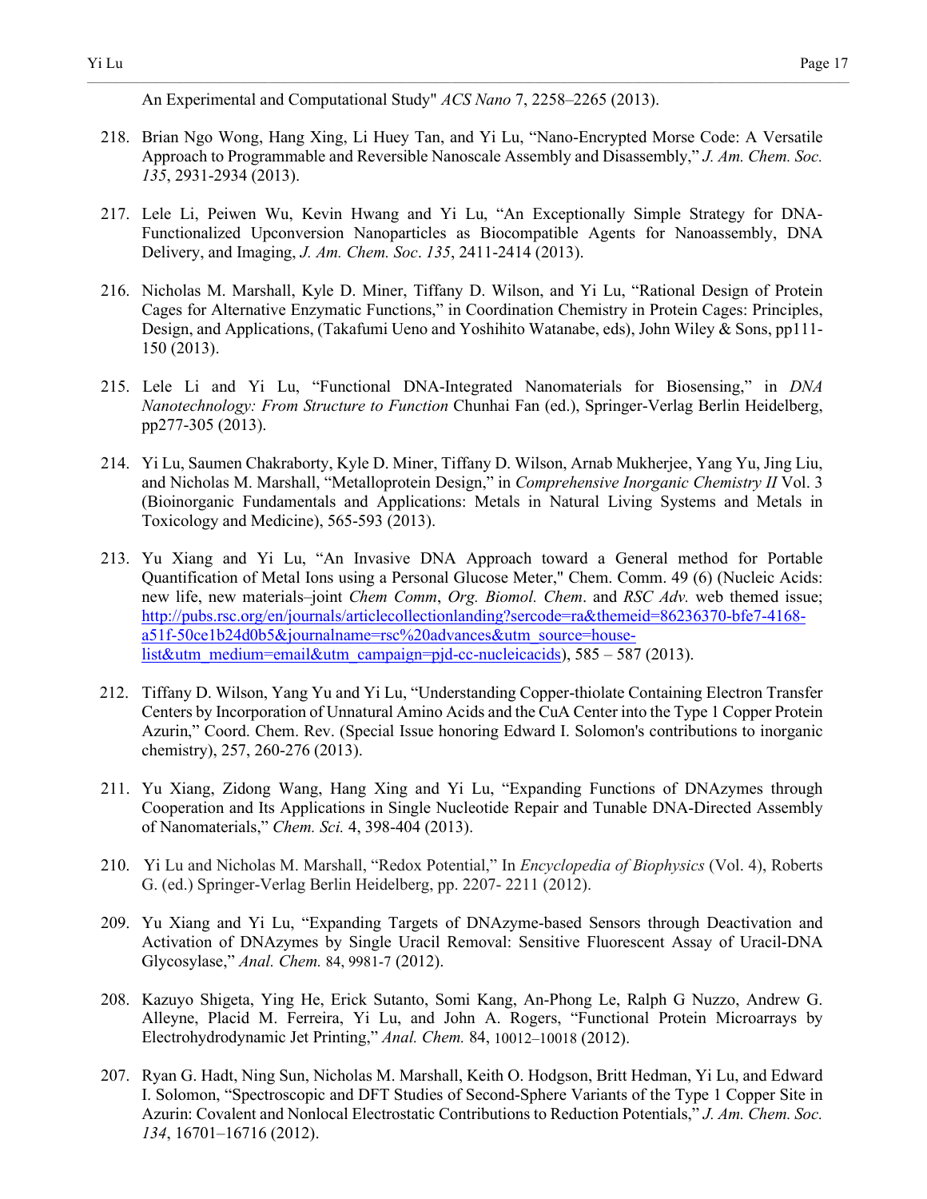An Experimental and Computational Study" *ACS Nano* 7, 2258–2265 (2013).

218. Brian Ngo Wong, Hang Xing, Li Huey Tan, and Yi Lu, "Nano-Encrypted Morse Code: A Versatile Approach to Programmable and Reversible Nanoscale Assembly and Disassembly," *J. Am. Chem. Soc. 135*, 2931-2934 (2013).

217. Lele Li, Peiwen Wu, Kevin Hwang and Yi Lu, "An Exceptionally Simple Strategy for DNA-Functionalized Upconversion Nanoparticles as Biocompatible Agents for Nanoassembly, DNA Delivery, and Imaging, *J. Am. Chem. Soc*. *135*, 2411-2414 (2013).

216. Nicholas M. Marshall, Kyle D. Miner, Tiffany D. Wilson, and Yi Lu, "Rational Design of Protein Cages for Alternative Enzymatic Functions," in Coordination Chemistry in Protein Cages: Principles, Design, and Applications, (Takafumi Ueno and Yoshihito Watanabe, eds), John Wiley & Sons, pp111-150 (2013).

215. Lele Li and Yi Lu, "Functional DNA-Integrated Nanomaterials for Biosensing," in *DNA Nanotechnology: From Structure to Function* Chunhai Fan (ed.), Springer-Verlag Berlin Heidelberg, pp277-305 (2013).

214. Yi Lu, Saumen Chakraborty, Kyle D. Miner, Tiffany D. Wilson, Arnab Mukherjee, Yang Yu, Jing Liu, and Nicholas M. Marshall, "Metalloprotein Design," in *Comprehensive Inorganic Chemistry II* Vol. 3 (Bioinorganic Fundamentals and Applications: Metals in Natural Living Systems and Metals in Toxicology and Medicine), 565-593 (2013).

213. Yu Xiang and Yi Lu, "An Invasive DNA Approach toward a General method for Portable Quantification of Metal Ions using a Personal Glucose Meter," Chem. Comm. 49 (6) (Nucleic Acids: new life, new materials–joint *Chem Comm*, *Org. Biomol. Chem*. and *RSC Adv.* web themed issue; http://pubs.rsc.org/en/journals/articlecollectionlanding?sercode=ra&themeid=86236370-bfe7-4168-a51f-50ce1b24d0b5&journalname=rsc%20advances&utm_source=house-list&utm_medium=email&utm_campaign=pjd-cc-nucleicacids), 585 – 587 (2013).

212. Tiffany D. Wilson, Yang Yu and Yi Lu, "Understanding Copper-thiolate Containing Electron Transfer Centers by Incorporation of Unnatural Amino Acids and the CuA Center into the Type 1 Copper Protein Azurin," Coord. Chem. Rev. (Special Issue honoring Edward I. Solomon's contributions to inorganic chemistry), 257, 260-276 (2013).

211. Yu Xiang, Zidong Wang, Hang Xing and Yi Lu, "Expanding Functions of DNAzymes through Cooperation and Its Applications in Single Nucleotide Repair and Tunable DNA-Directed Assembly of Nanomaterials," *Chem. Sci.* 4, 398-404 (2013).

210. Yi Lu and Nicholas M. Marshall, "Redox Potential," In *Encyclopedia of Biophysics* (Vol. 4), Roberts G. (ed.) Springer-Verlag Berlin Heidelberg, pp. 2207- 2211 (2012).

209. Yu Xiang and Yi Lu, "Expanding Targets of DNAzyme-based Sensors through Deactivation and Activation of DNAzymes by Single Uracil Removal: Sensitive Fluorescent Assay of Uracil-DNA Glycosylase," *Anal. Chem.* 84, 9981-7 (2012).

208. Kazuyo Shigeta, Ying He, Erick Sutanto, Somi Kang, An-Phong Le, Ralph G Nuzzo, Andrew G. Alleyne, Placid M. Ferreira, Yi Lu, and John A. Rogers, "Functional Protein Microarrays by Electrohydrodynamic Jet Printing," *Anal. Chem.* 84, 10012–10018 (2012).

207. Ryan G. Hadt, Ning Sun, Nicholas M. Marshall, Keith O. Hodgson, Britt Hedman, Yi Lu, and Edward I. Solomon, "Spectroscopic and DFT Studies of Second-Sphere Variants of the Type 1 Copper Site in Azurin: Covalent and Nonlocal Electrostatic Contributions to Reduction Potentials," *J. Am. Chem. Soc. 134*, 16701–16716 (2012).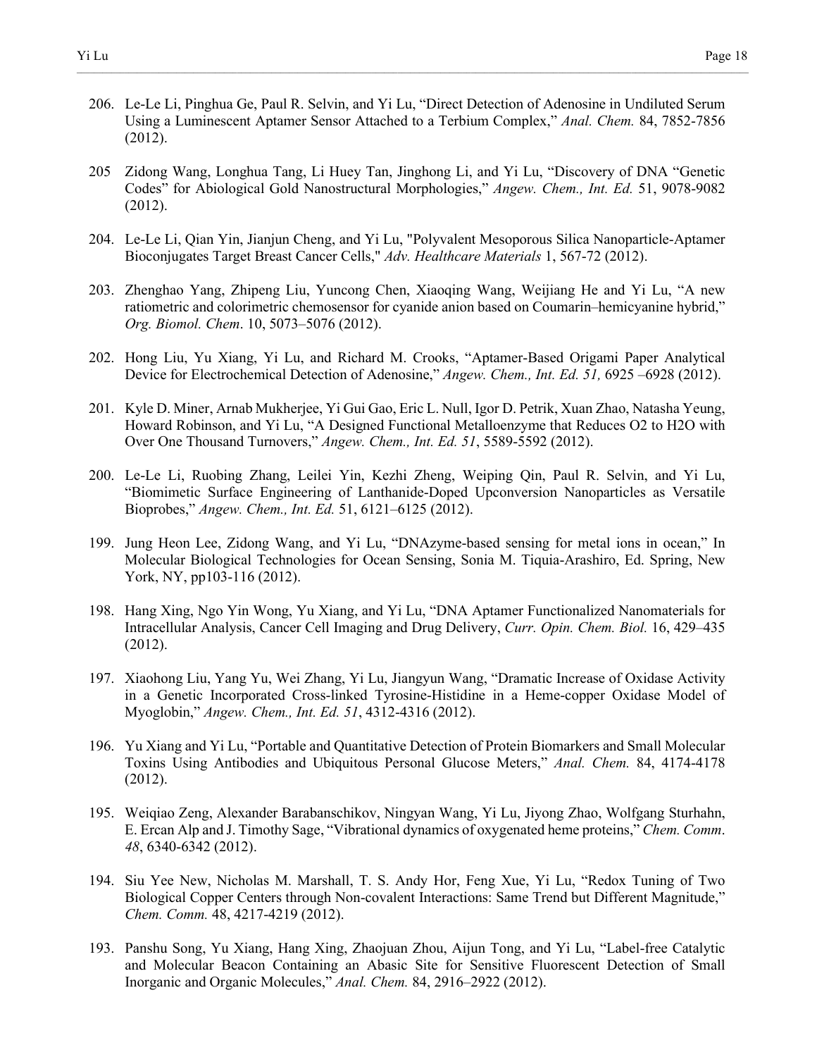206. Le-Le Li, Pinghua Ge, Paul R. Selvin, and Yi Lu, "Direct Detection of Adenosine in Undiluted Serum Using a Luminescent Aptamer Sensor Attached to a Terbium Complex," *Anal. Chem.* 84, 7852-7856 (2012).

205 Zidong Wang, Longhua Tang, Li Huey Tan, Jinghong Li, and Yi Lu, "Discovery of DNA "Genetic Codes" for Abiological Gold Nanostructural Morphologies," *Angew. Chem., Int. Ed.* 51, 9078-9082 (2012).

204. Le-Le Li, Qian Yin, Jianjun Cheng, and Yi Lu, "Polyvalent Mesoporous Silica Nanoparticle-Aptamer Bioconjugates Target Breast Cancer Cells," *Adv. Healthcare Materials* 1, 567-72 (2012).

203. Zhenghao Yang, Zhipeng Liu, Yuncong Chen, Xiaoqing Wang, Weijiang He and Yi Lu, "A new ratiometric and colorimetric chemosensor for cyanide anion based on Coumarin–hemicyanine hybrid," *Org. Biomol. Chem*. 10, 5073–5076 (2012).

202. Hong Liu, Yu Xiang, Yi Lu, and Richard M. Crooks, "Aptamer-Based Origami Paper Analytical Device for Electrochemical Detection of Adenosine," *Angew. Chem., Int. Ed. 51,* 6925 –6928 (2012).

201. Kyle D. Miner, Arnab Mukherjee, Yi Gui Gao, Eric L. Null, Igor D. Petrik, Xuan Zhao, Natasha Yeung, Howard Robinson, and Yi Lu, "A Designed Functional Metalloenzyme that Reduces O2 to H2O with Over One Thousand Turnovers," *Angew. Chem., Int. Ed. 51*, 5589-5592 (2012).

200. Le-Le Li, Ruobing Zhang, Leilei Yin, Kezhi Zheng, Weiping Qin, Paul R. Selvin, and Yi Lu, "Biomimetic Surface Engineering of Lanthanide-Doped Upconversion Nanoparticles as Versatile Bioprobes," *Angew. Chem., Int. Ed.* 51, 6121–6125 (2012).

199. Jung Heon Lee, Zidong Wang, and Yi Lu, "DNAzyme-based sensing for metal ions in ocean," In Molecular Biological Technologies for Ocean Sensing, Sonia M. Tiquia-Arashiro, Ed. Spring, New York, NY, pp103-116 (2012).

198. Hang Xing, Ngo Yin Wong, Yu Xiang, and Yi Lu, "DNA Aptamer Functionalized Nanomaterials for Intracellular Analysis, Cancer Cell Imaging and Drug Delivery, *Curr. Opin. Chem. Biol.* 16, 429–435 (2012).

197. Xiaohong Liu, Yang Yu, Wei Zhang, Yi Lu, Jiangyun Wang, "Dramatic Increase of Oxidase Activity in a Genetic Incorporated Cross-linked Tyrosine-Histidine in a Heme-copper Oxidase Model of Myoglobin," *Angew. Chem., Int. Ed. 51*, 4312-4316 (2012).

196. Yu Xiang and Yi Lu, "Portable and Quantitative Detection of Protein Biomarkers and Small Molecular Toxins Using Antibodies and Ubiquitous Personal Glucose Meters," *Anal. Chem.* 84, 4174-4178 (2012).

195. Weiqiao Zeng, Alexander Barabanschikov, Ningyan Wang, Yi Lu, Jiyong Zhao, Wolfgang Sturhahn, E. Ercan Alp and J. Timothy Sage, "Vibrational dynamics of oxygenated heme proteins," *Chem. Comm*. *48*, 6340-6342 (2012).

194. Siu Yee New, Nicholas M. Marshall, T. S. Andy Hor, Feng Xue, Yi Lu, "Redox Tuning of Two Biological Copper Centers through Non-covalent Interactions: Same Trend but Different Magnitude," *Chem. Comm.* 48, 4217-4219 (2012).

193. Panshu Song, Yu Xiang, Hang Xing, Zhaojuan Zhou, Aijun Tong, and Yi Lu, "Label-free Catalytic and Molecular Beacon Containing an Abasic Site for Sensitive Fluorescent Detection of Small Inorganic and Organic Molecules," *Anal. Chem.* 84, 2916–2922 (2012).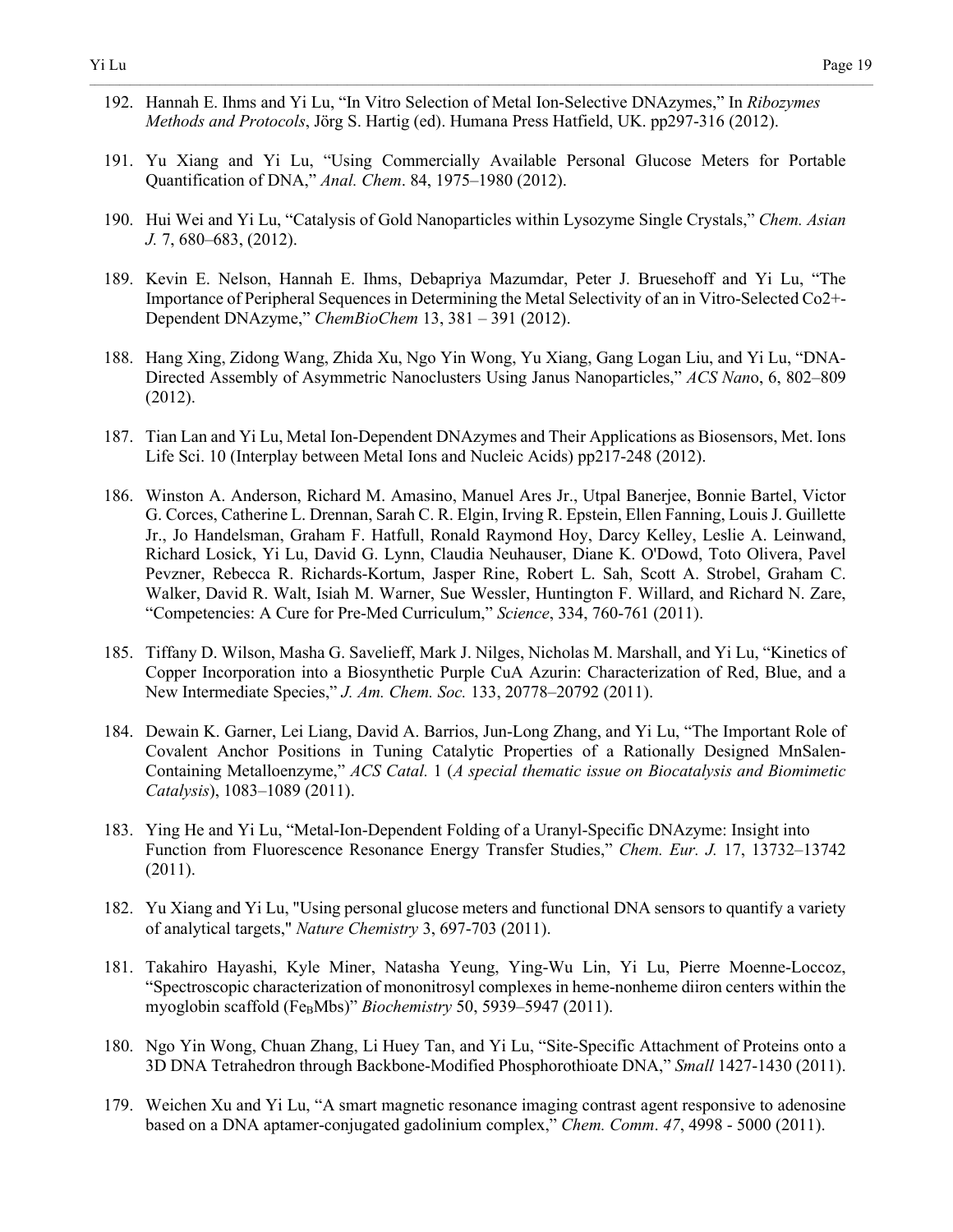192. Hannah E. Ihms and Yi Lu, “In Vitro Selection of Metal Ion-Selective DNAzymes,” In *Ribozymes Methods and Protocols*, Jörg S. Hartig (ed). Humana Press Hatfield, UK. pp297-316 (2012).

191. Yu Xiang and Yi Lu, “Using Commercially Available Personal Glucose Meters for Portable Quantification of DNA,” *Anal. Chem*. 84, 1975–1980 (2012).

190. Hui Wei and Yi Lu, “Catalysis of Gold Nanoparticles within Lysozyme Single Crystals,” *Chem. Asian J.* 7, 680–683, (2012).

189. Kevin E. Nelson, Hannah E. Ihms, Debapriya Mazumdar, Peter J. Bruesehoff and Yi Lu, “The Importance of Peripheral Sequences in Determining the Metal Selectivity of an in Vitro-Selected Co2+-Dependent DNAzyme,” *ChemBioChem* 13, 381 – 391 (2012).

188. Hang Xing, Zidong Wang, Zhida Xu, Ngo Yin Wong, Yu Xiang, Gang Logan Liu, and Yi Lu, “DNA-Directed Assembly of Asymmetric Nanoclusters Using Janus Nanoparticles,” *ACS Nano*, 6, 802–809 (2012).

187. Tian Lan and Yi Lu, Metal Ion-Dependent DNAzymes and Their Applications as Biosensors, Met. Ions Life Sci. 10 (Interplay between Metal Ions and Nucleic Acids) pp217-248 (2012).

186. Winston A. Anderson, Richard M. Amasino, Manuel Ares Jr., Utpal Banerjee, Bonnie Bartel, Victor G. Corces, Catherine L. Drennan, Sarah C. R. Elgin, Irving R. Epstein, Ellen Fanning, Louis J. Guillette Jr., Jo Handelsman, Graham F. Hatfull, Ronald Raymond Hoy, Darcy Kelley, Leslie A. Leinwand, Richard Losick, Yi Lu, David G. Lynn, Claudia Neuhauser, Diane K. O'Dowd, Toto Olivera, Pavel Pevzner, Rebecca R. Richards-Kortum, Jasper Rine, Robert L. Sah, Scott A. Strobel, Graham C. Walker, David R. Walt, Isiah M. Warner, Sue Wessler, Huntington F. Willard, and Richard N. Zare, “Competencies: A Cure for Pre-Med Curriculum,” *Science*, 334, 760-761 (2011).

185. Tiffany D. Wilson, Masha G. Savelieff, Mark J. Nilges, Nicholas M. Marshall, and Yi Lu, “Kinetics of Copper Incorporation into a Biosynthetic Purple CuA Azurin: Characterization of Red, Blue, and a New Intermediate Species,” *J. Am. Chem. Soc.* 133, 20778–20792 (2011).

184. Dewain K. Garner, Lei Liang, David A. Barrios, Jun-Long Zhang, and Yi Lu, “The Important Role of Covalent Anchor Positions in Tuning Catalytic Properties of a Rationally Designed MnSalen-Containing Metalloenzyme,” *ACS Catal.* 1 (*A special thematic issue on Biocatalysis and Biomimetic Catalysis*), 1083–1089 (2011).

183. Ying He and Yi Lu, “Metal-Ion-Dependent Folding of a Uranyl-Specific DNAzyme: Insight into Function from Fluorescence Resonance Energy Transfer Studies,” *Chem. Eur. J.* 17, 13732–13742 (2011).

182. Yu Xiang and Yi Lu, "Using personal glucose meters and functional DNA sensors to quantify a variety of analytical targets," *Nature Chemistry* 3, 697-703 (2011).

181. Takahiro Hayashi, Kyle Miner, Natasha Yeung, Ying-Wu Lin, Yi Lu, Pierre Moenne-Loccoz, “Spectroscopic characterization of mononitrosyl complexes in heme-nonheme diiron centers within the myoglobin scaffold ($Fe_B$Mbs)” *Biochemistry* 50, 5939–5947 (2011).

180. Ngo Yin Wong, Chuan Zhang, Li Huey Tan, and Yi Lu, “Site-Specific Attachment of Proteins onto a 3D DNA Tetrahedron through Backbone-Modified Phosphorothioate DNA,” *Small* 1427-1430 (2011).

179. Weichen Xu and Yi Lu, “A smart magnetic resonance imaging contrast agent responsive to adenosine based on a DNA aptamer-conjugated gadolinium complex,” *Chem. Comm*. *47*, 4998 - 5000 (2011).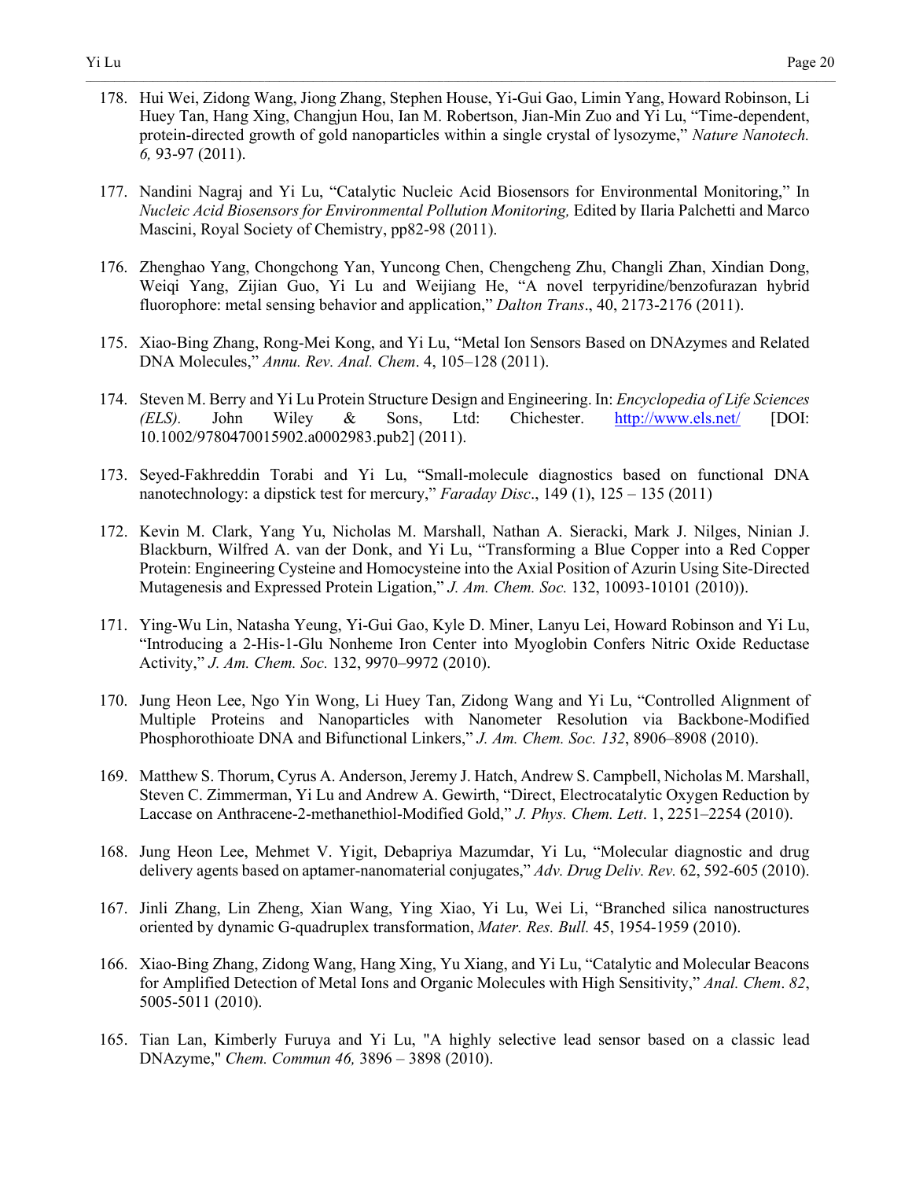178. Hui Wei, Zidong Wang, Jiong Zhang, Stephen House, Yi-Gui Gao, Limin Yang, Howard Robinson, Li Huey Tan, Hang Xing, Changjun Hou, Ian M. Robertson, Jian-Min Zuo and Yi Lu, "Time-dependent, protein-directed growth of gold nanoparticles within a single crystal of lysozyme," *Nature Nanotech. 6,* 93-97 (2011).

177. Nandini Nagraj and Yi Lu, "Catalytic Nucleic Acid Biosensors for Environmental Monitoring," In *Nucleic Acid Biosensors for Environmental Pollution Monitoring,* Edited by Ilaria Palchetti and Marco Mascini, Royal Society of Chemistry, pp82-98 (2011).

176. Zhenghao Yang, Chongchong Yan, Yuncong Chen, Chengcheng Zhu, Changli Zhan, Xindian Dong, Weiqi Yang, Zijian Guo, Yi Lu and Weijiang He, "A novel terpyridine/benzofurazan hybrid fluorophore: metal sensing behavior and application," *Dalton Trans*., 40, 2173-2176 (2011).

175. Xiao-Bing Zhang, Rong-Mei Kong, and Yi Lu, "Metal Ion Sensors Based on DNAzymes and Related DNA Molecules," *Annu. Rev. Anal. Chem*. 4, 105–128 (2011).

174. Steven M. Berry and Yi Lu Protein Structure Design and Engineering. In: *Encyclopedia of Life Sciences (ELS).* John Wiley & Sons, Ltd: Chichester. http://www.els.net/ [DOI: 10.1002/9780470015902.a0002983.pub2] (2011).

173. Seyed-Fakhreddin Torabi and Yi Lu, "Small-molecule diagnostics based on functional DNA nanotechnology: a dipstick test for mercury," *Faraday Disc*., 149 (1), 125 – 135 (2011)

172. Kevin M. Clark, Yang Yu, Nicholas M. Marshall, Nathan A. Sieracki, Mark J. Nilges, Ninian J. Blackburn, Wilfred A. van der Donk, and Yi Lu, "Transforming a Blue Copper into a Red Copper Protein: Engineering Cysteine and Homocysteine into the Axial Position of Azurin Using Site-Directed Mutagenesis and Expressed Protein Ligation," *J. Am. Chem. Soc.* 132, 10093-10101 (2010)).

171. Ying-Wu Lin, Natasha Yeung, Yi-Gui Gao, Kyle D. Miner, Lanyu Lei, Howard Robinson and Yi Lu, "Introducing a 2-His-1-Glu Nonheme Iron Center into Myoglobin Confers Nitric Oxide Reductase Activity," *J. Am. Chem. Soc.* 132, 9970–9972 (2010).

170. Jung Heon Lee, Ngo Yin Wong, Li Huey Tan, Zidong Wang and Yi Lu, "Controlled Alignment of Multiple Proteins and Nanoparticles with Nanometer Resolution via Backbone-Modified Phosphorothioate DNA and Bifunctional Linkers," *J. Am. Chem. Soc. 132*, 8906–8908 (2010).

169. Matthew S. Thorum, Cyrus A. Anderson, Jeremy J. Hatch, Andrew S. Campbell, Nicholas M. Marshall, Steven C. Zimmerman, Yi Lu and Andrew A. Gewirth, "Direct, Electrocatalytic Oxygen Reduction by Laccase on Anthracene-2-methanethiol-Modified Gold," *J. Phys. Chem. Lett*. 1, 2251–2254 (2010).

168. Jung Heon Lee, Mehmet V. Yigit, Debapriya Mazumdar, Yi Lu, "Molecular diagnostic and drug delivery agents based on aptamer-nanomaterial conjugates," *Adv. Drug Deliv. Rev.* 62, 592-605 (2010).

167. Jinli Zhang, Lin Zheng, Xian Wang, Ying Xiao, Yi Lu, Wei Li, "Branched silica nanostructures oriented by dynamic G-quadruplex transformation, *Mater. Res. Bull.* 45, 1954-1959 (2010).

166. Xiao-Bing Zhang, Zidong Wang, Hang Xing, Yu Xiang, and Yi Lu, "Catalytic and Molecular Beacons for Amplified Detection of Metal Ions and Organic Molecules with High Sensitivity," *Anal. Chem*. *82*, 5005-5011 (2010).

165. Tian Lan, Kimberly Furuya and Yi Lu, "A highly selective lead sensor based on a classic lead DNAzyme," *Chem. Commun 46,* 3896 – 3898 (2010).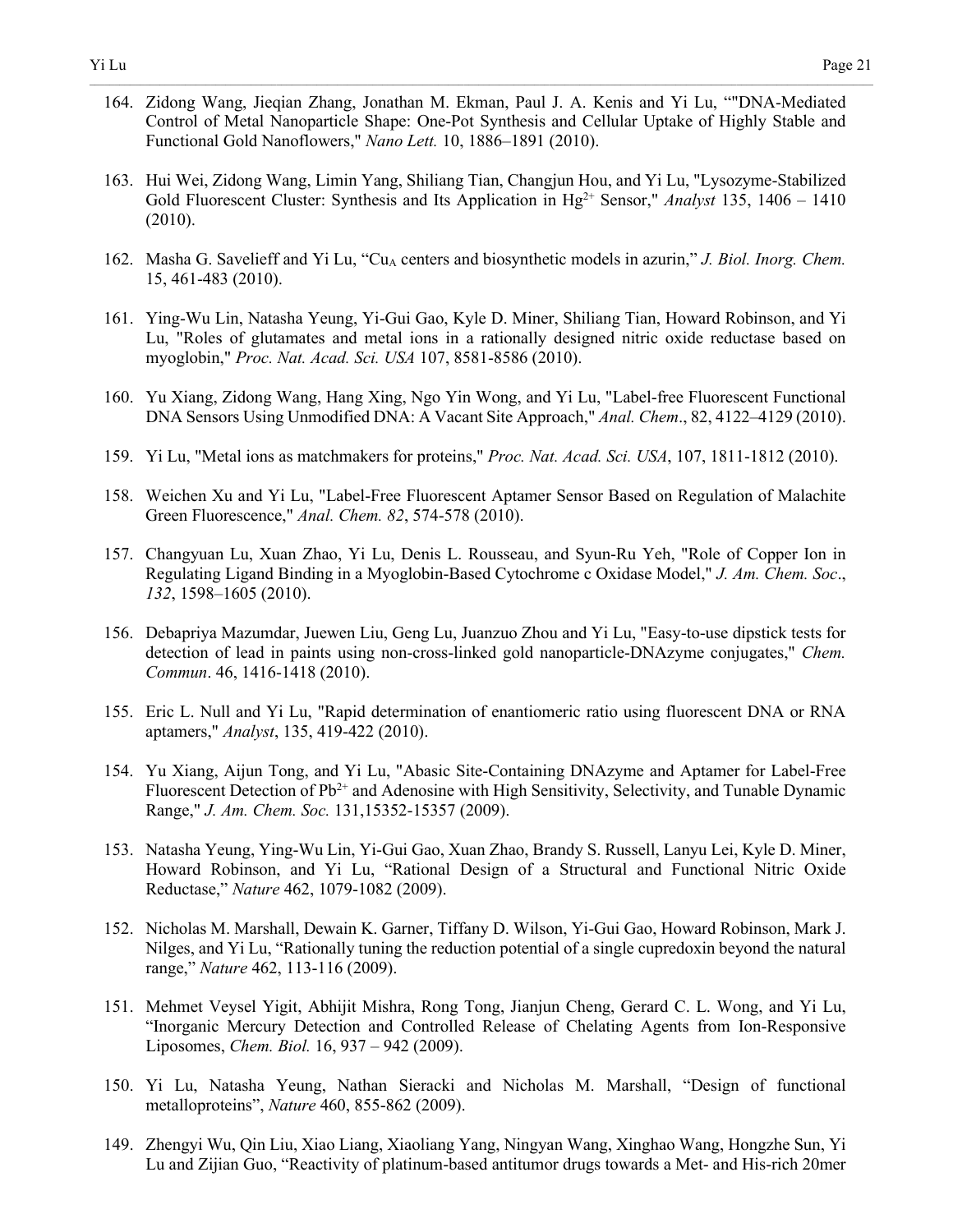164. Zidong Wang, Jieqian Zhang, Jonathan M. Ekman, Paul J. A. Kenis and Yi Lu, ""DNA-Mediated Control of Metal Nanoparticle Shape: One-Pot Synthesis and Cellular Uptake of Highly Stable and Functional Gold Nanoflowers," *Nano Lett.* 10, 1886–1891 (2010).

163. Hui Wei, Zidong Wang, Limin Yang, Shiliang Tian, Changjun Hou, and Yi Lu, "Lysozyme-Stabilized Gold Fluorescent Cluster: Synthesis and Its Application in $Hg^{2+}$ Sensor," *Analyst* 135, 1406 – 1410 (2010).

162. Masha G. Savelieff and Yi Lu, "$Cu_A$ centers and biosynthetic models in azurin," *J. Biol. Inorg. Chem.* 15, 461-483 (2010).

161. Ying-Wu Lin, Natasha Yeung, Yi-Gui Gao, Kyle D. Miner, Shiliang Tian, Howard Robinson, and Yi Lu, "Roles of glutamates and metal ions in a rationally designed nitric oxide reductase based on myoglobin," *Proc. Nat. Acad. Sci. USA* 107, 8581-8586 (2010).

160. Yu Xiang, Zidong Wang, Hang Xing, Ngo Yin Wong, and Yi Lu, "Label-free Fluorescent Functional DNA Sensors Using Unmodified DNA: A Vacant Site Approach," *Anal. Chem*., 82, 4122–4129 (2010).

159. Yi Lu, "Metal ions as matchmakers for proteins," *Proc. Nat. Acad. Sci. USA*, 107, 1811-1812 (2010).

158. Weichen Xu and Yi Lu, "Label-Free Fluorescent Aptamer Sensor Based on Regulation of Malachite Green Fluorescence," *Anal. Chem. 82*, 574-578 (2010).

157. Changyuan Lu, Xuan Zhao, Yi Lu, Denis L. Rousseau, and Syun-Ru Yeh, "Role of Copper Ion in Regulating Ligand Binding in a Myoglobin-Based Cytochrome c Oxidase Model," *J. Am. Chem. Soc*., *132*, 1598–1605 (2010).

156. Debapriya Mazumdar, Juewen Liu, Geng Lu, Juanzuo Zhou and Yi Lu, "Easy-to-use dipstick tests for detection of lead in paints using non-cross-linked gold nanoparticle-DNAzyme conjugates," *Chem. Commun*. 46, 1416-1418 (2010).

155. Eric L. Null and Yi Lu, "Rapid determination of enantiomeric ratio using fluorescent DNA or RNA aptamers," *Analyst*, 135, 419-422 (2010).

154. Yu Xiang, Aijun Tong, and Yi Lu, "Abasic Site-Containing DNAzyme and Aptamer for Label-Free Fluorescent Detection of $Pb^{2+}$ and Adenosine with High Sensitivity, Selectivity, and Tunable Dynamic Range," *J. Am. Chem. Soc.* 131,15352-15357 (2009).

153. Natasha Yeung, Ying-Wu Lin, Yi-Gui Gao, Xuan Zhao, Brandy S. Russell, Lanyu Lei, Kyle D. Miner, Howard Robinson, and Yi Lu, "Rational Design of a Structural and Functional Nitric Oxide Reductase," *Nature* 462, 1079-1082 (2009).

152. Nicholas M. Marshall, Dewain K. Garner, Tiffany D. Wilson, Yi-Gui Gao, Howard Robinson, Mark J. Nilges, and Yi Lu, "Rationally tuning the reduction potential of a single cupredoxin beyond the natural range," *Nature* 462, 113-116 (2009).

151. Mehmet Veysel Yigit, Abhijit Mishra, Rong Tong, Jianjun Cheng, Gerard C. L. Wong, and Yi Lu, "Inorganic Mercury Detection and Controlled Release of Chelating Agents from Ion-Responsive Liposomes, *Chem. Biol.* 16, 937 – 942 (2009).

150. Yi Lu, Natasha Yeung, Nathan Sieracki and Nicholas M. Marshall, "Design of functional metalloproteins", *Nature* 460, 855-862 (2009).

149. Zhengyi Wu, Qin Liu, Xiao Liang, Xiaoliang Yang, Ningyan Wang, Xinghao Wang, Hongzhe Sun, Yi Lu and Zijian Guo, "Reactivity of platinum-based antitumor drugs towards a Met- and His-rich 20mer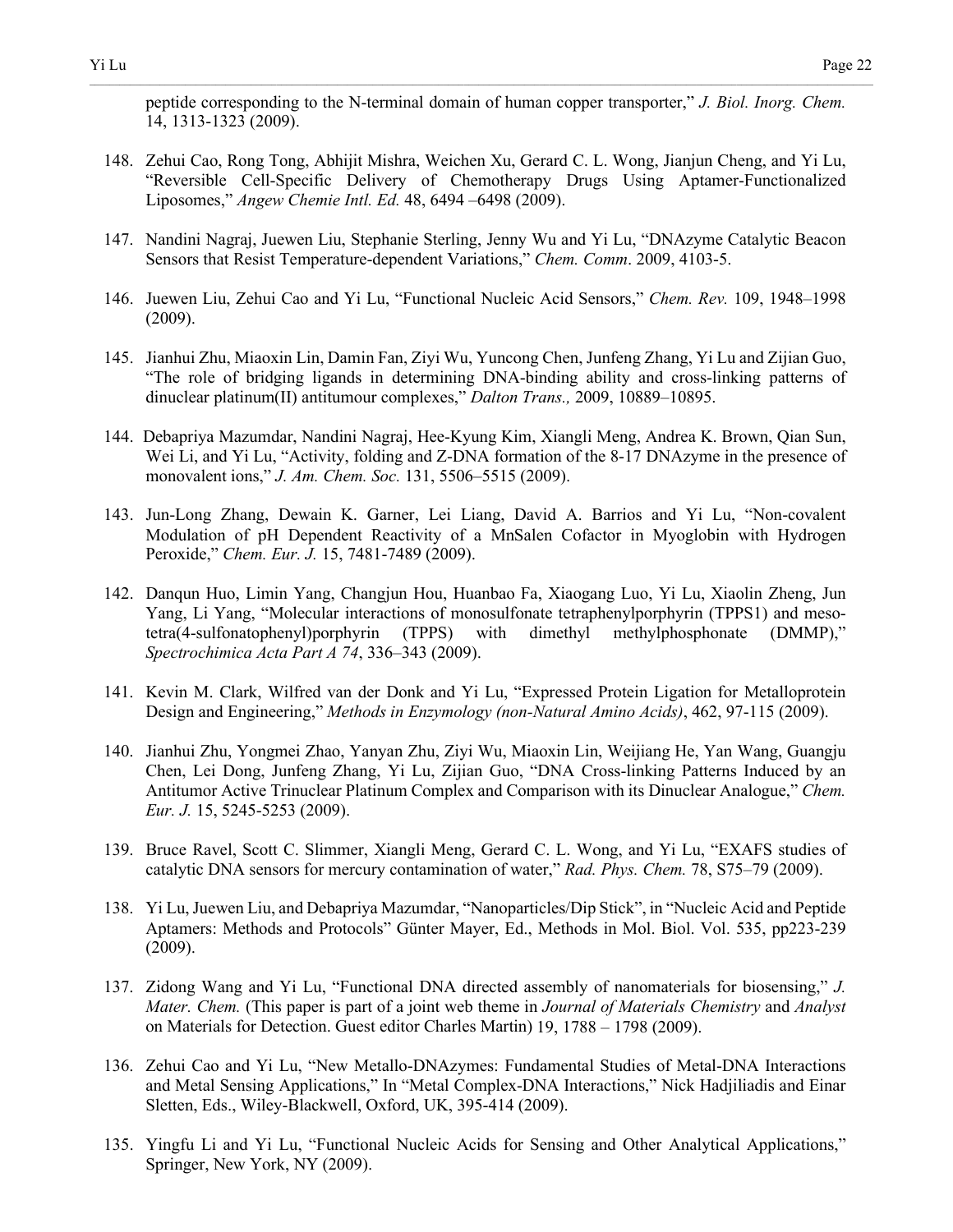peptide corresponding to the N-terminal domain of human copper transporter," *J. Biol. Inorg. Chem.* 14, 1313-1323 (2009).

148. Zehui Cao, Rong Tong, Abhijit Mishra, Weichen Xu, Gerard C. L. Wong, Jianjun Cheng, and Yi Lu, "Reversible Cell-Specific Delivery of Chemotherapy Drugs Using Aptamer-Functionalized Liposomes," *Angew Chemie Intl. Ed.* 48, 6494 –6498 (2009).

147. Nandini Nagraj, Juewen Liu, Stephanie Sterling, Jenny Wu and Yi Lu, "DNAzyme Catalytic Beacon Sensors that Resist Temperature-dependent Variations," *Chem. Comm*. 2009, 4103-5.

146. Juewen Liu, Zehui Cao and Yi Lu, "Functional Nucleic Acid Sensors," *Chem. Rev.* 109, 1948–1998 (2009).

145. Jianhui Zhu, Miaoxin Lin, Damin Fan, Ziyi Wu, Yuncong Chen, Junfeng Zhang, Yi Lu and Zijian Guo, "The role of bridging ligands in determining DNA-binding ability and cross-linking patterns of dinuclear platinum(II) antitumour complexes," *Dalton Trans.,* 2009, 10889–10895.

144. Debapriya Mazumdar, Nandini Nagraj, Hee-Kyung Kim, Xiangli Meng, Andrea K. Brown, Qian Sun, Wei Li, and Yi Lu, "Activity, folding and Z-DNA formation of the 8-17 DNAzyme in the presence of monovalent ions," *J. Am. Chem. Soc.* 131, 5506–5515 (2009).

143. Jun-Long Zhang, Dewain K. Garner, Lei Liang, David A. Barrios and Yi Lu, "Non-covalent Modulation of pH Dependent Reactivity of a MnSalen Cofactor in Myoglobin with Hydrogen Peroxide," *Chem. Eur. J.* 15, 7481-7489 (2009).

142. Danqun Huo, Limin Yang, Changjun Hou, Huanbao Fa, Xiaogang Luo, Yi Lu, Xiaolin Zheng, Jun Yang, Li Yang, "Molecular interactions of monosulfonate tetraphenylporphyrin (TPPS1) and meso-tetra(4-sulfonatophenyl)porphyrin (TPPS) with dimethyl methylphosphonate (DMMP)," *Spectrochimica Acta Part A 74*, 336–343 (2009).

141. Kevin M. Clark, Wilfred van der Donk and Yi Lu, "Expressed Protein Ligation for Metalloprotein Design and Engineering," *Methods in Enzymology (non-Natural Amino Acids)*, 462, 97-115 (2009).

140. Jianhui Zhu, Yongmei Zhao, Yanyan Zhu, Ziyi Wu, Miaoxin Lin, Weijiang He, Yan Wang, Guangju Chen, Lei Dong, Junfeng Zhang, Yi Lu, Zijian Guo, "DNA Cross-linking Patterns Induced by an Antitumor Active Trinuclear Platinum Complex and Comparison with its Dinuclear Analogue," *Chem. Eur. J.* 15, 5245-5253 (2009).

139. Bruce Ravel, Scott C. Slimmer, Xiangli Meng, Gerard C. L. Wong, and Yi Lu, "EXAFS studies of catalytic DNA sensors for mercury contamination of water," *Rad. Phys. Chem.* 78, S75–79 (2009).

138. Yi Lu, Juewen Liu, and Debapriya Mazumdar, "Nanoparticles/Dip Stick", in "Nucleic Acid and Peptide Aptamers: Methods and Protocols" Günter Mayer, Ed., Methods in Mol. Biol. Vol. 535, pp223-239 (2009).

137. Zidong Wang and Yi Lu, "Functional DNA directed assembly of nanomaterials for biosensing," *J. Mater. Chem.* (This paper is part of a joint web theme in *Journal of Materials Chemistry* and *Analyst* on Materials for Detection. Guest editor Charles Martin) 19, 1788 – 1798 (2009).

136. Zehui Cao and Yi Lu, "New Metallo-DNAzymes: Fundamental Studies of Metal-DNA Interactions and Metal Sensing Applications," In "Metal Complex-DNA Interactions," Nick Hadjiliadis and Einar Sletten, Eds., Wiley-Blackwell, Oxford, UK, 395-414 (2009).

135. Yingfu Li and Yi Lu, "Functional Nucleic Acids for Sensing and Other Analytical Applications," Springer, New York, NY (2009).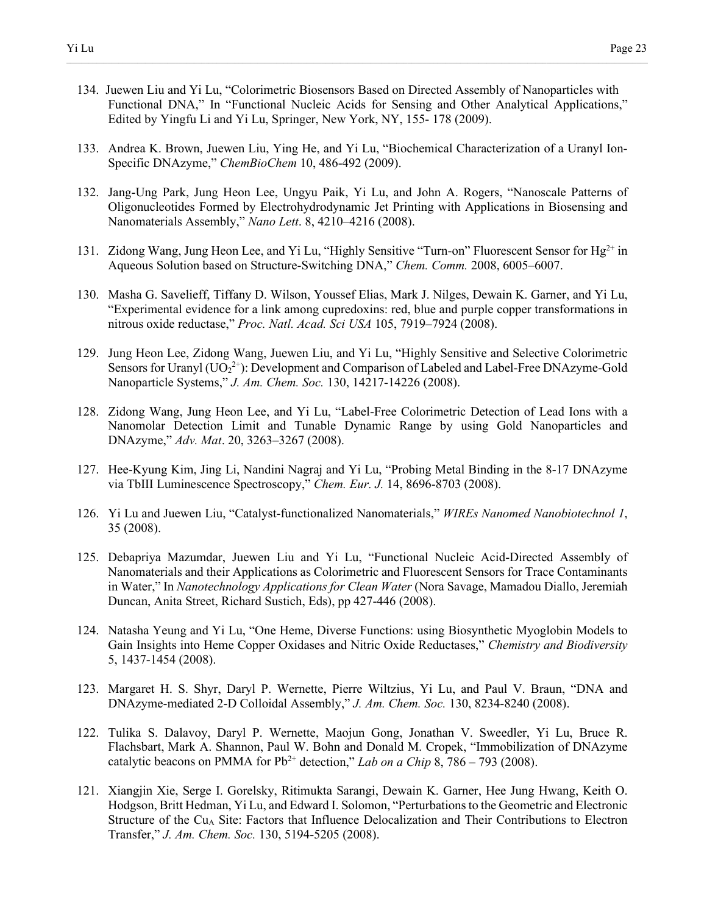134. Juewen Liu and Yi Lu, "Colorimetric Biosensors Based on Directed Assembly of Nanoparticles with Functional DNA," In "Functional Nucleic Acids for Sensing and Other Analytical Applications," Edited by Yingfu Li and Yi Lu, Springer, New York, NY, 155- 178 (2009).

133. Andrea K. Brown, Juewen Liu, Ying He, and Yi Lu, "Biochemical Characterization of a Uranyl Ion-Specific DNAzyme," *ChemBioChem* 10, 486-492 (2009).

132. Jang-Ung Park, Jung Heon Lee, Ungyu Paik, Yi Lu, and John A. Rogers, "Nanoscale Patterns of Oligonucleotides Formed by Electrohydrodynamic Jet Printing with Applications in Biosensing and Nanomaterials Assembly," *Nano Lett*. 8, 4210–4216 (2008).

131. Zidong Wang, Jung Heon Lee, and Yi Lu, "Highly Sensitive "Turn-on" Fluorescent Sensor for $Hg^{2+}$ in Aqueous Solution based on Structure-Switching DNA," *Chem. Comm.* 2008, 6005–6007.

130. Masha G. Savelieff, Tiffany D. Wilson, Youssef Elias, Mark J. Nilges, Dewain K. Garner, and Yi Lu, "Experimental evidence for a link among cupredoxins: red, blue and purple copper transformations in nitrous oxide reductase," *Proc. Natl. Acad. Sci USA* 105, 7919–7924 (2008).

129. Jung Heon Lee, Zidong Wang, Juewen Liu, and Yi Lu, "Highly Sensitive and Selective Colorimetric Sensors for Uranyl ($UO_2^{2+}$): Development and Comparison of Labeled and Label-Free DNAzyme-Gold Nanoparticle Systems," *J. Am. Chem. Soc.* 130, 14217-14226 (2008).

128. Zidong Wang, Jung Heon Lee, and Yi Lu, "Label-Free Colorimetric Detection of Lead Ions with a Nanomolar Detection Limit and Tunable Dynamic Range by using Gold Nanoparticles and DNAzyme," *Adv. Mat*. 20, 3263–3267 (2008).

127. Hee-Kyung Kim, Jing Li, Nandini Nagraj and Yi Lu, "Probing Metal Binding in the 8-17 DNAzyme via TbIII Luminescence Spectroscopy," *Chem. Eur. J.* 14, 8696-8703 (2008).

126. Yi Lu and Juewen Liu, "Catalyst-functionalized Nanomaterials," *WIREs Nanomed Nanobiotechnol 1*, 35 (2008).

125. Debapriya Mazumdar, Juewen Liu and Yi Lu, "Functional Nucleic Acid-Directed Assembly of Nanomaterials and their Applications as Colorimetric and Fluorescent Sensors for Trace Contaminants in Water," In *Nanotechnology Applications for Clean Water* (Nora Savage, Mamadou Diallo, Jeremiah Duncan, Anita Street, Richard Sustich, Eds), pp 427-446 (2008).

124. Natasha Yeung and Yi Lu, "One Heme, Diverse Functions: using Biosynthetic Myoglobin Models to Gain Insights into Heme Copper Oxidases and Nitric Oxide Reductases," *Chemistry and Biodiversity* 5, 1437-1454 (2008).

123. Margaret H. S. Shyr, Daryl P. Wernette, Pierre Wiltzius, Yi Lu, and Paul V. Braun, "DNA and DNAzyme-mediated 2-D Colloidal Assembly," *J. Am. Chem. Soc.* 130, 8234-8240 (2008).

122. Tulika S. Dalavoy, Daryl P. Wernette, Maojun Gong, Jonathan V. Sweedler, Yi Lu, Bruce R. Flachsbart, Mark A. Shannon, Paul W. Bohn and Donald M. Cropek, "Immobilization of DNAzyme catalytic beacons on PMMA for $Pb^{2+}$ detection," *Lab on a Chip* 8, 786 – 793 (2008).

121. Xiangjin Xie, Serge I. Gorelsky, Ritimukta Sarangi, Dewain K. Garner, Hee Jung Hwang, Keith O. Hodgson, Britt Hedman, Yi Lu, and Edward I. Solomon, "Perturbations to the Geometric and Electronic Structure of the $Cu_A$ Site: Factors that Influence Delocalization and Their Contributions to Electron Transfer," *J. Am. Chem. Soc.* 130, 5194-5205 (2008).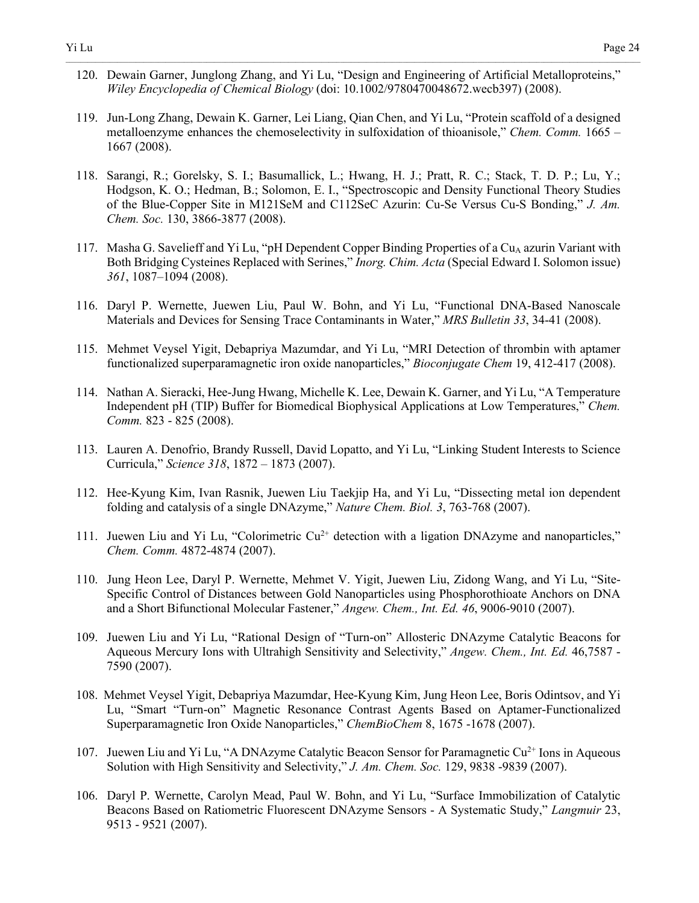120. Dewain Garner, Junglong Zhang, and Yi Lu, "Design and Engineering of Artificial Metalloproteins," *Wiley Encyclopedia of Chemical Biology* (doi: 10.1002/9780470048672.wecb397) (2008).

119. Jun-Long Zhang, Dewain K. Garner, Lei Liang, Qian Chen, and Yi Lu, "Protein scaffold of a designed metalloenzyme enhances the chemoselectivity in sulfoxidation of thioanisole," *Chem. Comm.* 1665 – 1667 (2008).

118. Sarangi, R.; Gorelsky, S. I.; Basumallick, L.; Hwang, H. J.; Pratt, R. C.; Stack, T. D. P.; Lu, Y.; Hodgson, K. O.; Hedman, B.; Solomon, E. I., "Spectroscopic and Density Functional Theory Studies of the Blue-Copper Site in M121SeM and C112SeC Azurin: Cu-Se Versus Cu-S Bonding," *J. Am. Chem. Soc.* 130, 3866-3877 (2008).

117. Masha G. Savelieff and Yi Lu, "pH Dependent Copper Binding Properties of a $Cu_A$ azurin Variant with Both Bridging Cysteines Replaced with Serines," *Inorg. Chim. Acta* (Special Edward I. Solomon issue) *361*, 1087–1094 (2008).

116. Daryl P. Wernette, Juewen Liu, Paul W. Bohn, and Yi Lu, "Functional DNA-Based Nanoscale Materials and Devices for Sensing Trace Contaminants in Water," *MRS Bulletin 33*, 34-41 (2008).

115. Mehmet Veysel Yigit, Debapriya Mazumdar, and Yi Lu, "MRI Detection of thrombin with aptamer functionalized superparamagnetic iron oxide nanoparticles," *Bioconjugate Chem* 19, 412-417 (2008).

114. Nathan A. Sieracki, Hee-Jung Hwang, Michelle K. Lee, Dewain K. Garner, and Yi Lu, "A Temperature Independent pH (TIP) Buffer for Biomedical Biophysical Applications at Low Temperatures," *Chem. Comm.* 823 - 825 (2008).

113. Lauren A. Denofrio, Brandy Russell, David Lopatto, and Yi Lu, "Linking Student Interests to Science Curricula," *Science 318*, 1872 – 1873 (2007).

112. Hee-Kyung Kim, Ivan Rasnik, Juewen Liu Taekjip Ha, and Yi Lu, "Dissecting metal ion dependent folding and catalysis of a single DNAzyme," *Nature Chem. Biol. 3*, 763-768 (2007).

111. Juewen Liu and Yi Lu, "Colorimetric $Cu^{2+}$ detection with a ligation DNAzyme and nanoparticles," *Chem. Comm.* 4872-4874 (2007).

110. Jung Heon Lee, Daryl P. Wernette, Mehmet V. Yigit, Juewen Liu, Zidong Wang, and Yi Lu, "Site-Specific Control of Distances between Gold Nanoparticles using Phosphorothioate Anchors on DNA and a Short Bifunctional Molecular Fastener," *Angew. Chem., Int. Ed. 46*, 9006-9010 (2007).

109. Juewen Liu and Yi Lu, "Rational Design of "Turn-on" Allosteric DNAzyme Catalytic Beacons for Aqueous Mercury Ions with Ultrahigh Sensitivity and Selectivity," *Angew. Chem., Int. Ed.* 46,7587 - 7590 (2007).

108. Mehmet Veysel Yigit, Debapriya Mazumdar, Hee-Kyung Kim, Jung Heon Lee, Boris Odintsov, and Yi Lu, "Smart "Turn-on" Magnetic Resonance Contrast Agents Based on Aptamer-Functionalized Superparamagnetic Iron Oxide Nanoparticles," *ChemBioChem* 8, 1675 -1678 (2007).

107. Juewen Liu and Yi Lu, "A DNAzyme Catalytic Beacon Sensor for Paramagnetic $Cu^{2+}$ Ions in Aqueous Solution with High Sensitivity and Selectivity," *J. Am. Chem. Soc.* 129, 9838 -9839 (2007).

106. Daryl P. Wernette, Carolyn Mead, Paul W. Bohn, and Yi Lu, "Surface Immobilization of Catalytic Beacons Based on Ratiometric Fluorescent DNAzyme Sensors - A Systematic Study," *Langmuir* 23, 9513 - 9521 (2007).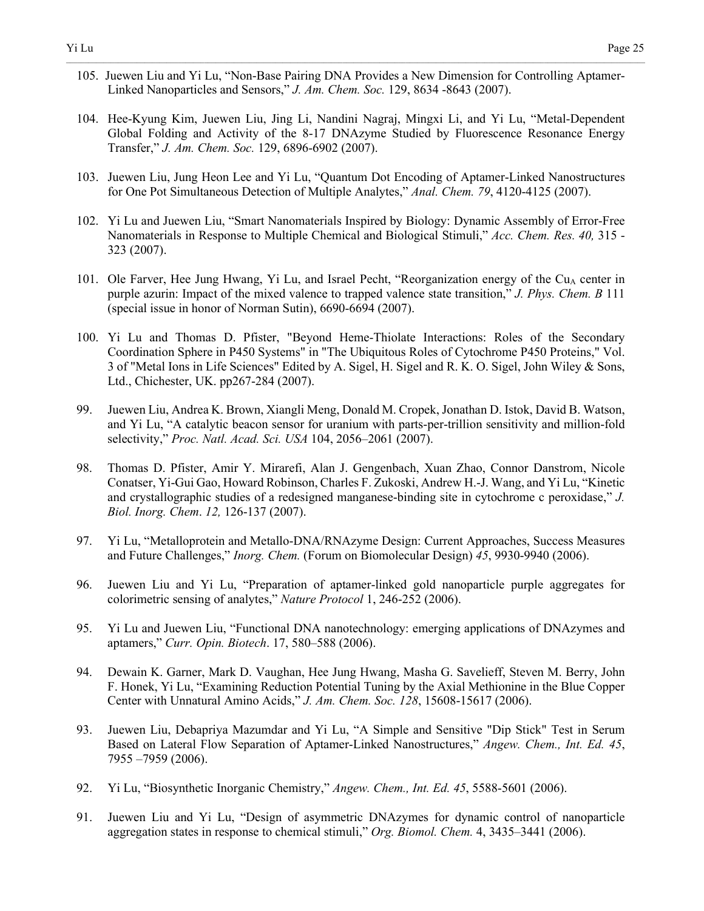105. Juewen Liu and Yi Lu, "Non-Base Pairing DNA Provides a New Dimension for Controlling Aptamer-Linked Nanoparticles and Sensors," *J. Am. Chem. Soc.* 129, 8634 -8643 (2007).

104. Hee-Kyung Kim, Juewen Liu, Jing Li, Nandini Nagraj, Mingxi Li, and Yi Lu, "Metal-Dependent Global Folding and Activity of the 8-17 DNAzyme Studied by Fluorescence Resonance Energy Transfer," *J. Am. Chem. Soc.* 129, 6896-6902 (2007).

103. Juewen Liu, Jung Heon Lee and Yi Lu, "Quantum Dot Encoding of Aptamer-Linked Nanostructures for One Pot Simultaneous Detection of Multiple Analytes," *Anal. Chem. 79*, 4120-4125 (2007).

102. Yi Lu and Juewen Liu, "Smart Nanomaterials Inspired by Biology: Dynamic Assembly of Error-Free Nanomaterials in Response to Multiple Chemical and Biological Stimuli," *Acc. Chem. Res. 40,* 315 - 323 (2007).

101. Ole Farver, Hee Jung Hwang, Yi Lu, and Israel Pecht, "Reorganization energy of the $Cu_A$ center in purple azurin: Impact of the mixed valence to trapped valence state transition," *J. Phys. Chem. B* 111 (special issue in honor of Norman Sutin), 6690-6694 (2007).

100. Yi Lu and Thomas D. Pfister, "Beyond Heme-Thiolate Interactions: Roles of the Secondary Coordination Sphere in P450 Systems" in "The Ubiquitous Roles of Cytochrome P450 Proteins," Vol. 3 of "Metal Ions in Life Sciences" Edited by A. Sigel, H. Sigel and R. K. O. Sigel, John Wiley & Sons, Ltd., Chichester, UK. pp267-284 (2007).

99. Juewen Liu, Andrea K. Brown, Xiangli Meng, Donald M. Cropek, Jonathan D. Istok, David B. Watson, and Yi Lu, "A catalytic beacon sensor for uranium with parts-per-trillion sensitivity and million-fold selectivity," *Proc. Natl. Acad. Sci. USA* 104, 2056–2061 (2007).

98. Thomas D. Pfister, Amir Y. Mirarefi, Alan J. Gengenbach, Xuan Zhao, Connor Danstrom, Nicole Conatser, Yi-Gui Gao, Howard Robinson, Charles F. Zukoski, Andrew H.-J. Wang, and Yi Lu, "Kinetic and crystallographic studies of a redesigned manganese-binding site in cytochrome c peroxidase," *J. Biol. Inorg. Chem*. *12,* 126-137 (2007).

97. Yi Lu, "Metalloprotein and Metallo-DNA/RNAzyme Design: Current Approaches, Success Measures and Future Challenges," *Inorg. Chem.* (Forum on Biomolecular Design) *45*, 9930-9940 (2006).

96. Juewen Liu and Yi Lu, "Preparation of aptamer-linked gold nanoparticle purple aggregates for colorimetric sensing of analytes," *Nature Protocol* 1, 246-252 (2006).

95. Yi Lu and Juewen Liu, "Functional DNA nanotechnology: emerging applications of DNAzymes and aptamers," *Curr. Opin. Biotech*. 17, 580–588 (2006).

94. Dewain K. Garner, Mark D. Vaughan, Hee Jung Hwang, Masha G. Savelieff, Steven M. Berry, John F. Honek, Yi Lu, "Examining Reduction Potential Tuning by the Axial Methionine in the Blue Copper Center with Unnatural Amino Acids," *J. Am. Chem. Soc. 128*, 15608-15617 (2006).

93. Juewen Liu, Debapriya Mazumdar and Yi Lu, "A Simple and Sensitive "Dip Stick" Test in Serum Based on Lateral Flow Separation of Aptamer-Linked Nanostructures," *Angew. Chem., Int. Ed. 45*, 7955 –7959 (2006).

92. Yi Lu, "Biosynthetic Inorganic Chemistry," *Angew. Chem., Int. Ed. 45*, 5588-5601 (2006).

91. Juewen Liu and Yi Lu, "Design of asymmetric DNAzymes for dynamic control of nanoparticle aggregation states in response to chemical stimuli," *Org. Biomol. Chem.* 4, 3435–3441 (2006).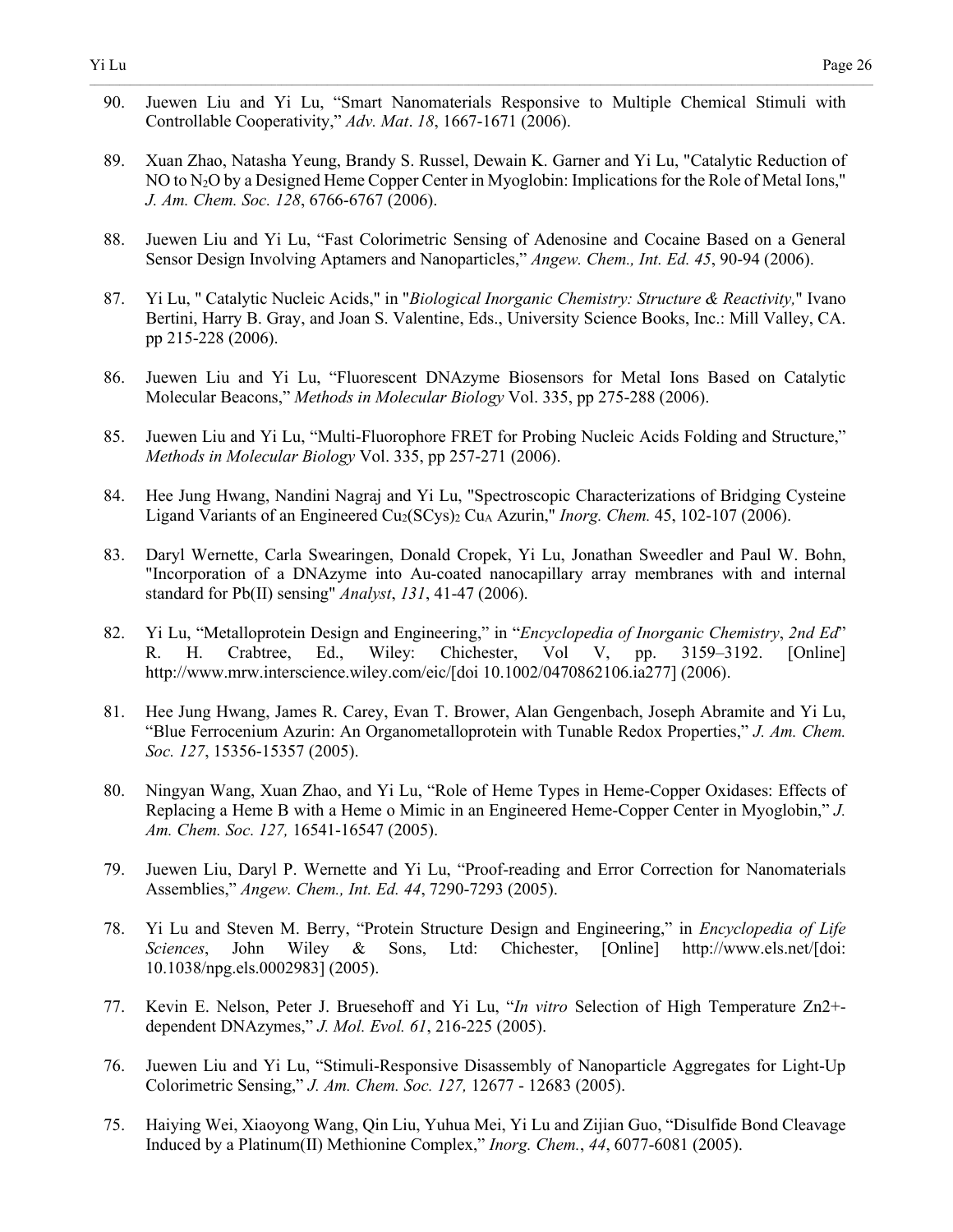90. Juewen Liu and Yi Lu, "Smart Nanomaterials Responsive to Multiple Chemical Stimuli with Controllable Cooperativity," *Adv. Mat*. *18*, 1667-1671 (2006).

89. Xuan Zhao, Natasha Yeung, Brandy S. Russel, Dewain K. Garner and Yi Lu, "Catalytic Reduction of NO to $N_2O$ by a Designed Heme Copper Center in Myoglobin: Implications for the Role of Metal Ions," *J. Am. Chem. Soc. 128*, 6766-6767 (2006).

88. Juewen Liu and Yi Lu, "Fast Colorimetric Sensing of Adenosine and Cocaine Based on a General Sensor Design Involving Aptamers and Nanoparticles," *Angew. Chem., Int. Ed. 45*, 90-94 (2006).

87. Yi Lu, " Catalytic Nucleic Acids," in "*Biological Inorganic Chemistry: Structure & Reactivity,*" Ivano Bertini, Harry B. Gray, and Joan S. Valentine, Eds., University Science Books, Inc.: Mill Valley, CA. pp 215-228 (2006).

86. Juewen Liu and Yi Lu, "Fluorescent DNAzyme Biosensors for Metal Ions Based on Catalytic Molecular Beacons," *Methods in Molecular Biology* Vol. 335, pp 275-288 (2006).

85. Juewen Liu and Yi Lu, "Multi-Fluorophore FRET for Probing Nucleic Acids Folding and Structure," *Methods in Molecular Biology* Vol. 335, pp 257-271 (2006).

84. Hee Jung Hwang, Nandini Nagraj and Yi Lu, "Spectroscopic Characterizations of Bridging Cysteine Ligand Variants of an Engineered $Cu_2(SCys)_2$ $Cu_A$ Azurin," *Inorg. Chem.* 45, 102-107 (2006).

83. Daryl Wernette, Carla Swearingen, Donald Cropek, Yi Lu, Jonathan Sweedler and Paul W. Bohn, "Incorporation of a DNAzyme into Au-coated nanocapillary array membranes with and internal standard for Pb(II) sensing" *Analyst*, *131*, 41-47 (2006).

82. Yi Lu, "Metalloprotein Design and Engineering," in "*Encyclopedia of Inorganic Chemistry*, *2nd Ed*" R. H. Crabtree, Ed., Wiley: Chichester, Vol V, pp. 3159–3192. [Online] http://www.mrw.interscience.wiley.com/eic/[doi 10.1002/0470862106.ia277] (2006).

81. Hee Jung Hwang, James R. Carey, Evan T. Brower, Alan Gengenbach, Joseph Abramite and Yi Lu, "Blue Ferrocenium Azurin: An Organometalloprotein with Tunable Redox Properties," *J. Am. Chem. Soc. 127*, 15356-15357 (2005).

80. Ningyan Wang, Xuan Zhao, and Yi Lu, "Role of Heme Types in Heme-Copper Oxidases: Effects of Replacing a Heme B with a Heme o Mimic in an Engineered Heme-Copper Center in Myoglobin," *J. Am. Chem. Soc. 127,* 16541-16547 (2005).

79. Juewen Liu, Daryl P. Wernette and Yi Lu, "Proof-reading and Error Correction for Nanomaterials Assemblies," *Angew. Chem., Int. Ed. 44*, 7290-7293 (2005).

78. Yi Lu and Steven M. Berry, "Protein Structure Design and Engineering," in *Encyclopedia of Life Sciences*, John Wiley & Sons, Ltd: Chichester, [Online] http://www.els.net/[doi: 10.1038/npg.els.0002983] (2005).

77. Kevin E. Nelson, Peter J. Bruesehoff and Yi Lu, "*In vitro* Selection of High Temperature Zn2+-dependent DNAzymes," *J. Mol. Evol. 61*, 216-225 (2005).

76. Juewen Liu and Yi Lu, "Stimuli-Responsive Disassembly of Nanoparticle Aggregates for Light-Up Colorimetric Sensing," *J. Am. Chem. Soc. 127,* 12677 - 12683 (2005).

75. Haiying Wei, Xiaoyong Wang, Qin Liu, Yuhua Mei, Yi Lu and Zijian Guo, "Disulfide Bond Cleavage Induced by a Platinum(II) Methionine Complex," *Inorg. Chem.*, *44*, 6077-6081 (2005).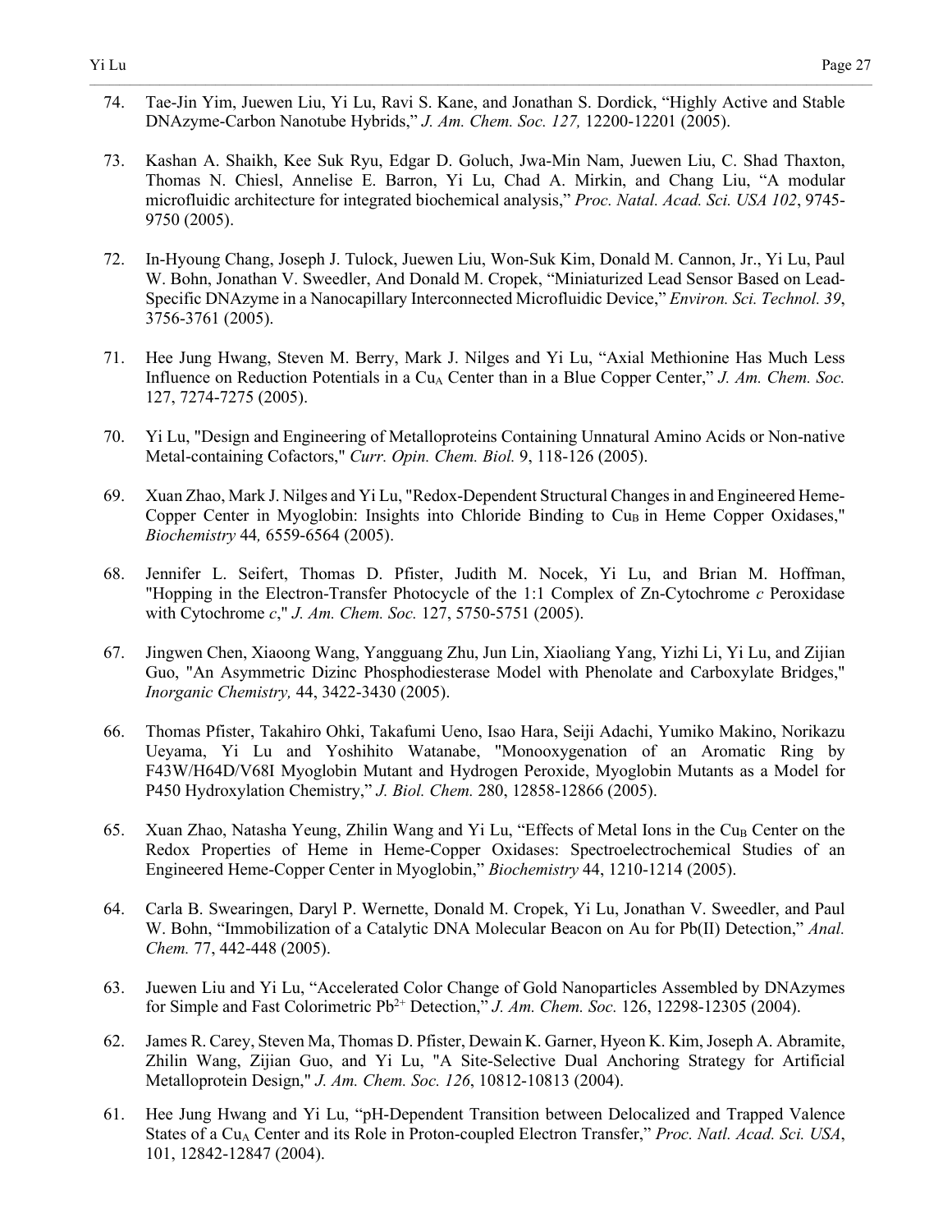74. Tae-Jin Yim, Juewen Liu, Yi Lu, Ravi S. Kane, and Jonathan S. Dordick, "Highly Active and Stable DNAzyme-Carbon Nanotube Hybrids," *J. Am. Chem. Soc. 127,* 12200-12201 (2005).

73. Kashan A. Shaikh, Kee Suk Ryu, Edgar D. Goluch, Jwa-Min Nam, Juewen Liu, C. Shad Thaxton, Thomas N. Chiesl, Annelise E. Barron, Yi Lu, Chad A. Mirkin, and Chang Liu, "A modular microfluidic architecture for integrated biochemical analysis," *Proc. Natal. Acad. Sci. USA 102*, 9745-9750 (2005).

72. In-Hyoung Chang, Joseph J. Tulock, Juewen Liu, Won-Suk Kim, Donald M. Cannon, Jr., Yi Lu, Paul W. Bohn, Jonathan V. Sweedler, And Donald M. Cropek, "Miniaturized Lead Sensor Based on Lead-Specific DNAzyme in a Nanocapillary Interconnected Microfluidic Device," *Environ. Sci. Technol. 39*, 3756-3761 (2005).

71. Hee Jung Hwang, Steven M. Berry, Mark J. Nilges and Yi Lu, "Axial Methionine Has Much Less Influence on Reduction Potentials in a $Cu_A$ Center than in a Blue Copper Center," *J. Am. Chem. Soc.* 127, 7274-7275 (2005).

70. Yi Lu, "Design and Engineering of Metalloproteins Containing Unnatural Amino Acids or Non-native Metal-containing Cofactors," *Curr. Opin. Chem. Biol.* 9, 118-126 (2005).

69. Xuan Zhao, Mark J. Nilges and Yi Lu, "Redox-Dependent Structural Changes in and Engineered Heme-Copper Center in Myoglobin: Insights into Chloride Binding to $Cu_B$ in Heme Copper Oxidases," *Biochemistry* 44*,* 6559-6564 (2005).

68. Jennifer L. Seifert, Thomas D. Pfister, Judith M. Nocek, Yi Lu, and Brian M. Hoffman, "Hopping in the Electron-Transfer Photocycle of the 1:1 Complex of Zn-Cytochrome *c* Peroxidase with Cytochrome *c*," *J. Am. Chem. Soc.* 127, 5750-5751 (2005).

67. Jingwen Chen, Xiaoong Wang, Yangguang Zhu, Jun Lin, Xiaoliang Yang, Yizhi Li, Yi Lu, and Zijian Guo, "An Asymmetric Dizinc Phosphodiesterase Model with Phenolate and Carboxylate Bridges," *Inorganic Chemistry,* 44, 3422-3430 (2005).

66. Thomas Pfister, Takahiro Ohki, Takafumi Ueno, Isao Hara, Seiji Adachi, Yumiko Makino, Norikazu Ueyama, Yi Lu and Yoshihito Watanabe, "Monooxygenation of an Aromatic Ring by F43W/H64D/V68I Myoglobin Mutant and Hydrogen Peroxide, Myoglobin Mutants as a Model for P450 Hydroxylation Chemistry," *J. Biol. Chem.* 280, 12858-12866 (2005).

65. Xuan Zhao, Natasha Yeung, Zhilin Wang and Yi Lu, "Effects of Metal Ions in the $Cu_B$ Center on the Redox Properties of Heme in Heme-Copper Oxidases: Spectroelectrochemical Studies of an Engineered Heme-Copper Center in Myoglobin," *Biochemistry* 44, 1210-1214 (2005).

64. Carla B. Swearingen, Daryl P. Wernette, Donald M. Cropek, Yi Lu, Jonathan V. Sweedler, and Paul W. Bohn, "Immobilization of a Catalytic DNA Molecular Beacon on Au for Pb(II) Detection," *Anal. Chem.* 77, 442-448 (2005).

63. Juewen Liu and Yi Lu, "Accelerated Color Change of Gold Nanoparticles Assembled by DNAzymes for Simple and Fast Colorimetric $Pb^{2+}$ Detection," *J. Am. Chem. Soc.* 126, 12298-12305 (2004).

62. James R. Carey, Steven Ma, Thomas D. Pfister, Dewain K. Garner, Hyeon K. Kim, Joseph A. Abramite, Zhilin Wang, Zijian Guo, and Yi Lu, "A Site-Selective Dual Anchoring Strategy for Artificial Metalloprotein Design," *J. Am. Chem. Soc. 126*, 10812-10813 (2004).

61. Hee Jung Hwang and Yi Lu, "pH-Dependent Transition between Delocalized and Trapped Valence States of a $Cu_A$ Center and its Role in Proton-coupled Electron Transfer," *Proc. Natl. Acad. Sci. USA*, 101, 12842-12847 (2004).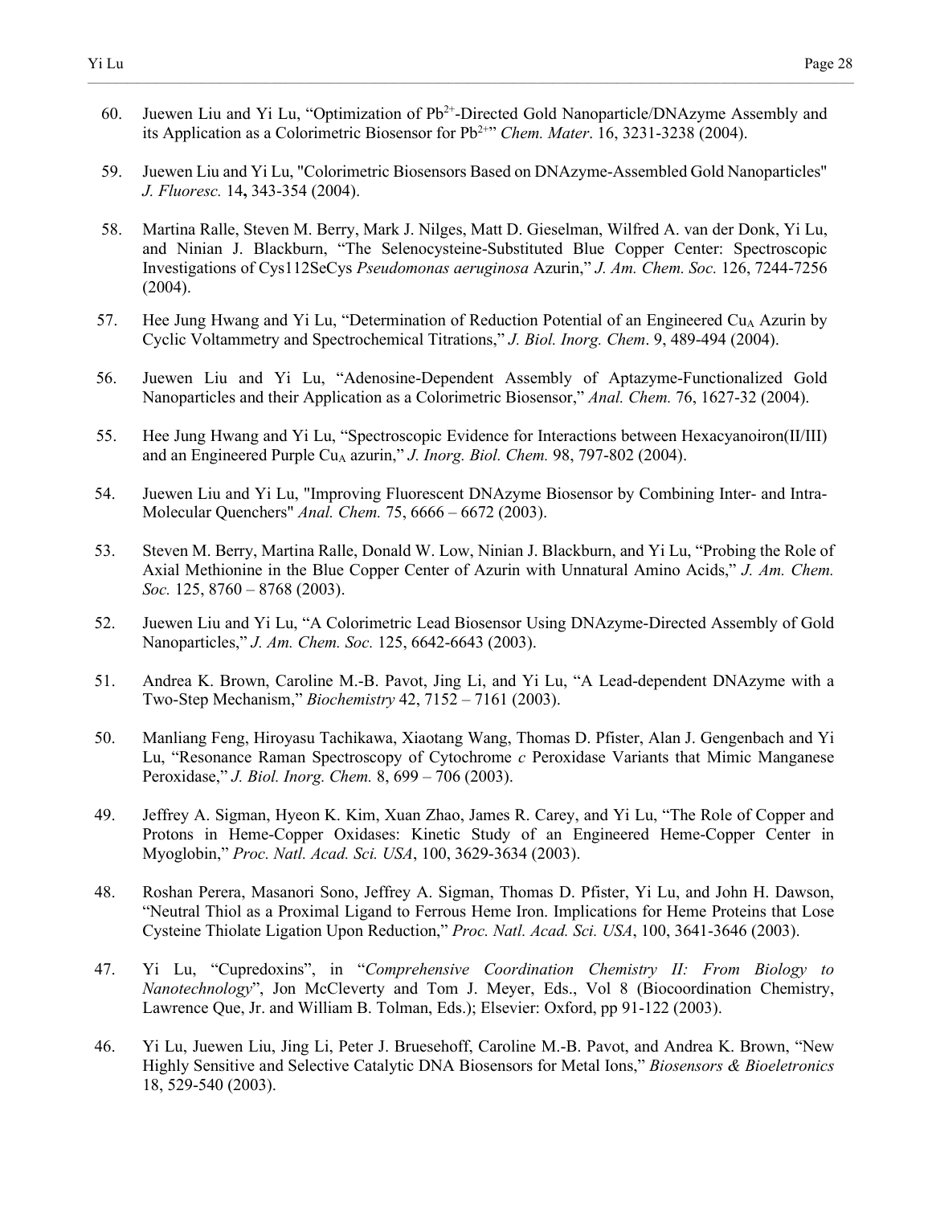60. Juewen Liu and Yi Lu, "Optimization of $Pb^{2+}$-Directed Gold Nanoparticle/DNAzyme Assembly and its Application as a Colorimetric Biosensor for $Pb^{2+}$" *Chem. Mater*. 16, 3231-3238 (2004).

59. Juewen Liu and Yi Lu, "Colorimetric Biosensors Based on DNAzyme-Assembled Gold Nanoparticles" *J. Fluoresc.* 14**,** 343-354 (2004).

58. Martina Ralle, Steven M. Berry, Mark J. Nilges, Matt D. Gieselman, Wilfred A. van der Donk, Yi Lu, and Ninian J. Blackburn, "The Selenocysteine-Substituted Blue Copper Center: Spectroscopic Investigations of Cys112SeCys *Pseudomonas aeruginosa* Azurin," *J. Am. Chem. Soc.* 126, 7244-7256 (2004).

57. Hee Jung Hwang and Yi Lu, "Determination of Reduction Potential of an Engineered $Cu_A$ Azurin by Cyclic Voltammetry and Spectrochemical Titrations," *J. Biol. Inorg. Chem*. 9, 489-494 (2004).

56. Juewen Liu and Yi Lu, "Adenosine-Dependent Assembly of Aptazyme-Functionalized Gold Nanoparticles and their Application as a Colorimetric Biosensor," *Anal. Chem.* 76, 1627-32 (2004).

55. Hee Jung Hwang and Yi Lu, "Spectroscopic Evidence for Interactions between Hexacyanoiron(II/III) and an Engineered Purple $Cu_A$ azurin," *J. Inorg. Biol. Chem.* 98, 797-802 (2004).

54. Juewen Liu and Yi Lu, "Improving Fluorescent DNAzyme Biosensor by Combining Inter- and Intra-Molecular Quenchers" *Anal. Chem.* 75, 6666 – 6672 (2003).

53. Steven M. Berry, Martina Ralle, Donald W. Low, Ninian J. Blackburn, and Yi Lu, "Probing the Role of Axial Methionine in the Blue Copper Center of Azurin with Unnatural Amino Acids," *J. Am. Chem. Soc.* 125, 8760 – 8768 (2003).

52. Juewen Liu and Yi Lu, "A Colorimetric Lead Biosensor Using DNAzyme-Directed Assembly of Gold Nanoparticles," *J. Am. Chem. Soc.* 125, 6642-6643 (2003).

51. Andrea K. Brown, Caroline M.-B. Pavot, Jing Li, and Yi Lu, "A Lead-dependent DNAzyme with a Two-Step Mechanism," *Biochemistry* 42, 7152 – 7161 (2003).

50. Manliang Feng, Hiroyasu Tachikawa, Xiaotang Wang, Thomas D. Pfister, Alan J. Gengenbach and Yi Lu, "Resonance Raman Spectroscopy of Cytochrome *c* Peroxidase Variants that Mimic Manganese Peroxidase," *J. Biol. Inorg. Chem.* 8, 699 – 706 (2003).

49. Jeffrey A. Sigman, Hyeon K. Kim, Xuan Zhao, James R. Carey, and Yi Lu, "The Role of Copper and Protons in Heme-Copper Oxidases: Kinetic Study of an Engineered Heme-Copper Center in Myoglobin," *Proc. Natl. Acad. Sci. USA*, 100, 3629-3634 (2003).

48. Roshan Perera, Masanori Sono, Jeffrey A. Sigman, Thomas D. Pfister, Yi Lu, and John H. Dawson, "Neutral Thiol as a Proximal Ligand to Ferrous Heme Iron. Implications for Heme Proteins that Lose Cysteine Thiolate Ligation Upon Reduction," *Proc. Natl. Acad. Sci. USA*, 100, 3641-3646 (2003).

47. Yi Lu, "Cupredoxins", in "*Comprehensive Coordination Chemistry II: From Biology to Nanotechnology*", Jon McCleverty and Tom J. Meyer, Eds., Vol 8 (Biocoordination Chemistry, Lawrence Que, Jr. and William B. Tolman, Eds.); Elsevier: Oxford, pp 91-122 (2003).

46. Yi Lu, Juewen Liu, Jing Li, Peter J. Bruesehoff, Caroline M.-B. Pavot, and Andrea K. Brown, "New Highly Sensitive and Selective Catalytic DNA Biosensors for Metal Ions," *Biosensors & Bioeletronics* 18, 529-540 (2003).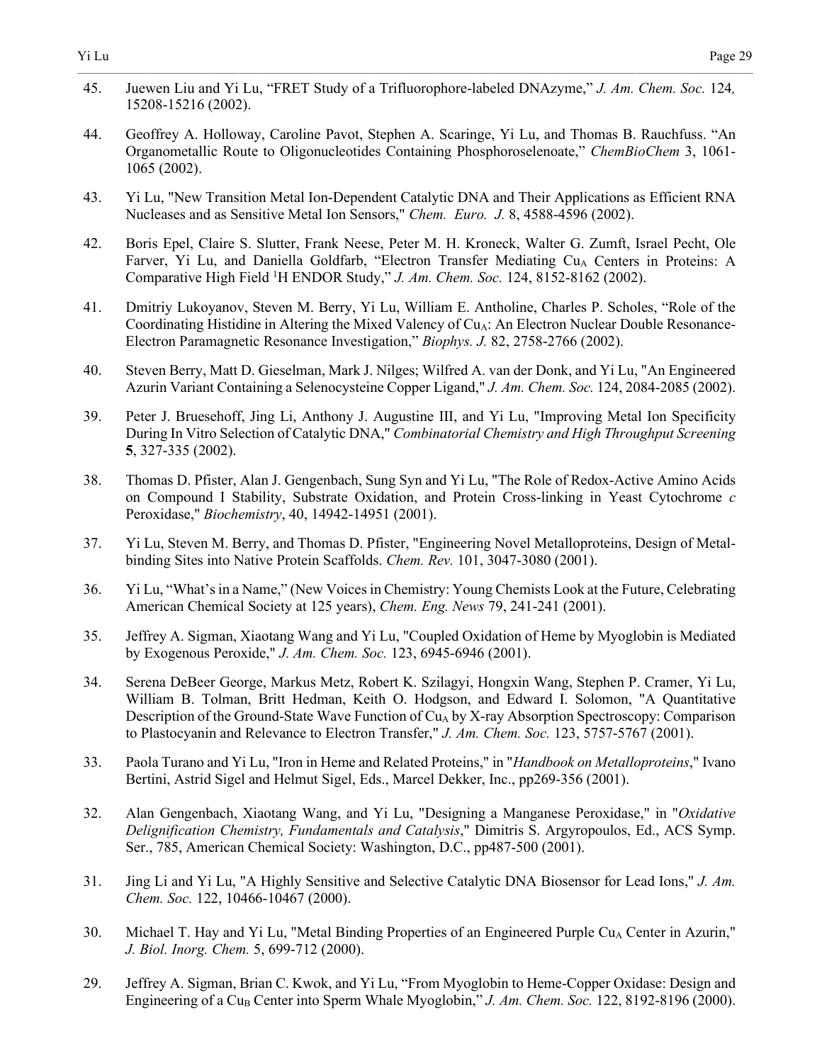45. Juewen Liu and Yi Lu, "FRET Study of a Trifluorophore-labeled DNAzyme," *J. Am. Chem. Soc.* 124*,* 15208-15216 (2002).

44. Geoffrey A. Holloway, Caroline Pavot, Stephen A. Scaringe, Yi Lu, and Thomas B. Rauchfuss. "An Organometallic Route to Oligonucleotides Containing Phosphoroselenoate," *ChemBioChem* 3, 1061-1065 (2002).

43. Yi Lu, "New Transition Metal Ion-Dependent Catalytic DNA and Their Applications as Efficient RNA Nucleases and as Sensitive Metal Ion Sensors," *Chem. Euro. J.* 8, 4588-4596 (2002).

42. Boris Epel, Claire S. Slutter, Frank Neese, Peter M. H. Kroneck, Walter G. Zumft, Israel Pecht, Ole Farver, Yi Lu, and Daniella Goldfarb, "Electron Transfer Mediating $Cu_A$ Centers in Proteins: A Comparative High Field $^1$H ENDOR Study," *J. Am. Chem. Soc.* 124, 8152-8162 (2002).

41. Dmitriy Lukoyanov, Steven M. Berry, Yi Lu, William E. Antholine, Charles P. Scholes, "Role of the Coordinating Histidine in Altering the Mixed Valency of $Cu_A$: An Electron Nuclear Double Resonance-Electron Paramagnetic Resonance Investigation," *Biophys. J.* 82, 2758-2766 (2002).

40. Steven Berry, Matt D. Gieselman, Mark J. Nilges; Wilfred A. van der Donk, and Yi Lu, "An Engineered Azurin Variant Containing a Selenocysteine Copper Ligand," *J. Am. Chem. Soc.* 124, 2084-2085 (2002).

39. Peter J. Bruesehoff, Jing Li, Anthony J. Augustine III, and Yi Lu, "Improving Metal Ion Specificity During In Vitro Selection of Catalytic DNA," *Combinatorial Chemistry and High Throughput Screening* **5**, 327-335 (2002).

38. Thomas D. Pfister, Alan J. Gengenbach, Sung Syn and Yi Lu, "The Role of Redox-Active Amino Acids on Compound I Stability, Substrate Oxidation, and Protein Cross-linking in Yeast Cytochrome *c* Peroxidase," *Biochemistry*, 40, 14942-14951 (2001).

37. Yi Lu, Steven M. Berry, and Thomas D. Pfister, "Engineering Novel Metalloproteins, Design of Metal-binding Sites into Native Protein Scaffolds. *Chem. Rev.* 101, 3047-3080 (2001).

36. Yi Lu, "What's in a Name," (New Voices in Chemistry: Young Chemists Look at the Future, Celebrating American Chemical Society at 125 years), *Chem. Eng. News* 79, 241-241 (2001).

35. Jeffrey A. Sigman, Xiaotang Wang and Yi Lu, "Coupled Oxidation of Heme by Myoglobin is Mediated by Exogenous Peroxide," *J. Am. Chem. Soc.* 123, 6945-6946 (2001).

34. Serena DeBeer George, Markus Metz, Robert K. Szilagyi, Hongxin Wang, Stephen P. Cramer, Yi Lu, William B. Tolman, Britt Hedman, Keith O. Hodgson, and Edward I. Solomon, "A Quantitative Description of the Ground-State Wave Function of $Cu_A$ by X-ray Absorption Spectroscopy: Comparison to Plastocyanin and Relevance to Electron Transfer," *J. Am. Chem. Soc.* 123, 5757-5767 (2001).

33. Paola Turano and Yi Lu, "Iron in Heme and Related Proteins," in "*Handbook on Metalloproteins*," Ivano Bertini, Astrid Sigel and Helmut Sigel, Eds., Marcel Dekker, Inc., pp269-356 (2001).

32. Alan Gengenbach, Xiaotang Wang, and Yi Lu, "Designing a Manganese Peroxidase," in "*Oxidative Delignification Chemistry, Fundamentals and Catalysis*," Dimitris S. Argyropoulos, Ed., ACS Symp. Ser., 785, American Chemical Society: Washington, D.C., pp487-500 (2001).

31. Jing Li and Yi Lu, "A Highly Sensitive and Selective Catalytic DNA Biosensor for Lead Ions," *J. Am. Chem. Soc.* 122, 10466-10467 (2000).

30. Michael T. Hay and Yi Lu, "Metal Binding Properties of an Engineered Purple $Cu_A$ Center in Azurin," *J. Biol. Inorg. Chem.* 5, 699-712 (2000).

29. Jeffrey A. Sigman, Brian C. Kwok, and Yi Lu, "From Myoglobin to Heme-Copper Oxidase: Design and Engineering of a $Cu_B$ Center into Sperm Whale Myoglobin," *J. Am. Chem. Soc.* 122, 8192-8196 (2000).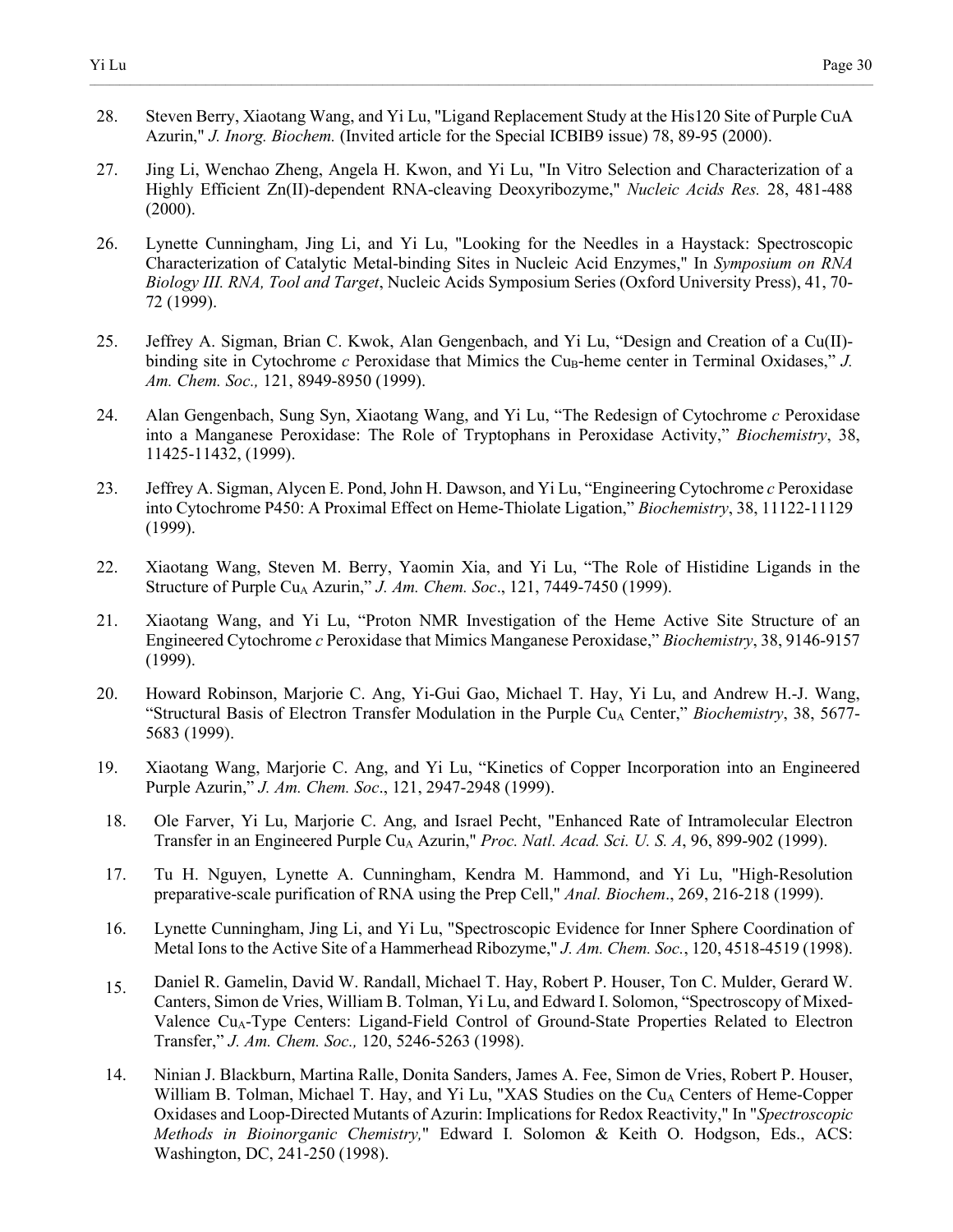28. Steven Berry, Xiaotang Wang, and Yi Lu, "Ligand Replacement Study at the His120 Site of Purple CuA Azurin," *J. Inorg. Biochem.* (Invited article for the Special ICBIB9 issue) 78, 89-95 (2000).

27. Jing Li, Wenchao Zheng, Angela H. Kwon, and Yi Lu, "In Vitro Selection and Characterization of a Highly Efficient Zn(II)-dependent RNA-cleaving Deoxyribozyme," *Nucleic Acids Res.* 28, 481-488 (2000).

26. Lynette Cunningham, Jing Li, and Yi Lu, "Looking for the Needles in a Haystack: Spectroscopic Characterization of Catalytic Metal-binding Sites in Nucleic Acid Enzymes," In *Symposium on RNA Biology III. RNA, Tool and Target*, Nucleic Acids Symposium Series (Oxford University Press), 41, 70-72 (1999).

25. Jeffrey A. Sigman, Brian C. Kwok, Alan Gengenbach, and Yi Lu, "Design and Creation of a Cu(II)-binding site in Cytochrome *c* Peroxidase that Mimics the $Cu_B$-heme center in Terminal Oxidases," *J. Am. Chem. Soc.,* 121, 8949-8950 (1999).

24. Alan Gengenbach, Sung Syn, Xiaotang Wang, and Yi Lu, "The Redesign of Cytochrome *c* Peroxidase into a Manganese Peroxidase: The Role of Tryptophans in Peroxidase Activity," *Biochemistry*, 38, 11425-11432, (1999).

23. Jeffrey A. Sigman, Alycen E. Pond, John H. Dawson, and Yi Lu, "Engineering Cytochrome *c* Peroxidase into Cytochrome P450: A Proximal Effect on Heme-Thiolate Ligation," *Biochemistry*, 38, 11122-11129 (1999).

22. Xiaotang Wang, Steven M. Berry, Yaomin Xia, and Yi Lu, "The Role of Histidine Ligands in the Structure of Purple $Cu_A$ Azurin," *J. Am. Chem. Soc*., 121, 7449-7450 (1999).

21. Xiaotang Wang, and Yi Lu, "Proton NMR Investigation of the Heme Active Site Structure of an Engineered Cytochrome *c* Peroxidase that Mimics Manganese Peroxidase," *Biochemistry*, 38, 9146-9157 (1999).

20. Howard Robinson, Marjorie C. Ang, Yi-Gui Gao, Michael T. Hay, Yi Lu, and Andrew H.-J. Wang, "Structural Basis of Electron Transfer Modulation in the Purple $Cu_A$ Center," *Biochemistry*, 38, 5677-5683 (1999).

19. Xiaotang Wang, Marjorie C. Ang, and Yi Lu, "Kinetics of Copper Incorporation into an Engineered Purple Azurin," *J. Am. Chem. Soc*., 121, 2947-2948 (1999).

18. Ole Farver, Yi Lu, Marjorie C. Ang, and Israel Pecht, "Enhanced Rate of Intramolecular Electron Transfer in an Engineered Purple $Cu_A$ Azurin," *Proc. Natl. Acad. Sci. U. S. A*, 96, 899-902 (1999).

17. Tu H. Nguyen, Lynette A. Cunningham, Kendra M. Hammond, and Yi Lu, "High-Resolution preparative-scale purification of RNA using the Prep Cell," *Anal. Biochem*., 269, 216-218 (1999).

16. Lynette Cunningham, Jing Li, and Yi Lu, "Spectroscopic Evidence for Inner Sphere Coordination of Metal Ions to the Active Site of a Hammerhead Ribozyme," *J. Am. Chem. Soc.*, 120, 4518-4519 (1998).

15. Daniel R. Gamelin, David W. Randall, Michael T. Hay, Robert P. Houser, Ton C. Mulder, Gerard W. Canters, Simon de Vries, William B. Tolman, Yi Lu, and Edward I. Solomon, "Spectroscopy of Mixed-Valence $Cu_A$-Type Centers: Ligand-Field Control of Ground-State Properties Related to Electron Transfer," *J. Am. Chem. Soc.,* 120, 5246-5263 (1998).

14. Ninian J. Blackburn, Martina Ralle, Donita Sanders, James A. Fee, Simon de Vries, Robert P. Houser, William B. Tolman, Michael T. Hay, and Yi Lu, "XAS Studies on the $Cu_A$ Centers of Heme-Copper Oxidases and Loop-Directed Mutants of Azurin: Implications for Redox Reactivity," In "*Spectroscopic Methods in Bioinorganic Chemistry,*" Edward I. Solomon & Keith O. Hodgson, Eds., ACS: Washington, DC, 241-250 (1998).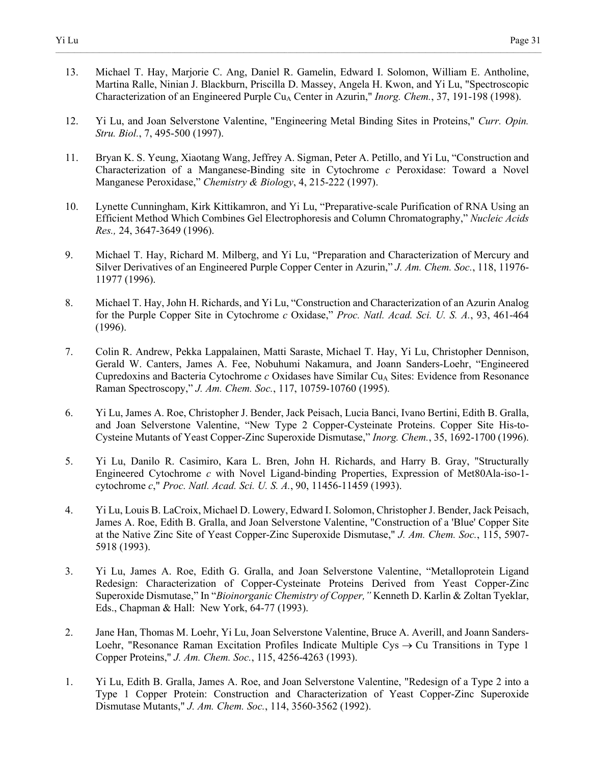13. Michael T. Hay, Marjorie C. Ang, Daniel R. Gamelin, Edward I. Solomon, William E. Antholine, Martina Ralle, Ninian J. Blackburn, Priscilla D. Massey, Angela H. Kwon, and Yi Lu, "Spectroscopic Characterization of an Engineered Purple $Cu_A$ Center in Azurin," *Inorg. Chem.*, 37, 191-198 (1998).

12. Yi Lu, and Joan Selverstone Valentine, "Engineering Metal Binding Sites in Proteins," *Curr. Opin. Stru. Biol.*, 7, 495-500 (1997).

11. Bryan K. S. Yeung, Xiaotang Wang, Jeffrey A. Sigman, Peter A. Petillo, and Yi Lu, "Construction and Characterization of a Manganese-Binding site in Cytochrome *c* Peroxidase: Toward a Novel Manganese Peroxidase," *Chemistry & Biology*, 4, 215-222 (1997).

10. Lynette Cunningham, Kirk Kittikamron, and Yi Lu, "Preparative-scale Purification of RNA Using an Efficient Method Which Combines Gel Electrophoresis and Column Chromatography," *Nucleic Acids Res.,* 24, 3647-3649 (1996).

9. Michael T. Hay, Richard M. Milberg, and Yi Lu, "Preparation and Characterization of Mercury and Silver Derivatives of an Engineered Purple Copper Center in Azurin," *J. Am. Chem. Soc.*, 118, 11976-11977 (1996).

8. Michael T. Hay, John H. Richards, and Yi Lu, "Construction and Characterization of an Azurin Analog for the Purple Copper Site in Cytochrome *c* Oxidase," *Proc. Natl. Acad. Sci. U. S. A.*, 93, 461-464 (1996).

7. Colin R. Andrew, Pekka Lappalainen, Matti Saraste, Michael T. Hay, Yi Lu, Christopher Dennison, Gerald W. Canters, James A. Fee, Nobuhumi Nakamura, and Joann Sanders-Loehr, "Engineered Cupredoxins and Bacteria Cytochrome *c* Oxidases have Similar $Cu_A$ Sites: Evidence from Resonance Raman Spectroscopy," *J. Am. Chem. Soc.*, 117, 10759-10760 (1995).

6. Yi Lu, James A. Roe, Christopher J. Bender, Jack Peisach, Lucia Banci, Ivano Bertini, Edith B. Gralla, and Joan Selverstone Valentine, "New Type 2 Copper-Cysteinate Proteins. Copper Site His-to-Cysteine Mutants of Yeast Copper-Zinc Superoxide Dismutase," *Inorg. Chem.*, 35, 1692-1700 (1996).

5. Yi Lu, Danilo R. Casimiro, Kara L. Bren, John H. Richards, and Harry B. Gray, "Structurally Engineered Cytochrome *c* with Novel Ligand-binding Properties, Expression of Met80Ala-iso-1-cytochrome *c*," *Proc. Natl. Acad. Sci. U. S. A.*, 90, 11456-11459 (1993).

4. Yi Lu, Louis B. LaCroix, Michael D. Lowery, Edward I. Solomon, Christopher J. Bender, Jack Peisach, James A. Roe, Edith B. Gralla, and Joan Selverstone Valentine, "Construction of a 'Blue' Copper Site at the Native Zinc Site of Yeast Copper-Zinc Superoxide Dismutase," *J. Am. Chem. Soc.*, 115, 5907-5918 (1993).

3. Yi Lu, James A. Roe, Edith G. Gralla, and Joan Selverstone Valentine, "Metalloprotein Ligand Redesign: Characterization of Copper-Cysteinate Proteins Derived from Yeast Copper-Zinc Superoxide Dismutase," In "*Bioinorganic Chemistry of Copper,"* Kenneth D. Karlin & Zoltan Tyeklar, Eds., Chapman & Hall: New York, 64-77 (1993).

2. Jane Han, Thomas M. Loehr, Yi Lu, Joan Selverstone Valentine, Bruce A. Averill, and Joann Sanders-Loehr, "Resonance Raman Excitation Profiles Indicate Multiple Cys $\rightarrow$ Cu Transitions in Type 1 Copper Proteins," *J. Am. Chem. Soc.*, 115, 4256-4263 (1993).

1. Yi Lu, Edith B. Gralla, James A. Roe, and Joan Selverstone Valentine, "Redesign of a Type 2 into a Type 1 Copper Protein: Construction and Characterization of Yeast Copper-Zinc Superoxide Dismutase Mutants," *J. Am. Chem. Soc.*, 114, 3560-3562 (1992).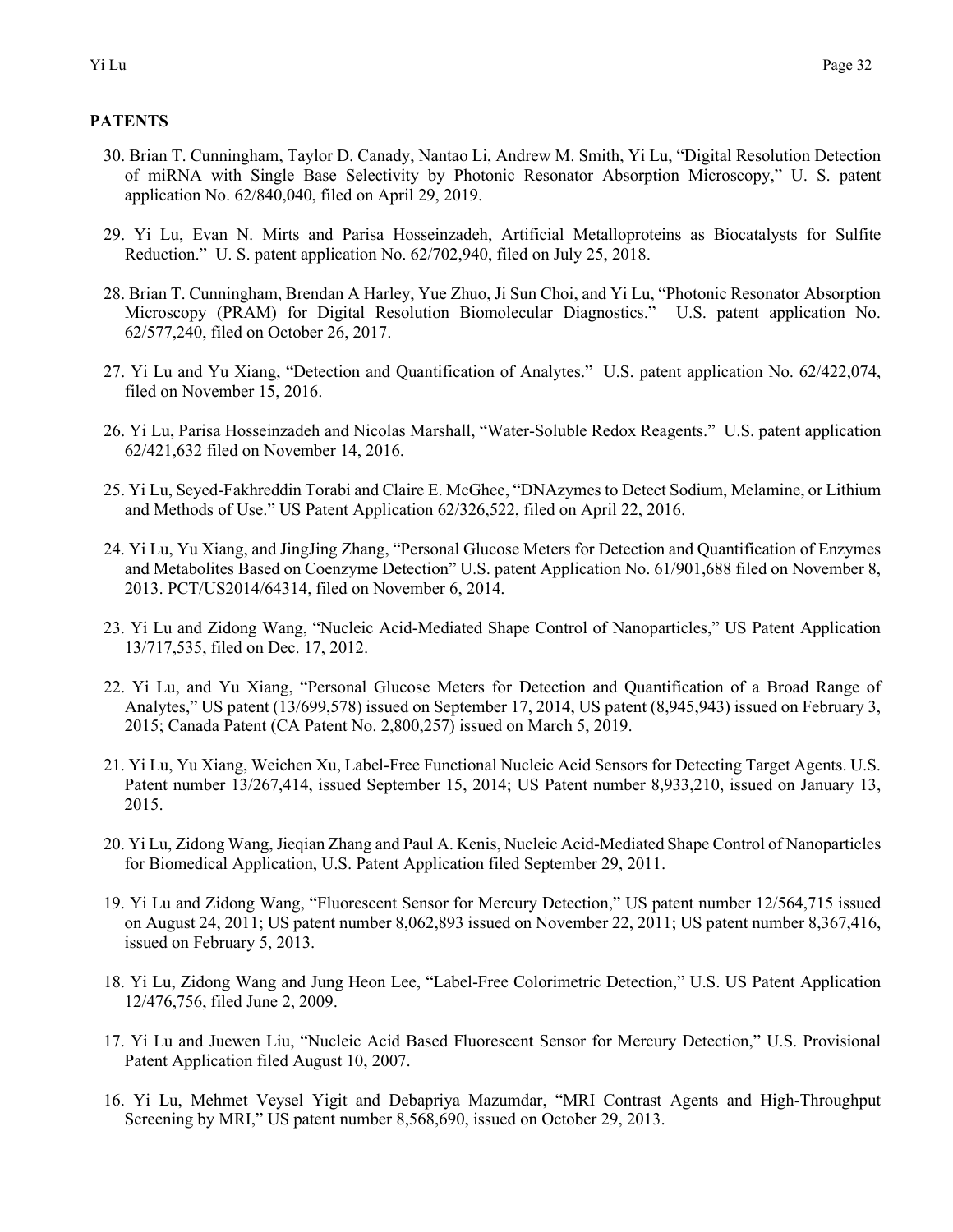**PATENTS**

30. Brian T. Cunningham, Taylor D. Canady, Nantao Li, Andrew M. Smith, Yi Lu, "Digital Resolution Detection of miRNA with Single Base Selectivity by Photonic Resonator Absorption Microscopy," U. S. patent application No. 62/840,040, filed on April 29, 2019.

29. Yi Lu, Evan N. Mirts and Parisa Hosseinzadeh, Artificial Metalloproteins as Biocatalysts for Sulfite Reduction." U. S. patent application No. 62/702,940, filed on July 25, 2018.

28. Brian T. Cunningham, Brendan A Harley, Yue Zhuo, Ji Sun Choi, and Yi Lu, "Photonic Resonator Absorption Microscopy (PRAM) for Digital Resolution Biomolecular Diagnostics." U.S. patent application No. 62/577,240, filed on October 26, 2017.

27. Yi Lu and Yu Xiang, "Detection and Quantification of Analytes." U.S. patent application No. 62/422,074, filed on November 15, 2016.

26. Yi Lu, Parisa Hosseinzadeh and Nicolas Marshall, "Water-Soluble Redox Reagents." U.S. patent application 62/421,632 filed on November 14, 2016.

25. Yi Lu, Seyed-Fakhreddin Torabi and Claire E. McGhee, "DNAzymes to Detect Sodium, Melamine, or Lithium and Methods of Use." US Patent Application 62/326,522, filed on April 22, 2016.

24. Yi Lu, Yu Xiang, and JingJing Zhang, "Personal Glucose Meters for Detection and Quantification of Enzymes and Metabolites Based on Coenzyme Detection" U.S. patent Application No. 61/901,688 filed on November 8, 2013. PCT/US2014/64314, filed on November 6, 2014.

23. Yi Lu and Zidong Wang, "Nucleic Acid-Mediated Shape Control of Nanoparticles," US Patent Application 13/717,535, filed on Dec. 17, 2012.

22. Yi Lu, and Yu Xiang, "Personal Glucose Meters for Detection and Quantification of a Broad Range of Analytes," US patent (13/699,578) issued on September 17, 2014, US patent (8,945,943) issued on February 3, 2015; Canada Patent (CA Patent No. 2,800,257) issued on March 5, 2019.

21. Yi Lu, Yu Xiang, Weichen Xu, Label-Free Functional Nucleic Acid Sensors for Detecting Target Agents. U.S. Patent number 13/267,414, issued September 15, 2014; US Patent number 8,933,210, issued on January 13, 2015.

20. Yi Lu, Zidong Wang, Jieqian Zhang and Paul A. Kenis, Nucleic Acid-Mediated Shape Control of Nanoparticles for Biomedical Application, U.S. Patent Application filed September 29, 2011.

19. Yi Lu and Zidong Wang, "Fluorescent Sensor for Mercury Detection," US patent number 12/564,715 issued on August 24, 2011; US patent number 8,062,893 issued on November 22, 2011; US patent number 8,367,416, issued on February 5, 2013.

18. Yi Lu, Zidong Wang and Jung Heon Lee, "Label-Free Colorimetric Detection," U.S. US Patent Application 12/476,756, filed June 2, 2009.

17. Yi Lu and Juewen Liu, "Nucleic Acid Based Fluorescent Sensor for Mercury Detection," U.S. Provisional Patent Application filed August 10, 2007.

16. Yi Lu, Mehmet Veysel Yigit and Debapriya Mazumdar, "MRI Contrast Agents and High-Throughput Screening by MRI," US patent number 8,568,690, issued on October 29, 2013.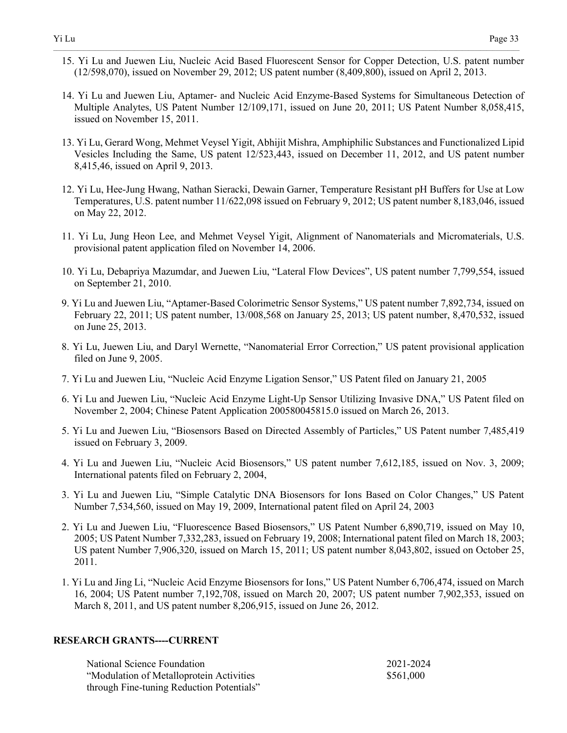15. Yi Lu and Juewen Liu, Nucleic Acid Based Fluorescent Sensor for Copper Detection, U.S. patent number (12/598,070), issued on November 29, 2012; US patent number (8,409,800), issued on April 2, 2013.

14. Yi Lu and Juewen Liu, Aptamer- and Nucleic Acid Enzyme-Based Systems for Simultaneous Detection of Multiple Analytes, US Patent Number 12/109,171, issued on June 20, 2011; US Patent Number 8,058,415, issued on November 15, 2011.

13. Yi Lu, Gerard Wong, Mehmet Veysel Yigit, Abhijit Mishra, Amphiphilic Substances and Functionalized Lipid Vesicles Including the Same, US patent 12/523,443, issued on December 11, 2012, and US patent number 8,415,46, issued on April 9, 2013.

12. Yi Lu, Hee-Jung Hwang, Nathan Sieracki, Dewain Garner, Temperature Resistant pH Buffers for Use at Low Temperatures, U.S. patent number 11/622,098 issued on February 9, 2012; US patent number 8,183,046, issued on May 22, 2012.

11. Yi Lu, Jung Heon Lee, and Mehmet Veysel Yigit, Alignment of Nanomaterials and Micromaterials, U.S. provisional patent application filed on November 14, 2006.

10. Yi Lu, Debapriya Mazumdar, and Juewen Liu, "Lateral Flow Devices", US patent number 7,799,554, issued on September 21, 2010.

9. Yi Lu and Juewen Liu, "Aptamer-Based Colorimetric Sensor Systems," US patent number 7,892,734, issued on February 22, 2011; US patent number, 13/008,568 on January 25, 2013; US patent number, 8,470,532, issued on June 25, 2013.

8. Yi Lu, Juewen Liu, and Daryl Wernette, "Nanomaterial Error Correction," US patent provisional application filed on June 9, 2005.

7. Yi Lu and Juewen Liu, "Nucleic Acid Enzyme Ligation Sensor," US Patent filed on January 21, 2005

6. Yi Lu and Juewen Liu, "Nucleic Acid Enzyme Light-Up Sensor Utilizing Invasive DNA," US Patent filed on November 2, 2004; Chinese Patent Application 200580045815.0 issued on March 26, 2013.

5. Yi Lu and Juewen Liu, "Biosensors Based on Directed Assembly of Particles," US Patent number 7,485,419 issued on February 3, 2009.

4. Yi Lu and Juewen Liu, "Nucleic Acid Biosensors," US patent number 7,612,185, issued on Nov. 3, 2009; International patents filed on February 2, 2004,

3. Yi Lu and Juewen Liu, "Simple Catalytic DNA Biosensors for Ions Based on Color Changes," US Patent Number 7,534,560, issued on May 19, 2009, International patent filed on April 24, 2003

2. Yi Lu and Juewen Liu, "Fluorescence Based Biosensors," US Patent Number 6,890,719, issued on May 10, 2005; US Patent Number 7,332,283, issued on February 19, 2008; International patent filed on March 18, 2003; US patent Number 7,906,320, issued on March 15, 2011; US patent number 8,043,802, issued on October 25, 2011.

1. Yi Lu and Jing Li, "Nucleic Acid Enzyme Biosensors for Ions," US Patent Number 6,706,474, issued on March 16, 2004; US Patent number 7,192,708, issued on March 20, 2007; US patent number 7,902,353, issued on March 8, 2011, and US patent number 8,206,915, issued on June 26, 2012.

## RESEARCH GRANTS----CURRENT

National Science Foundation — 2021-2024
"Modulation of Metalloprotein Activities through Fine-tuning Reduction Potentials" — $561,000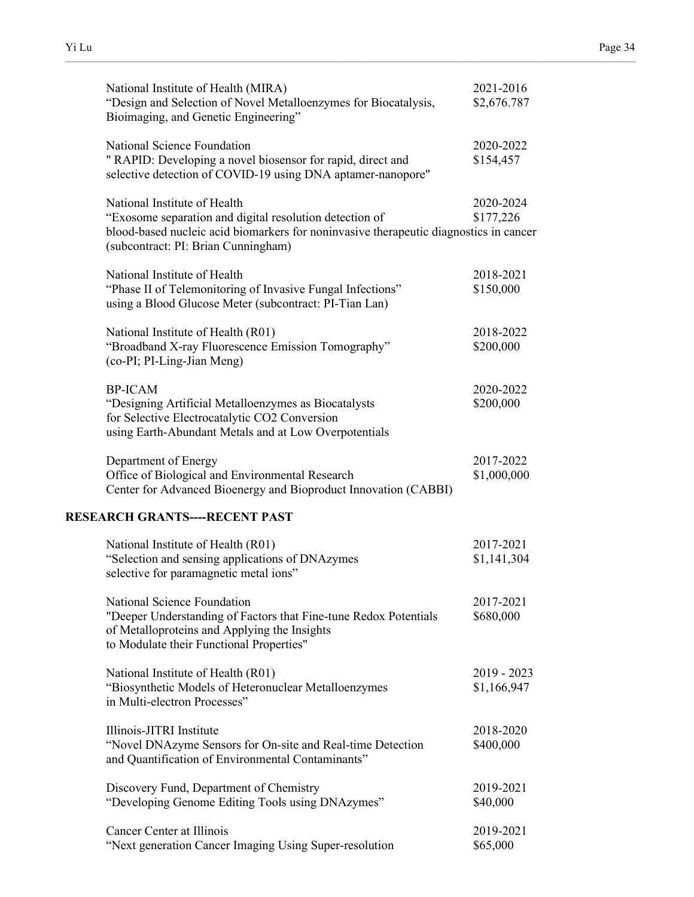National Institute of Health (MIRA) — 2021-2016, $2,676.787
"Design and Selection of Novel Metalloenzymes for Biocatalysis, Bioimaging, and Genetic Engineering"

National Science Foundation — 2020-2022, $154,457
" RAPID: Developing a novel biosensor for rapid, direct and selective detection of COVID-19 using DNA aptamer-nanopore"

National Institute of Health — 2020-2024, $177,226
"Exosome separation and digital resolution detection of blood-based nucleic acid biomarkers for noninvasive therapeutic diagnostics in cancer (subcontract: PI: Brian Cunningham)

National Institute of Health — 2018-2021, $150,000
"Phase II of Telemonitoring of Invasive Fungal Infections" using a Blood Glucose Meter (subcontract: PI-Tian Lan)

National Institute of Health (R01) — 2018-2022, $200,000
"Broadband X-ray Fluorescence Emission Tomography" (co-PI; PI-Ling-Jian Meng)

BP-ICAM — 2020-2022, $200,000
"Designing Artificial Metalloenzymes as Biocatalysts for Selective Electrocatalytic CO2 Conversion using Earth-Abundant Metals and at Low Overpotentials

Department of Energy — 2017-2022, $1,000,000
Office of Biological and Environmental Research
Center for Advanced Bioenergy and Bioproduct Innovation (CABBI)

## RESEARCH GRANTS----RECENT PAST

National Institute of Health (R01) — 2017-2021, $1,141,304
"Selection and sensing applications of DNAzymes selective for paramagnetic metal ions"

National Science Foundation — 2017-2021, $680,000
"Deeper Understanding of Factors that Fine-tune Redox Potentials of Metalloproteins and Applying the Insights to Modulate their Functional Properties"

National Institute of Health (R01) — 2019 - 2023, $1,166,947
"Biosynthetic Models of Heteronuclear Metalloenzymes in Multi-electron Processes"

Illinois-JITRI Institute — 2018-2020, $400,000
"Novel DNAzyme Sensors for On-site and Real-time Detection and Quantification of Environmental Contaminants"

Discovery Fund, Department of Chemistry — 2019-2021, $40,000
"Developing Genome Editing Tools using DNAzymes"

Cancer Center at Illinois — 2019-2021, $65,000
"Next generation Cancer Imaging Using Super-resolution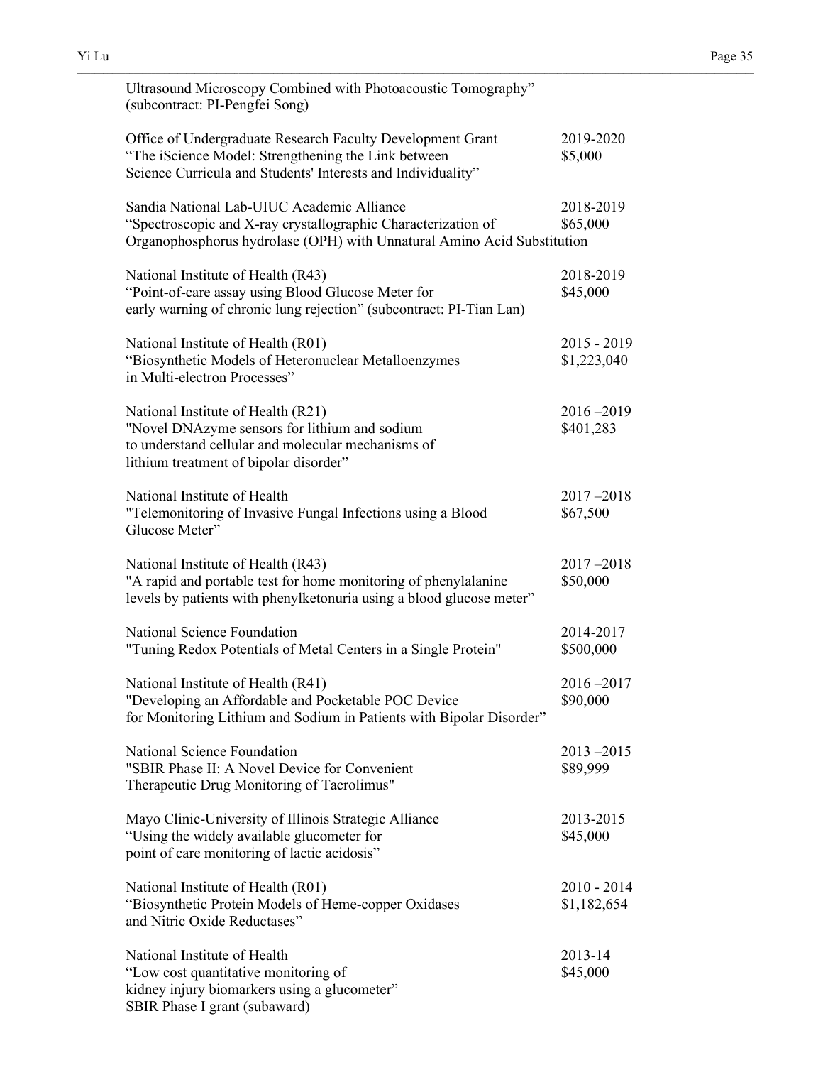Ultrasound Microscopy Combined with Photoacoustic Tomography"
(subcontract: PI-Pengfei Song)

Office of Undergraduate Research Faculty Development Grant — 2019-2020 — $5,000
"The iScience Model: Strengthening the Link between Science Curricula and Students' Interests and Individuality"

Sandia National Lab-UIUC Academic Alliance — 2018-2019 — $65,000
"Spectroscopic and X-ray crystallographic Characterization of Organophosphorus hydrolase (OPH) with Unnatural Amino Acid Substitution

National Institute of Health (R43) — 2018-2019 — $45,000
"Point-of-care assay using Blood Glucose Meter for early warning of chronic lung rejection" (subcontract: PI-Tian Lan)

National Institute of Health (R01) — 2015 - 2019 — $1,223,040
"Biosynthetic Models of Heteronuclear Metalloenzymes in Multi-electron Processes"

National Institute of Health (R21) — 2016 –2019 — $401,283
"Novel DNAzyme sensors for lithium and sodium to understand cellular and molecular mechanisms of lithium treatment of bipolar disorder"

National Institute of Health — 2017 –2018 — $67,500
"Telemonitoring of Invasive Fungal Infections using a Blood Glucose Meter"

National Institute of Health (R43) — 2017 –2018 — $50,000
"A rapid and portable test for home monitoring of phenylalanine levels by patients with phenylketonuria using a blood glucose meter"

National Science Foundation — 2014-2017 — $500,000
"Tuning Redox Potentials of Metal Centers in a Single Protein"

National Institute of Health (R41) — 2016 –2017 — $90,000
"Developing an Affordable and Pocketable POC Device for Monitoring Lithium and Sodium in Patients with Bipolar Disorder"

National Science Foundation — 2013 –2015 — $89,999
"SBIR Phase II: A Novel Device for Convenient Therapeutic Drug Monitoring of Tacrolimus"

Mayo Clinic-University of Illinois Strategic Alliance — 2013-2015 — $45,000
"Using the widely available glucometer for point of care monitoring of lactic acidosis"

National Institute of Health (R01) — 2010 - 2014 — $1,182,654
"Biosynthetic Protein Models of Heme-copper Oxidases and Nitric Oxide Reductases"

National Institute of Health — 2013-14 — $45,000
"Low cost quantitative monitoring of kidney injury biomarkers using a glucometer"
SBIR Phase I grant (subaward)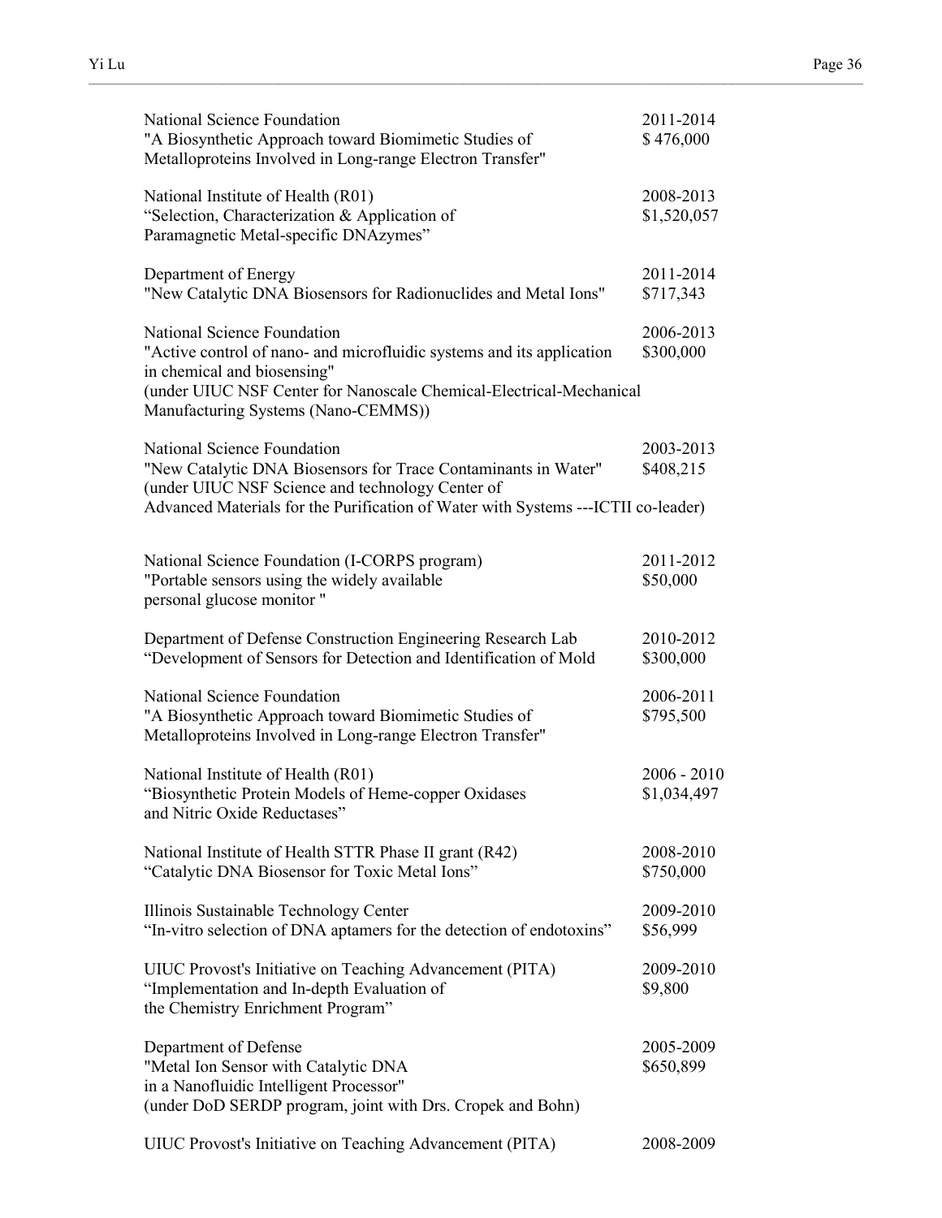National Science Foundation
"A Biosynthetic Approach toward Biomimetic Studies of Metalloproteins Involved in Long-range Electron Transfer"
2011-2014
$ 476,000

National Institute of Health (R01)
"Selection, Characterization & Application of Paramagnetic Metal-specific DNAzymes"
2008-2013
$1,520,057

Department of Energy
"New Catalytic DNA Biosensors for Radionuclides and Metal Ions"
2011-2014
$717,343

National Science Foundation
"Active control of nano- and microfluidic systems and its application in chemical and biosensing"
(under UIUC NSF Center for Nanoscale Chemical-Electrical-Mechanical Manufacturing Systems (Nano-CEMMS))
2006-2013
$300,000

National Science Foundation
"New Catalytic DNA Biosensors for Trace Contaminants in Water"
(under UIUC NSF Science and technology Center of Advanced Materials for the Purification of Water with Systems ---ICTII co-leader)
2003-2013
$408,215

National Science Foundation (I-CORPS program)
"Portable sensors using the widely available personal glucose monitor "
2011-2012
$50,000

Department of Defense Construction Engineering Research Lab
"Development of Sensors for Detection and Identification of Mold
2010-2012
$300,000

National Science Foundation
"A Biosynthetic Approach toward Biomimetic Studies of Metalloproteins Involved in Long-range Electron Transfer"
2006-2011
$795,500

National Institute of Health (R01)
"Biosynthetic Protein Models of Heme-copper Oxidases and Nitric Oxide Reductases"
2006 - 2010
$1,034,497

National Institute of Health STTR Phase II grant (R42)
"Catalytic DNA Biosensor for Toxic Metal Ions"
2008-2010
$750,000

Illinois Sustainable Technology Center
"In-vitro selection of DNA aptamers for the detection of endotoxins"
2009-2010
$56,999

UIUC Provost's Initiative on Teaching Advancement (PITA)
"Implementation and In-depth Evaluation of the Chemistry Enrichment Program"
2009-2010
$9,800

Department of Defense
"Metal Ion Sensor with Catalytic DNA in a Nanofluidic Intelligent Processor"
(under DoD SERDP program, joint with Drs. Cropek and Bohn)
2005-2009
$650,899

UIUC Provost's Initiative on Teaching Advancement (PITA)
2008-2009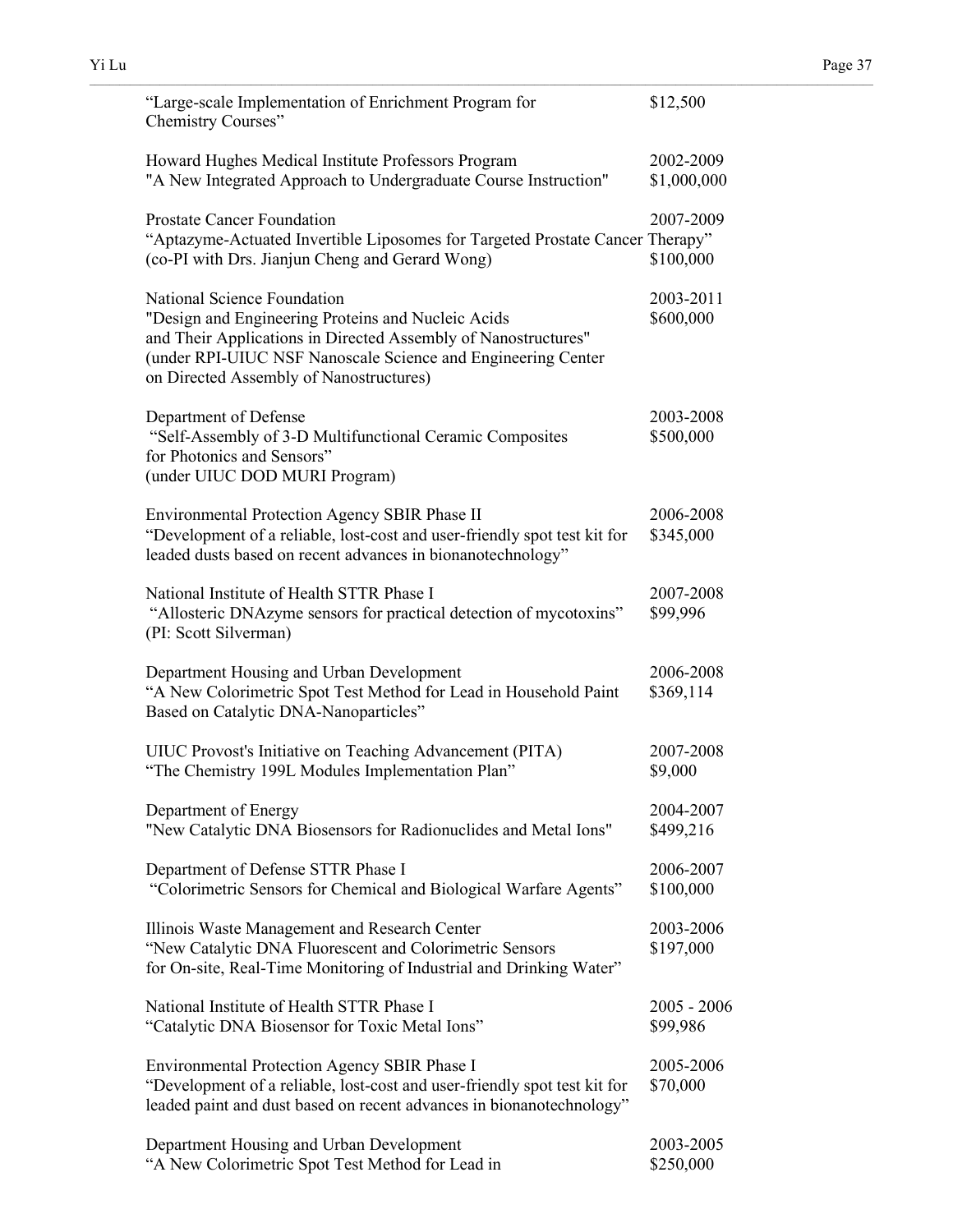"Large-scale Implementation of Enrichment Program for Chemistry Courses" — $12,500

Howard Hughes Medical Institute Professors Program — 2002-2009
"A New Integrated Approach to Undergraduate Course Instruction" — $1,000,000

Prostate Cancer Foundation — 2007-2009
"Aptazyme-Actuated Invertible Liposomes for Targeted Prostate Cancer Therapy"
(co-PI with Drs. Jianjun Cheng and Gerard Wong) — $100,000

National Science Foundation — 2003-2011
"Design and Engineering Proteins and Nucleic Acids and Their Applications in Directed Assembly of Nanostructures" — $600,000
(under RPI-UIUC NSF Nanoscale Science and Engineering Center on Directed Assembly of Nanostructures)

Department of Defense — 2003-2008
"Self-Assembly of 3-D Multifunctional Ceramic Composites for Photonics and Sensors" — $500,000
(under UIUC DOD MURI Program)

Environmental Protection Agency SBIR Phase II — 2006-2008
"Development of a reliable, lost-cost and user-friendly spot test kit for leaded dusts based on recent advances in bionanotechnology" — $345,000

National Institute of Health STTR Phase I — 2007-2008
"Allosteric DNAzyme sensors for practical detection of mycotoxins" — $99,996
(PI: Scott Silverman)

Department Housing and Urban Development — 2006-2008
"A New Colorimetric Spot Test Method for Lead in Household Paint Based on Catalytic DNA-Nanoparticles" — $369,114

UIUC Provost's Initiative on Teaching Advancement (PITA) — 2007-2008
"The Chemistry 199L Modules Implementation Plan" — $9,000

Department of Energy — 2004-2007
"New Catalytic DNA Biosensors for Radionuclides and Metal Ions" — $499,216

Department of Defense STTR Phase I — 2006-2007
"Colorimetric Sensors for Chemical and Biological Warfare Agents" — $100,000

Illinois Waste Management and Research Center — 2003-2006
"New Catalytic DNA Fluorescent and Colorimetric Sensors for On-site, Real-Time Monitoring of Industrial and Drinking Water" — $197,000

National Institute of Health STTR Phase I — 2005 - 2006
"Catalytic DNA Biosensor for Toxic Metal Ions" — $99,986

Environmental Protection Agency SBIR Phase I — 2005-2006
"Development of a reliable, lost-cost and user-friendly spot test kit for leaded paint and dust based on recent advances in bionanotechnology" — $70,000

Department Housing and Urban Development — 2003-2005
"A New Colorimetric Spot Test Method for Lead in — $250,000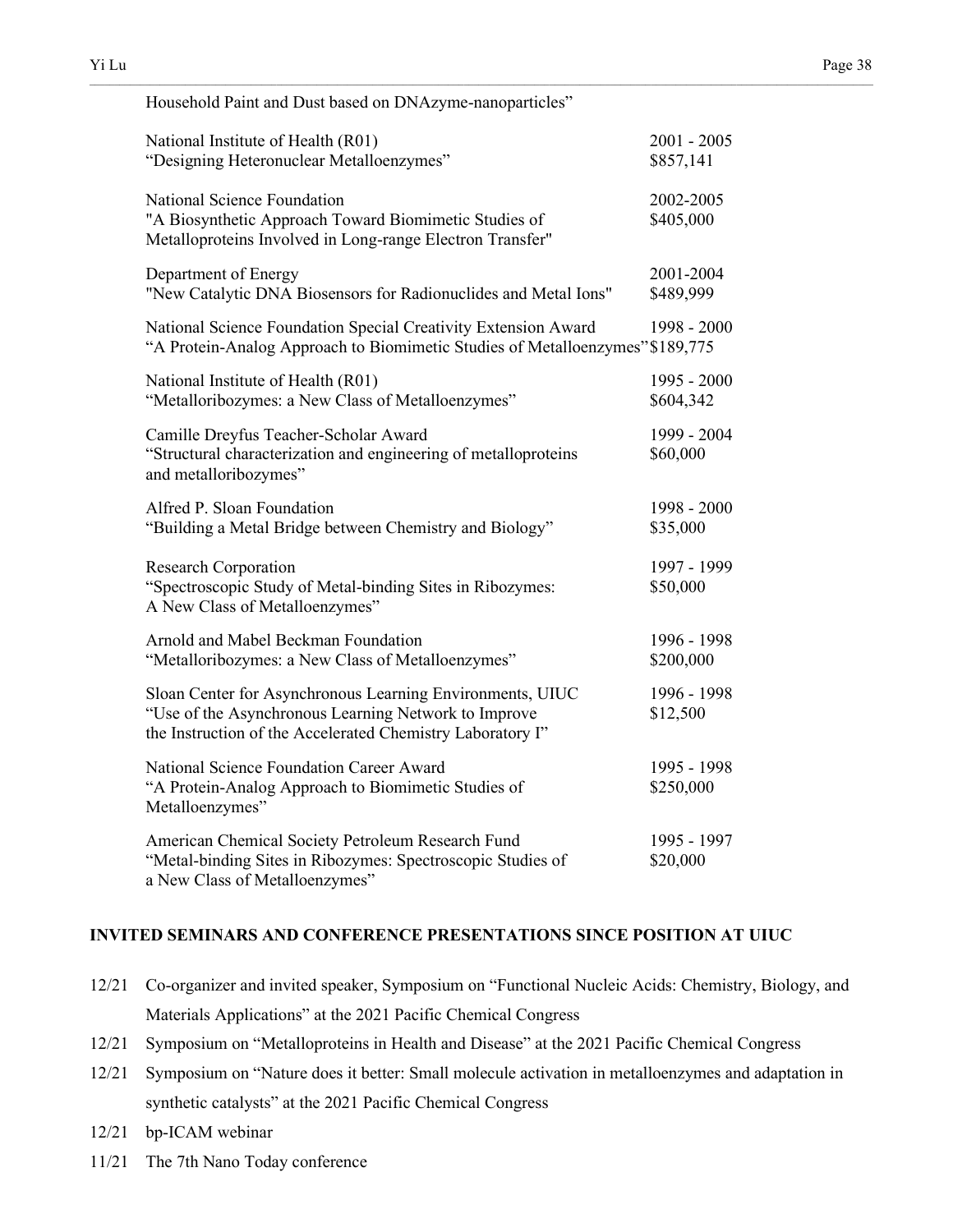Household Paint and Dust based on DNAzyme-nanoparticles"

| | |
|---|---|
| National Institute of Health (R01)<br>"Designing Heteronuclear Metalloenzymes" | 2001 - 2005<br>$857,141 |
| National Science Foundation<br>"A Biosynthetic Approach Toward Biomimetic Studies of Metalloproteins Involved in Long-range Electron Transfer" | 2002-2005<br>$405,000 |
| Department of Energy<br>"New Catalytic DNA Biosensors for Radionuclides and Metal Ions" | 2001-2004<br>$489,999 |
| National Science Foundation Special Creativity Extension Award<br>"A Protein-Analog Approach to Biomimetic Studies of Metalloenzymes" | 1998 - 2000<br>$189,775 |
| National Institute of Health (R01)<br>"Metalloribozymes: a New Class of Metalloenzymes" | 1995 - 2000<br>$604,342 |
| Camille Dreyfus Teacher-Scholar Award<br>"Structural characterization and engineering of metalloproteins and metalloribozymes" | 1999 - 2004<br>$60,000 |
| Alfred P. Sloan Foundation<br>"Building a Metal Bridge between Chemistry and Biology" | 1998 - 2000<br>$35,000 |
| Research Corporation<br>"Spectroscopic Study of Metal-binding Sites in Ribozymes: A New Class of Metalloenzymes" | 1997 - 1999<br>$50,000 |
| Arnold and Mabel Beckman Foundation<br>"Metalloribozymes: a New Class of Metalloenzymes" | 1996 - 1998<br>$200,000 |
| Sloan Center for Asynchronous Learning Environments, UIUC<br>"Use of the Asynchronous Learning Network to Improve the Instruction of the Accelerated Chemistry Laboratory I" | 1996 - 1998<br>$12,500 |
| National Science Foundation Career Award<br>"A Protein-Analog Approach to Biomimetic Studies of Metalloenzymes" | 1995 - 1998<br>$250,000 |
| American Chemical Society Petroleum Research Fund<br>"Metal-binding Sites in Ribozymes: Spectroscopic Studies of a New Class of Metalloenzymes" | 1995 - 1997<br>$20,000 |

## INVITED SEMINARS AND CONFERENCE PRESENTATIONS SINCE POSITION AT UIUC

- 12/21 Co-organizer and invited speaker, Symposium on "Functional Nucleic Acids: Chemistry, Biology, and Materials Applications" at the 2021 Pacific Chemical Congress
- 12/21 Symposium on "Metalloproteins in Health and Disease" at the 2021 Pacific Chemical Congress
- 12/21 Symposium on "Nature does it better: Small molecule activation in metalloenzymes and adaptation in synthetic catalysts" at the 2021 Pacific Chemical Congress
- 12/21 bp-ICAM webinar
- 11/21 The 7th Nano Today conference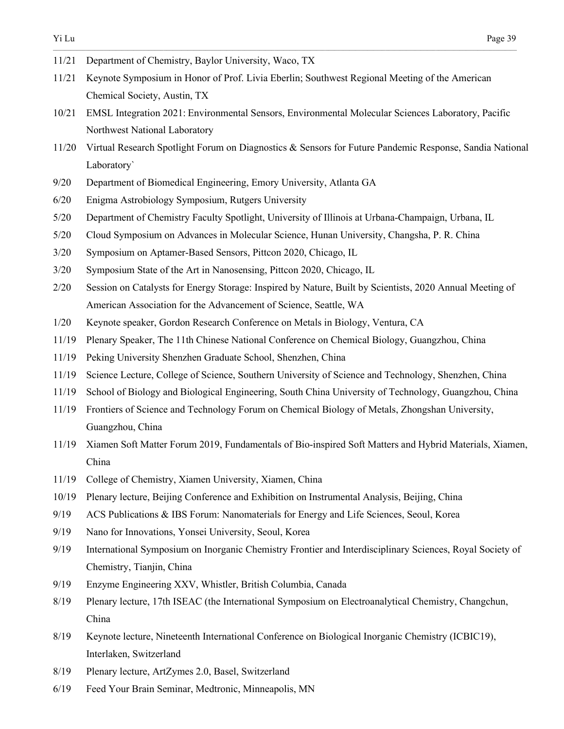11/21 Department of Chemistry, Baylor University, Waco, TX

11/21 Keynote Symposium in Honor of Prof. Livia Eberlin; Southwest Regional Meeting of the American Chemical Society, Austin, TX

10/21 EMSL Integration 2021: Environmental Sensors, Environmental Molecular Sciences Laboratory, Pacific Northwest National Laboratory

11/20 Virtual Research Spotlight Forum on Diagnostics & Sensors for Future Pandemic Response, Sandia National Laboratory`

9/20 Department of Biomedical Engineering, Emory University, Atlanta GA

6/20 Enigma Astrobiology Symposium, Rutgers University

5/20 Department of Chemistry Faculty Spotlight, University of Illinois at Urbana-Champaign, Urbana, IL

5/20 Cloud Symposium on Advances in Molecular Science, Hunan University, Changsha, P. R. China

3/20 Symposium on Aptamer-Based Sensors, Pittcon 2020, Chicago, IL

3/20 Symposium State of the Art in Nanosensing, Pittcon 2020, Chicago, IL

2/20 Session on Catalysts for Energy Storage: Inspired by Nature, Built by Scientists, 2020 Annual Meeting of American Association for the Advancement of Science, Seattle, WA

1/20 Keynote speaker, Gordon Research Conference on Metals in Biology, Ventura, CA

11/19 Plenary Speaker, The 11th Chinese National Conference on Chemical Biology, Guangzhou, China

11/19 Peking University Shenzhen Graduate School, Shenzhen, China

11/19 Science Lecture, College of Science, Southern University of Science and Technology, Shenzhen, China

11/19 School of Biology and Biological Engineering, South China University of Technology, Guangzhou, China

11/19 Frontiers of Science and Technology Forum on Chemical Biology of Metals, Zhongshan University, Guangzhou, China

11/19 Xiamen Soft Matter Forum 2019, Fundamentals of Bio-inspired Soft Matters and Hybrid Materials, Xiamen, China

11/19 College of Chemistry, Xiamen University, Xiamen, China

10/19 Plenary lecture, Beijing Conference and Exhibition on Instrumental Analysis, Beijing, China

9/19 ACS Publications & IBS Forum: Nanomaterials for Energy and Life Sciences, Seoul, Korea

9/19 Nano for Innovations, Yonsei University, Seoul, Korea

9/19 International Symposium on Inorganic Chemistry Frontier and Interdisciplinary Sciences, Royal Society of Chemistry, Tianjin, China

9/19 Enzyme Engineering XXV, Whistler, British Columbia, Canada

8/19 Plenary lecture, 17th ISEAC (the International Symposium on Electroanalytical Chemistry, Changchun, China

8/19 Keynote lecture, Nineteenth International Conference on Biological Inorganic Chemistry (ICBIC19), Interlaken, Switzerland

8/19 Plenary lecture, ArtZymes 2.0, Basel, Switzerland

6/19 Feed Your Brain Seminar, Medtronic, Minneapolis, MN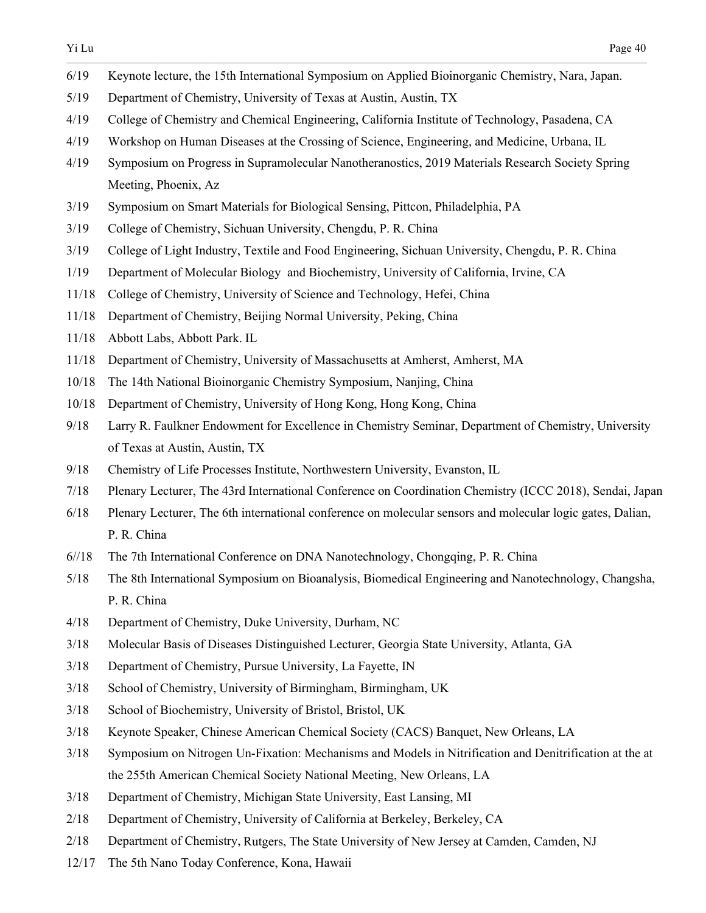6/19 Keynote lecture, the 15th International Symposium on Applied Bioinorganic Chemistry, Nara, Japan.

5/19 Department of Chemistry, University of Texas at Austin, Austin, TX

4/19 College of Chemistry and Chemical Engineering, California Institute of Technology, Pasadena, CA

4/19 Workshop on Human Diseases at the Crossing of Science, Engineering, and Medicine, Urbana, IL

4/19 Symposium on Progress in Supramolecular Nanotheranostics, 2019 Materials Research Society Spring Meeting, Phoenix, Az

3/19 Symposium on Smart Materials for Biological Sensing, Pittcon, Philadelphia, PA

3/19 College of Chemistry, Sichuan University, Chengdu, P. R. China

3/19 College of Light Industry, Textile and Food Engineering, Sichuan University, Chengdu, P. R. China

1/19 Department of Molecular Biology and Biochemistry, University of California, Irvine, CA

11/18 College of Chemistry, University of Science and Technology, Hefei, China

11/18 Department of Chemistry, Beijing Normal University, Peking, China

11/18 Abbott Labs, Abbott Park. IL

11/18 Department of Chemistry, University of Massachusetts at Amherst, Amherst, MA

10/18 The 14th National Bioinorganic Chemistry Symposium, Nanjing, China

10/18 Department of Chemistry, University of Hong Kong, Hong Kong, China

9/18 Larry R. Faulkner Endowment for Excellence in Chemistry Seminar, Department of Chemistry, University of Texas at Austin, Austin, TX

9/18 Chemistry of Life Processes Institute, Northwestern University, Evanston, IL

7/18 Plenary Lecturer, The 43rd International Conference on Coordination Chemistry (ICCC 2018), Sendai, Japan

6/18 Plenary Lecturer, The 6th international conference on molecular sensors and molecular logic gates, Dalian, P. R. China

6//18 The 7th International Conference on DNA Nanotechnology, Chongqing, P. R. China

5/18 The 8th International Symposium on Bioanalysis, Biomedical Engineering and Nanotechnology, Changsha, P. R. China

4/18 Department of Chemistry, Duke University, Durham, NC

3/18 Molecular Basis of Diseases Distinguished Lecturer, Georgia State University, Atlanta, GA

3/18 Department of Chemistry, Pursue University, La Fayette, IN

3/18 School of Chemistry, University of Birmingham, Birmingham, UK

3/18 School of Biochemistry, University of Bristol, Bristol, UK

3/18 Keynote Speaker, Chinese American Chemical Society (CACS) Banquet, New Orleans, LA

3/18 Symposium on Nitrogen Un-Fixation: Mechanisms and Models in Nitrification and Denitrification at the at the 255th American Chemical Society National Meeting, New Orleans, LA

3/18 Department of Chemistry, Michigan State University, East Lansing, MI

2/18 Department of Chemistry, University of California at Berkeley, Berkeley, CA

2/18 Department of Chemistry, Rutgers, The State University of New Jersey at Camden, Camden, NJ

12/17 The 5th Nano Today Conference, Kona, Hawaii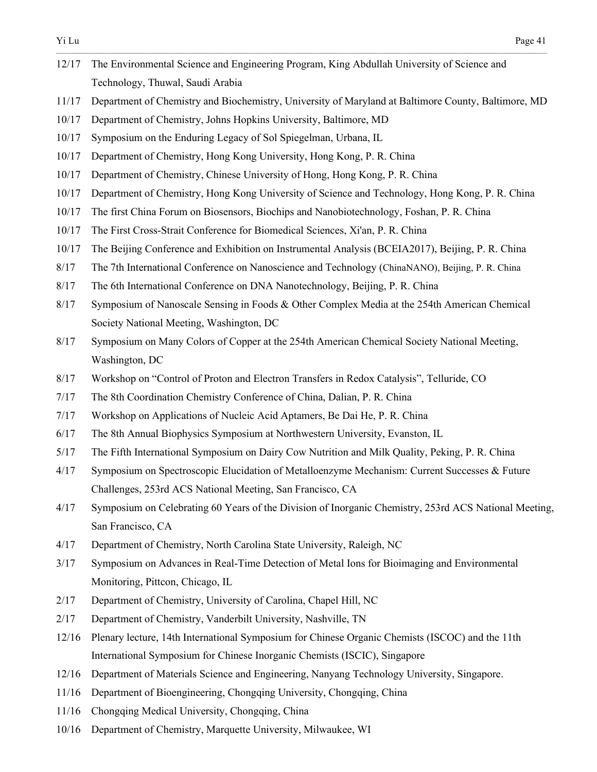12/17 The Environmental Science and Engineering Program, King Abdullah University of Science and Technology, Thuwal, Saudi Arabia

11/17 Department of Chemistry and Biochemistry, University of Maryland at Baltimore County, Baltimore, MD

10/17 Department of Chemistry, Johns Hopkins University, Baltimore, MD

10/17 Symposium on the Enduring Legacy of Sol Spiegelman, Urbana, IL

10/17 Department of Chemistry, Hong Kong University, Hong Kong, P. R. China

10/17 Department of Chemistry, Chinese University of Hong, Hong Kong, P. R. China

10/17 Department of Chemistry, Hong Kong University of Science and Technology, Hong Kong, P. R. China

10/17 The first China Forum on Biosensors, Biochips and Nanobiotechnology, Foshan, P. R. China

10/17 The First Cross-Strait Conference for Biomedical Sciences, Xi'an, P. R. China

10/17 The Beijing Conference and Exhibition on Instrumental Analysis (BCEIA2017), Beijing, P. R. China

8/17 The 7th International Conference on Nanoscience and Technology (ChinaNANO), Beijing, P. R. China

8/17 The 6th International Conference on DNA Nanotechnology, Beijing, P. R. China

8/17 Symposium of Nanoscale Sensing in Foods & Other Complex Media at the 254th American Chemical Society National Meeting, Washington, DC

8/17 Symposium on Many Colors of Copper at the 254th American Chemical Society National Meeting, Washington, DC

8/17 Workshop on "Control of Proton and Electron Transfers in Redox Catalysis", Telluride, CO

7/17 The 8th Coordination Chemistry Conference of China, Dalian, P. R. China

7/17 Workshop on Applications of Nucleic Acid Aptamers, Be Dai He, P. R. China

6/17 The 8th Annual Biophysics Symposium at Northwestern University, Evanston, IL

5/17 The Fifth International Symposium on Dairy Cow Nutrition and Milk Quality, Peking, P. R. China

4/17 Symposium on Spectroscopic Elucidation of Metalloenzyme Mechanism: Current Successes & Future Challenges, 253rd ACS National Meeting, San Francisco, CA

4/17 Symposium on Celebrating 60 Years of the Division of Inorganic Chemistry, 253rd ACS National Meeting, San Francisco, CA

4/17 Department of Chemistry, North Carolina State University, Raleigh, NC

3/17 Symposium on Advances in Real-Time Detection of Metal Ions for Bioimaging and Environmental Monitoring, Pittcon, Chicago, IL

2/17 Department of Chemistry, University of Carolina, Chapel Hill, NC

2/17 Department of Chemistry, Vanderbilt University, Nashville, TN

12/16 Plenary lecture, 14th International Symposium for Chinese Organic Chemists (ISCOC) and the 11th International Symposium for Chinese Inorganic Chemists (ISCIC), Singapore

12/16 Department of Materials Science and Engineering, Nanyang Technology University, Singapore.

11/16 Department of Bioengineering, Chongqing University, Chongqing, China

11/16 Chongqing Medical University, Chongqing, China

10/16 Department of Chemistry, Marquette University, Milwaukee, WI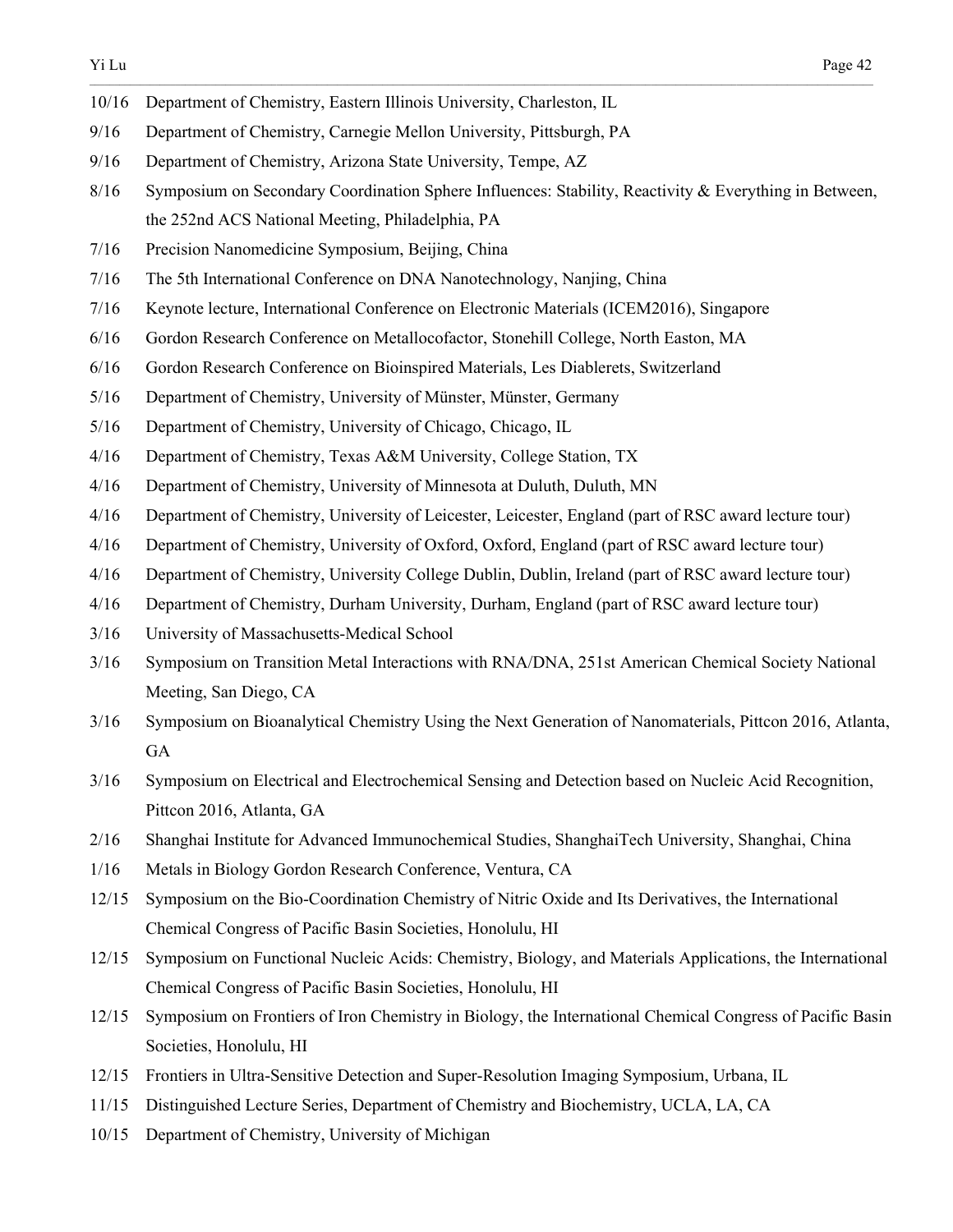10/16 Department of Chemistry, Eastern Illinois University, Charleston, IL

9/16 Department of Chemistry, Carnegie Mellon University, Pittsburgh, PA

9/16 Department of Chemistry, Arizona State University, Tempe, AZ

8/16 Symposium on Secondary Coordination Sphere Influences: Stability, Reactivity & Everything in Between, the 252nd ACS National Meeting, Philadelphia, PA

7/16 Precision Nanomedicine Symposium, Beijing, China

7/16 The 5th International Conference on DNA Nanotechnology, Nanjing, China

7/16 Keynote lecture, International Conference on Electronic Materials (ICEM2016), Singapore

6/16 Gordon Research Conference on Metallocofactor, Stonehill College, North Easton, MA

6/16 Gordon Research Conference on Bioinspired Materials, Les Diablerets, Switzerland

5/16 Department of Chemistry, University of Münster, Münster, Germany

5/16 Department of Chemistry, University of Chicago, Chicago, IL

4/16 Department of Chemistry, Texas A&M University, College Station, TX

4/16 Department of Chemistry, University of Minnesota at Duluth, Duluth, MN

4/16 Department of Chemistry, University of Leicester, Leicester, England (part of RSC award lecture tour)

4/16 Department of Chemistry, University of Oxford, Oxford, England (part of RSC award lecture tour)

4/16 Department of Chemistry, University College Dublin, Dublin, Ireland (part of RSC award lecture tour)

4/16 Department of Chemistry, Durham University, Durham, England (part of RSC award lecture tour)

3/16 University of Massachusetts-Medical School

3/16 Symposium on Transition Metal Interactions with RNA/DNA, 251st American Chemical Society National Meeting, San Diego, CA

3/16 Symposium on Bioanalytical Chemistry Using the Next Generation of Nanomaterials, Pittcon 2016, Atlanta, GA

3/16 Symposium on Electrical and Electrochemical Sensing and Detection based on Nucleic Acid Recognition, Pittcon 2016, Atlanta, GA

2/16 Shanghai Institute for Advanced Immunochemical Studies, ShanghaiTech University, Shanghai, China

1/16 Metals in Biology Gordon Research Conference, Ventura, CA

12/15 Symposium on the Bio-Coordination Chemistry of Nitric Oxide and Its Derivatives, the International Chemical Congress of Pacific Basin Societies, Honolulu, HI

12/15 Symposium on Functional Nucleic Acids: Chemistry, Biology, and Materials Applications, the International Chemical Congress of Pacific Basin Societies, Honolulu, HI

12/15 Symposium on Frontiers of Iron Chemistry in Biology, the International Chemical Congress of Pacific Basin Societies, Honolulu, HI

12/15 Frontiers in Ultra-Sensitive Detection and Super-Resolution Imaging Symposium, Urbana, IL

11/15 Distinguished Lecture Series, Department of Chemistry and Biochemistry, UCLA, LA, CA

10/15 Department of Chemistry, University of Michigan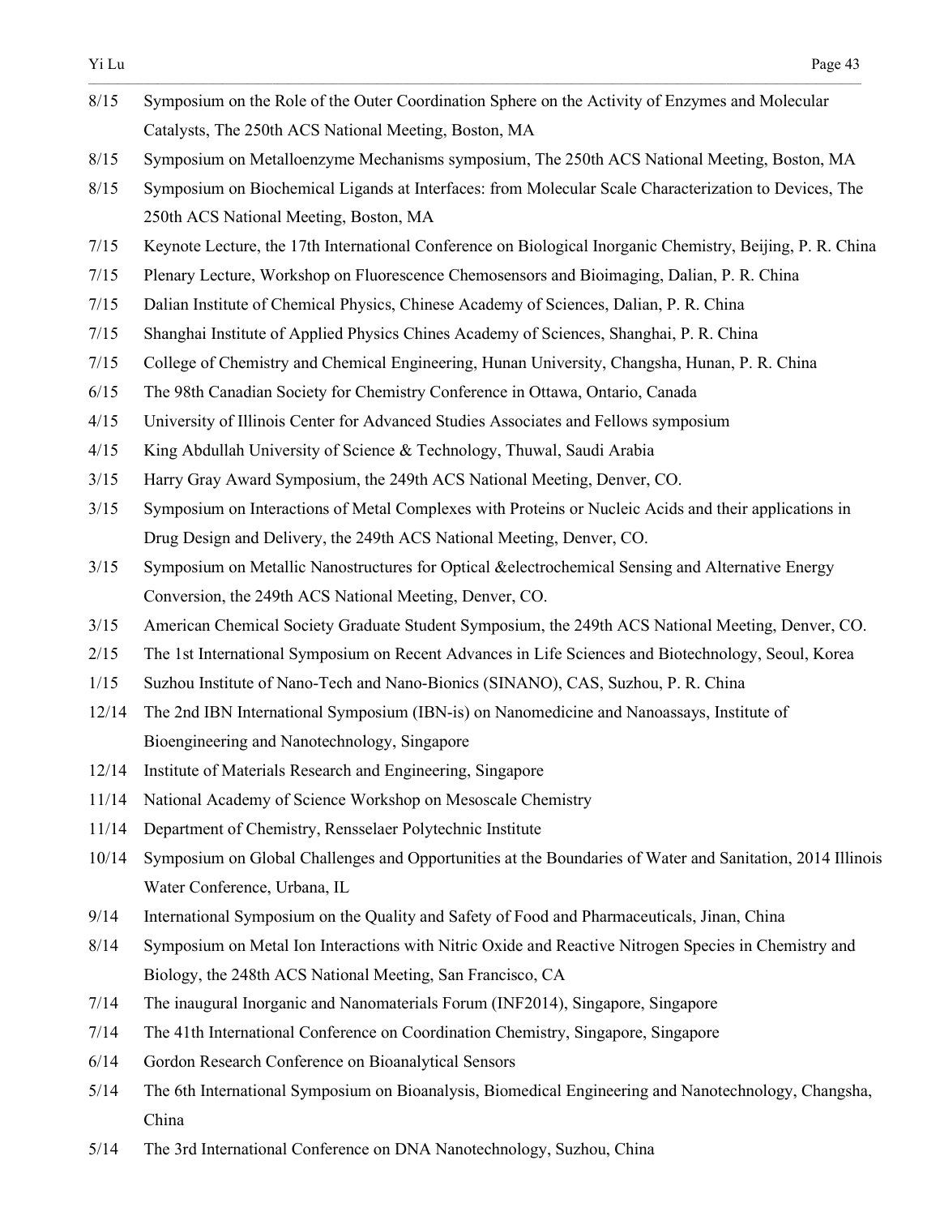- 8/15 Symposium on the Role of the Outer Coordination Sphere on the Activity of Enzymes and Molecular Catalysts, The 250th ACS National Meeting, Boston, MA
- 8/15 Symposium on Metalloenzyme Mechanisms symposium, The 250th ACS National Meeting, Boston, MA
- 8/15 Symposium on Biochemical Ligands at Interfaces: from Molecular Scale Characterization to Devices, The 250th ACS National Meeting, Boston, MA
- 7/15 Keynote Lecture, the 17th International Conference on Biological Inorganic Chemistry, Beijing, P. R. China
- 7/15 Plenary Lecture, Workshop on Fluorescence Chemosensors and Bioimaging, Dalian, P. R. China
- 7/15 Dalian Institute of Chemical Physics, Chinese Academy of Sciences, Dalian, P. R. China
- 7/15 Shanghai Institute of Applied Physics Chines Academy of Sciences, Shanghai, P. R. China
- 7/15 College of Chemistry and Chemical Engineering, Hunan University, Changsha, Hunan, P. R. China
- 6/15 The 98th Canadian Society for Chemistry Conference in Ottawa, Ontario, Canada
- 4/15 University of Illinois Center for Advanced Studies Associates and Fellows symposium
- 4/15 King Abdullah University of Science & Technology, Thuwal, Saudi Arabia
- 3/15 Harry Gray Award Symposium, the 249th ACS National Meeting, Denver, CO.
- 3/15 Symposium on Interactions of Metal Complexes with Proteins or Nucleic Acids and their applications in Drug Design and Delivery, the 249th ACS National Meeting, Denver, CO.
- 3/15 Symposium on Metallic Nanostructures for Optical &electrochemical Sensing and Alternative Energy Conversion, the 249th ACS National Meeting, Denver, CO.
- 3/15 American Chemical Society Graduate Student Symposium, the 249th ACS National Meeting, Denver, CO.
- 2/15 The 1st International Symposium on Recent Advances in Life Sciences and Biotechnology, Seoul, Korea
- 1/15 Suzhou Institute of Nano-Tech and Nano-Bionics (SINANO), CAS, Suzhou, P. R. China
- 12/14 The 2nd IBN International Symposium (IBN-is) on Nanomedicine and Nanoassays, Institute of Bioengineering and Nanotechnology, Singapore
- 12/14 Institute of Materials Research and Engineering, Singapore
- 11/14 National Academy of Science Workshop on Mesoscale Chemistry
- 11/14 Department of Chemistry, Rensselaer Polytechnic Institute
- 10/14 Symposium on Global Challenges and Opportunities at the Boundaries of Water and Sanitation, 2014 Illinois Water Conference, Urbana, IL
- 9/14 International Symposium on the Quality and Safety of Food and Pharmaceuticals, Jinan, China
- 8/14 Symposium on Metal Ion Interactions with Nitric Oxide and Reactive Nitrogen Species in Chemistry and Biology, the 248th ACS National Meeting, San Francisco, CA
- 7/14 The inaugural Inorganic and Nanomaterials Forum (INF2014), Singapore, Singapore
- 7/14 The 41th International Conference on Coordination Chemistry, Singapore, Singapore
- 6/14 Gordon Research Conference on Bioanalytical Sensors
- 5/14 The 6th International Symposium on Bioanalysis, Biomedical Engineering and Nanotechnology, Changsha, China
- 5/14 The 3rd International Conference on DNA Nanotechnology, Suzhou, China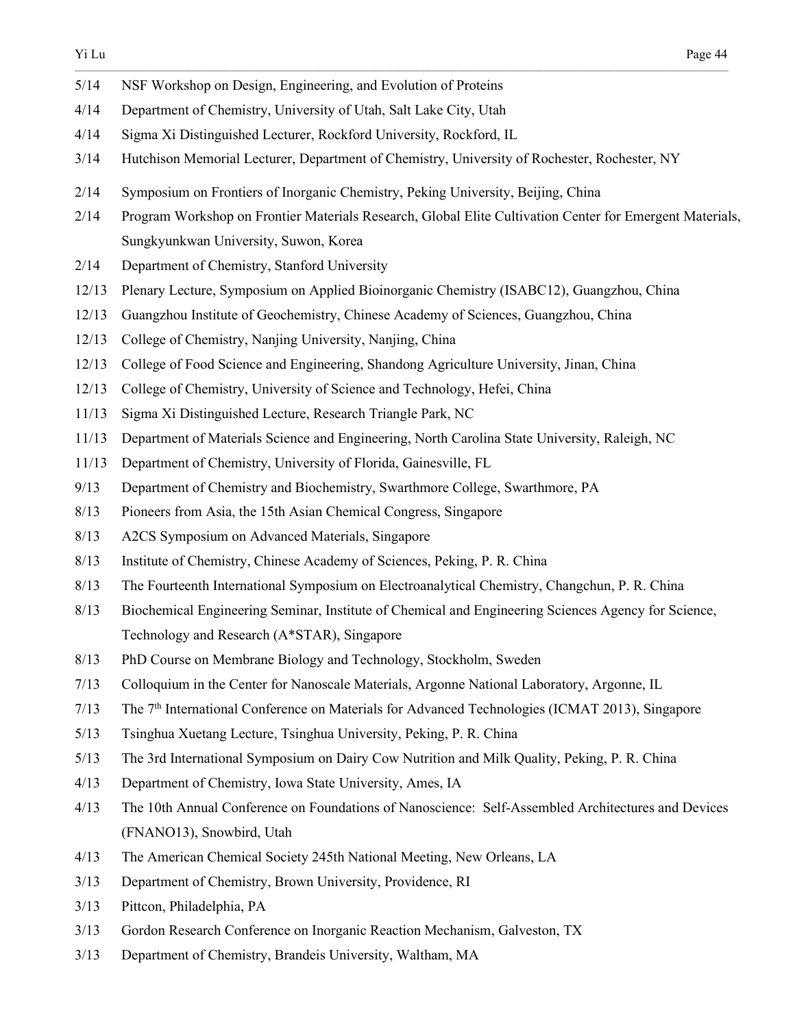5/14 NSF Workshop on Design, Engineering, and Evolution of Proteins

4/14 Department of Chemistry, University of Utah, Salt Lake City, Utah

4/14 Sigma Xi Distinguished Lecturer, Rockford University, Rockford, IL

3/14 Hutchison Memorial Lecturer, Department of Chemistry, University of Rochester, Rochester, NY

2/14 Symposium on Frontiers of Inorganic Chemistry, Peking University, Beijing, China

2/14 Program Workshop on Frontier Materials Research, Global Elite Cultivation Center for Emergent Materials, Sungkyunkwan University, Suwon, Korea

2/14 Department of Chemistry, Stanford University

12/13 Plenary Lecture, Symposium on Applied Bioinorganic Chemistry (ISABC12), Guangzhou, China

12/13 Guangzhou Institute of Geochemistry, Chinese Academy of Sciences, Guangzhou, China

12/13 College of Chemistry, Nanjing University, Nanjing, China

12/13 College of Food Science and Engineering, Shandong Agriculture University, Jinan, China

12/13 College of Chemistry, University of Science and Technology, Hefei, China

11/13 Sigma Xi Distinguished Lecture, Research Triangle Park, NC

11/13 Department of Materials Science and Engineering, North Carolina State University, Raleigh, NC

11/13 Department of Chemistry, University of Florida, Gainesville, FL

9/13 Department of Chemistry and Biochemistry, Swarthmore College, Swarthmore, PA

8/13 Pioneers from Asia, the 15th Asian Chemical Congress, Singapore

8/13 A2CS Symposium on Advanced Materials, Singapore

8/13 Institute of Chemistry, Chinese Academy of Sciences, Peking, P. R. China

8/13 The Fourteenth International Symposium on Electroanalytical Chemistry, Changchun, P. R. China

8/13 Biochemical Engineering Seminar, Institute of Chemical and Engineering Sciences Agency for Science, Technology and Research (A*STAR), Singapore

8/13 PhD Course on Membrane Biology and Technology, Stockholm, Sweden

7/13 Colloquium in the Center for Nanoscale Materials, Argonne National Laboratory, Argonne, IL

7/13 The 7th International Conference on Materials for Advanced Technologies (ICMAT 2013), Singapore

5/13 Tsinghua Xuetang Lecture, Tsinghua University, Peking, P. R. China

5/13 The 3rd International Symposium on Dairy Cow Nutrition and Milk Quality, Peking, P. R. China

4/13 Department of Chemistry, Iowa State University, Ames, IA

4/13 The 10th Annual Conference on Foundations of Nanoscience: Self-Assembled Architectures and Devices (FNANO13), Snowbird, Utah

4/13 The American Chemical Society 245th National Meeting, New Orleans, LA

3/13 Department of Chemistry, Brown University, Providence, RI

3/13 Pittcon, Philadelphia, PA

3/13 Gordon Research Conference on Inorganic Reaction Mechanism, Galveston, TX

3/13 Department of Chemistry, Brandeis University, Waltham, MA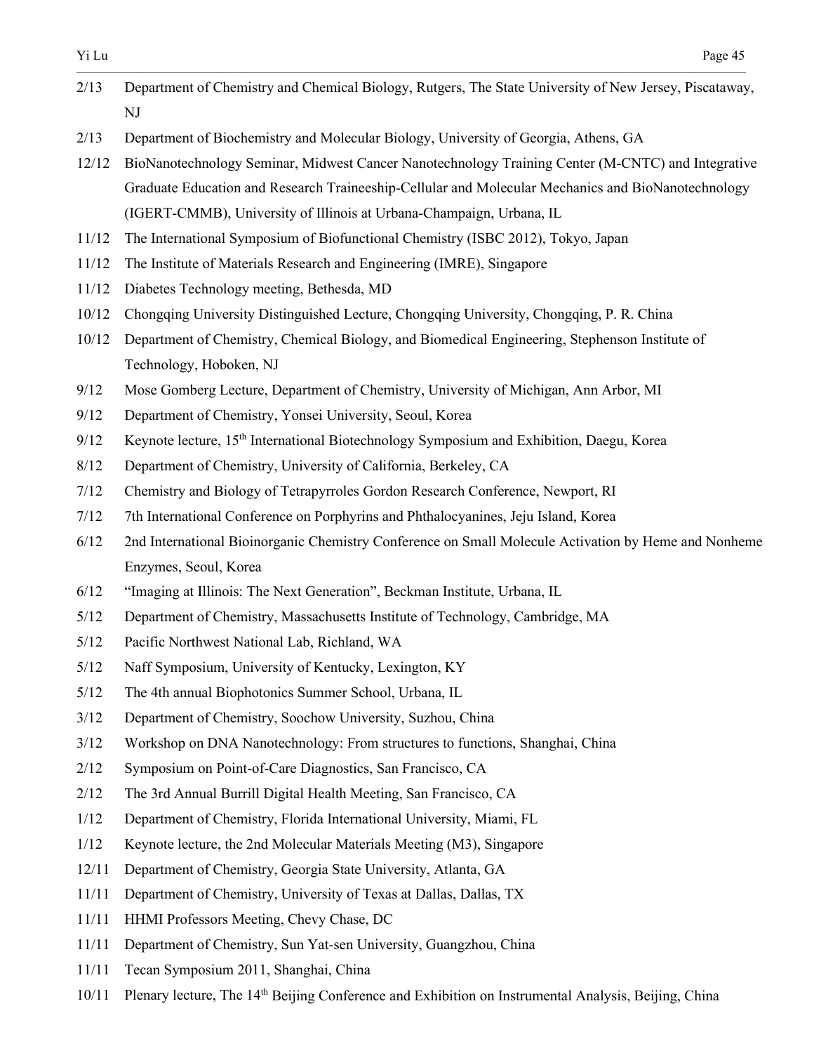2/13 Department of Chemistry and Chemical Biology, Rutgers, The State University of New Jersey, Piscataway, NJ

2/13 Department of Biochemistry and Molecular Biology, University of Georgia, Athens, GA

12/12 BioNanotechnology Seminar, Midwest Cancer Nanotechnology Training Center (M-CNTC) and Integrative Graduate Education and Research Traineeship-Cellular and Molecular Mechanics and BioNanotechnology (IGERT-CMMB), University of Illinois at Urbana-Champaign, Urbana, IL

11/12 The International Symposium of Biofunctional Chemistry (ISBC 2012), Tokyo, Japan

11/12 The Institute of Materials Research and Engineering (IMRE), Singapore

11/12 Diabetes Technology meeting, Bethesda, MD

10/12 Chongqing University Distinguished Lecture, Chongqing University, Chongqing, P. R. China

10/12 Department of Chemistry, Chemical Biology, and Biomedical Engineering, Stephenson Institute of Technology, Hoboken, NJ

9/12 Mose Gomberg Lecture, Department of Chemistry, University of Michigan, Ann Arbor, MI

9/12 Department of Chemistry, Yonsei University, Seoul, Korea

9/12 Keynote lecture, 15th International Biotechnology Symposium and Exhibition, Daegu, Korea

8/12 Department of Chemistry, University of California, Berkeley, CA

7/12 Chemistry and Biology of Tetrapyrroles Gordon Research Conference, Newport, RI

7/12 7th International Conference on Porphyrins and Phthalocyanines, Jeju Island, Korea

6/12 2nd International Bioinorganic Chemistry Conference on Small Molecule Activation by Heme and Nonheme Enzymes, Seoul, Korea

6/12 "Imaging at Illinois: The Next Generation", Beckman Institute, Urbana, IL

5/12 Department of Chemistry, Massachusetts Institute of Technology, Cambridge, MA

5/12 Pacific Northwest National Lab, Richland, WA

5/12 Naff Symposium, University of Kentucky, Lexington, KY

5/12 The 4th annual Biophotonics Summer School, Urbana, IL

3/12 Department of Chemistry, Soochow University, Suzhou, China

3/12 Workshop on DNA Nanotechnology: From structures to functions, Shanghai, China

2/12 Symposium on Point-of-Care Diagnostics, San Francisco, CA

2/12 The 3rd Annual Burrill Digital Health Meeting, San Francisco, CA

1/12 Department of Chemistry, Florida International University, Miami, FL

1/12 Keynote lecture, the 2nd Molecular Materials Meeting (M3), Singapore

12/11 Department of Chemistry, Georgia State University, Atlanta, GA

11/11 Department of Chemistry, University of Texas at Dallas, Dallas, TX

11/11 HHMI Professors Meeting, Chevy Chase, DC

11/11 Department of Chemistry, Sun Yat-sen University, Guangzhou, China

11/11 Tecan Symposium 2011, Shanghai, China

10/11 Plenary lecture, The 14th Beijing Conference and Exhibition on Instrumental Analysis, Beijing, China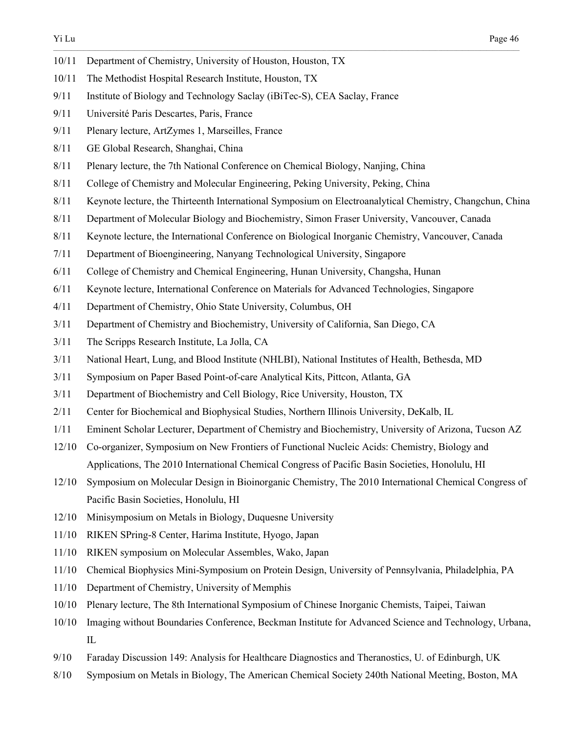10/11 Department of Chemistry, University of Houston, Houston, TX

10/11 The Methodist Hospital Research Institute, Houston, TX

9/11 Institute of Biology and Technology Saclay (iBiTec-S), CEA Saclay, France

9/11 Université Paris Descartes, Paris, France

9/11 Plenary lecture, ArtZymes 1, Marseilles, France

8/11 GE Global Research, Shanghai, China

8/11 Plenary lecture, the 7th National Conference on Chemical Biology, Nanjing, China

8/11 College of Chemistry and Molecular Engineering, Peking University, Peking, China

8/11 Keynote lecture, the Thirteenth International Symposium on Electroanalytical Chemistry, Changchun, China

8/11 Department of Molecular Biology and Biochemistry, Simon Fraser University, Vancouver, Canada

8/11 Keynote lecture, the International Conference on Biological Inorganic Chemistry, Vancouver, Canada

7/11 Department of Bioengineering, Nanyang Technological University, Singapore

6/11 College of Chemistry and Chemical Engineering, Hunan University, Changsha, Hunan

6/11 Keynote lecture, International Conference on Materials for Advanced Technologies, Singapore

4/11 Department of Chemistry, Ohio State University, Columbus, OH

3/11 Department of Chemistry and Biochemistry, University of California, San Diego, CA

3/11 The Scripps Research Institute, La Jolla, CA

3/11 National Heart, Lung, and Blood Institute (NHLBI), National Institutes of Health, Bethesda, MD

3/11 Symposium on Paper Based Point-of-care Analytical Kits, Pittcon, Atlanta, GA

3/11 Department of Biochemistry and Cell Biology, Rice University, Houston, TX

2/11 Center for Biochemical and Biophysical Studies, Northern Illinois University, DeKalb, IL

1/11 Eminent Scholar Lecturer, Department of Chemistry and Biochemistry, University of Arizona, Tucson AZ

12/10 Co-organizer, Symposium on New Frontiers of Functional Nucleic Acids: Chemistry, Biology and Applications, The 2010 International Chemical Congress of Pacific Basin Societies, Honolulu, HI

12/10 Symposium on Molecular Design in Bioinorganic Chemistry, The 2010 International Chemical Congress of Pacific Basin Societies, Honolulu, HI

12/10 Minisymposium on Metals in Biology, Duquesne University

11/10 RIKEN SPring-8 Center, Harima Institute, Hyogo, Japan

11/10 RIKEN symposium on Molecular Assembles, Wako, Japan

11/10 Chemical Biophysics Mini-Symposium on Protein Design, University of Pennsylvania, Philadelphia, PA

11/10 Department of Chemistry, University of Memphis

10/10 Plenary lecture, The 8th International Symposium of Chinese Inorganic Chemists, Taipei, Taiwan

10/10 Imaging without Boundaries Conference, Beckman Institute for Advanced Science and Technology, Urbana, IL

9/10 Faraday Discussion 149: Analysis for Healthcare Diagnostics and Theranostics, U. of Edinburgh, UK

8/10 Symposium on Metals in Biology, The American Chemical Society 240th National Meeting, Boston, MA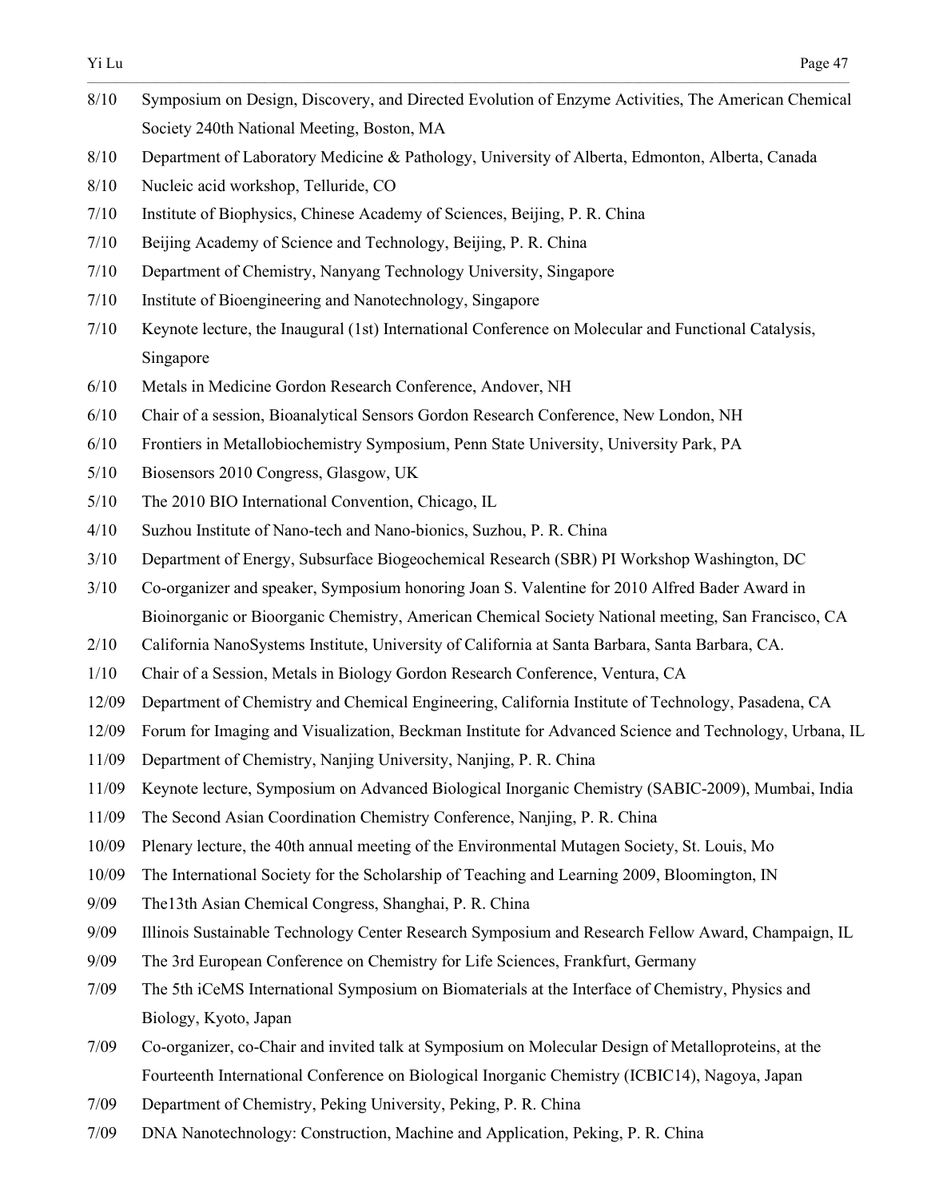8/10 Symposium on Design, Discovery, and Directed Evolution of Enzyme Activities, The American Chemical Society 240th National Meeting, Boston, MA

8/10 Department of Laboratory Medicine & Pathology, University of Alberta, Edmonton, Alberta, Canada

8/10 Nucleic acid workshop, Telluride, CO

7/10 Institute of Biophysics, Chinese Academy of Sciences, Beijing, P. R. China

7/10 Beijing Academy of Science and Technology, Beijing, P. R. China

7/10 Department of Chemistry, Nanyang Technology University, Singapore

7/10 Institute of Bioengineering and Nanotechnology, Singapore

7/10 Keynote lecture, the Inaugural (1st) International Conference on Molecular and Functional Catalysis, Singapore

6/10 Metals in Medicine Gordon Research Conference, Andover, NH

6/10 Chair of a session, Bioanalytical Sensors Gordon Research Conference, New London, NH

6/10 Frontiers in Metallobiochemistry Symposium, Penn State University, University Park, PA

5/10 Biosensors 2010 Congress, Glasgow, UK

5/10 The 2010 BIO International Convention, Chicago, IL

4/10 Suzhou Institute of Nano-tech and Nano-bionics, Suzhou, P. R. China

3/10 Department of Energy, Subsurface Biogeochemical Research (SBR) PI Workshop Washington, DC

3/10 Co-organizer and speaker, Symposium honoring Joan S. Valentine for 2010 Alfred Bader Award in Bioinorganic or Bioorganic Chemistry, American Chemical Society National meeting, San Francisco, CA

2/10 California NanoSystems Institute, University of California at Santa Barbara, Santa Barbara, CA.

1/10 Chair of a Session, Metals in Biology Gordon Research Conference, Ventura, CA

12/09 Department of Chemistry and Chemical Engineering, California Institute of Technology, Pasadena, CA

12/09 Forum for Imaging and Visualization, Beckman Institute for Advanced Science and Technology, Urbana, IL

11/09 Department of Chemistry, Nanjing University, Nanjing, P. R. China

11/09 Keynote lecture, Symposium on Advanced Biological Inorganic Chemistry (SABIC-2009), Mumbai, India

11/09 The Second Asian Coordination Chemistry Conference, Nanjing, P. R. China

10/09 Plenary lecture, the 40th annual meeting of the Environmental Mutagen Society, St. Louis, Mo

10/09 The International Society for the Scholarship of Teaching and Learning 2009, Bloomington, IN

9/09 The13th Asian Chemical Congress, Shanghai, P. R. China

9/09 Illinois Sustainable Technology Center Research Symposium and Research Fellow Award, Champaign, IL

9/09 The 3rd European Conference on Chemistry for Life Sciences, Frankfurt, Germany

7/09 The 5th iCeMS International Symposium on Biomaterials at the Interface of Chemistry, Physics and Biology, Kyoto, Japan

7/09 Co-organizer, co-Chair and invited talk at Symposium on Molecular Design of Metalloproteins, at the Fourteenth International Conference on Biological Inorganic Chemistry (ICBIC14), Nagoya, Japan

7/09 Department of Chemistry, Peking University, Peking, P. R. China

7/09 DNA Nanotechnology: Construction, Machine and Application, Peking, P. R. China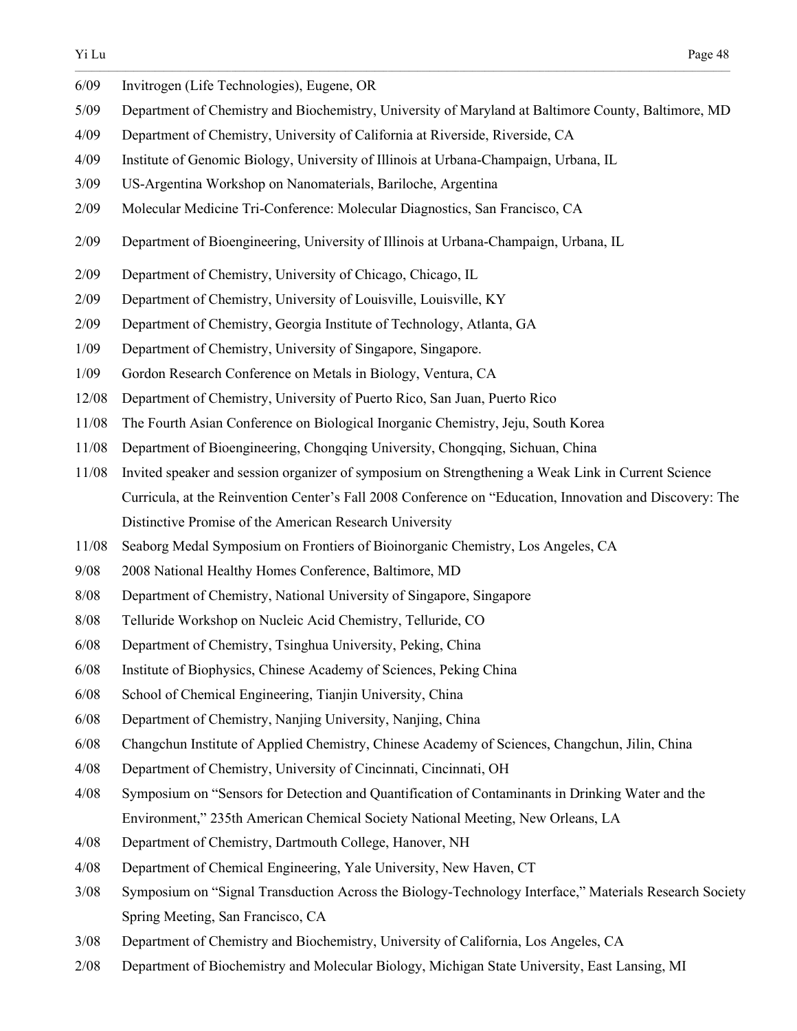6/09 Invitrogen (Life Technologies), Eugene, OR

5/09 Department of Chemistry and Biochemistry, University of Maryland at Baltimore County, Baltimore, MD

4/09 Department of Chemistry, University of California at Riverside, Riverside, CA

4/09 Institute of Genomic Biology, University of Illinois at Urbana-Champaign, Urbana, IL

3/09 US-Argentina Workshop on Nanomaterials, Bariloche, Argentina

2/09 Molecular Medicine Tri-Conference: Molecular Diagnostics, San Francisco, CA

2/09 Department of Bioengineering, University of Illinois at Urbana-Champaign, Urbana, IL

2/09 Department of Chemistry, University of Chicago, Chicago, IL

2/09 Department of Chemistry, University of Louisville, Louisville, KY

2/09 Department of Chemistry, Georgia Institute of Technology, Atlanta, GA

1/09 Department of Chemistry, University of Singapore, Singapore.

1/09 Gordon Research Conference on Metals in Biology, Ventura, CA

12/08 Department of Chemistry, University of Puerto Rico, San Juan, Puerto Rico

11/08 The Fourth Asian Conference on Biological Inorganic Chemistry, Jeju, South Korea

11/08 Department of Bioengineering, Chongqing University, Chongqing, Sichuan, China

11/08 Invited speaker and session organizer of symposium on Strengthening a Weak Link in Current Science Curricula, at the Reinvention Center's Fall 2008 Conference on "Education, Innovation and Discovery: The Distinctive Promise of the American Research University

11/08 Seaborg Medal Symposium on Frontiers of Bioinorganic Chemistry, Los Angeles, CA

9/08 2008 National Healthy Homes Conference, Baltimore, MD

8/08 Department of Chemistry, National University of Singapore, Singapore

8/08 Telluride Workshop on Nucleic Acid Chemistry, Telluride, CO

6/08 Department of Chemistry, Tsinghua University, Peking, China

6/08 Institute of Biophysics, Chinese Academy of Sciences, Peking China

6/08 School of Chemical Engineering, Tianjin University, China

6/08 Department of Chemistry, Nanjing University, Nanjing, China

6/08 Changchun Institute of Applied Chemistry, Chinese Academy of Sciences, Changchun, Jilin, China

4/08 Department of Chemistry, University of Cincinnati, Cincinnati, OH

4/08 Symposium on "Sensors for Detection and Quantification of Contaminants in Drinking Water and the Environment," 235th American Chemical Society National Meeting, New Orleans, LA

4/08 Department of Chemistry, Dartmouth College, Hanover, NH

4/08 Department of Chemical Engineering, Yale University, New Haven, CT

3/08 Symposium on "Signal Transduction Across the Biology-Technology Interface," Materials Research Society Spring Meeting, San Francisco, CA

3/08 Department of Chemistry and Biochemistry, University of California, Los Angeles, CA

2/08 Department of Biochemistry and Molecular Biology, Michigan State University, East Lansing, MI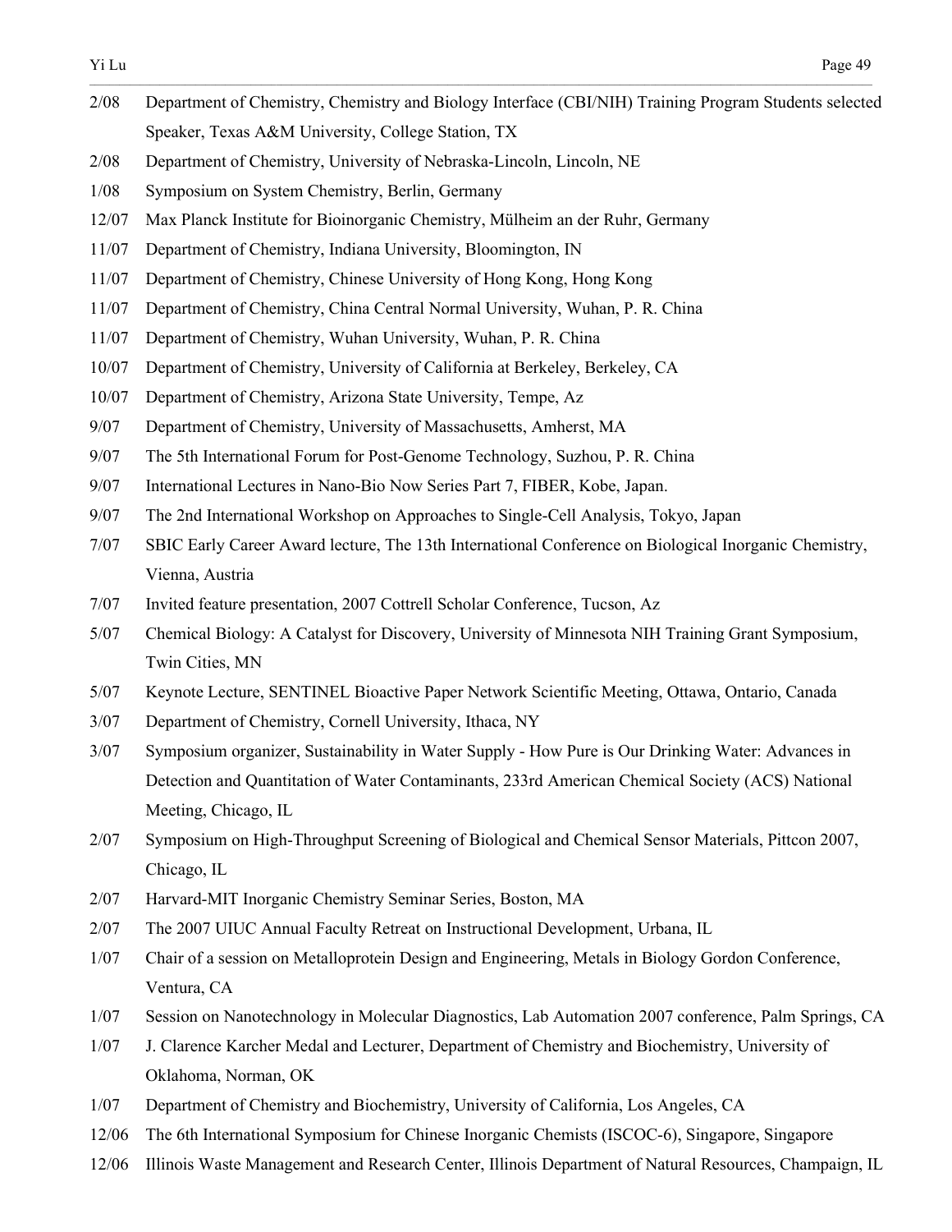2/08 Department of Chemistry, Chemistry and Biology Interface (CBI/NIH) Training Program Students selected Speaker, Texas A&M University, College Station, TX

2/08 Department of Chemistry, University of Nebraska-Lincoln, Lincoln, NE

1/08 Symposium on System Chemistry, Berlin, Germany

12/07 Max Planck Institute for Bioinorganic Chemistry, Mülheim an der Ruhr, Germany

11/07 Department of Chemistry, Indiana University, Bloomington, IN

11/07 Department of Chemistry, Chinese University of Hong Kong, Hong Kong

11/07 Department of Chemistry, China Central Normal University, Wuhan, P. R. China

11/07 Department of Chemistry, Wuhan University, Wuhan, P. R. China

10/07 Department of Chemistry, University of California at Berkeley, Berkeley, CA

10/07 Department of Chemistry, Arizona State University, Tempe, Az

9/07 Department of Chemistry, University of Massachusetts, Amherst, MA

9/07 The 5th International Forum for Post-Genome Technology, Suzhou, P. R. China

9/07 International Lectures in Nano-Bio Now Series Part 7, FIBER, Kobe, Japan.

9/07 The 2nd International Workshop on Approaches to Single-Cell Analysis, Tokyo, Japan

7/07 SBIC Early Career Award lecture, The 13th International Conference on Biological Inorganic Chemistry, Vienna, Austria

7/07 Invited feature presentation, 2007 Cottrell Scholar Conference, Tucson, Az

5/07 Chemical Biology: A Catalyst for Discovery, University of Minnesota NIH Training Grant Symposium, Twin Cities, MN

5/07 Keynote Lecture, SENTINEL Bioactive Paper Network Scientific Meeting, Ottawa, Ontario, Canada

3/07 Department of Chemistry, Cornell University, Ithaca, NY

3/07 Symposium organizer, Sustainability in Water Supply - How Pure is Our Drinking Water: Advances in Detection and Quantitation of Water Contaminants, 233rd American Chemical Society (ACS) National Meeting, Chicago, IL

2/07 Symposium on High-Throughput Screening of Biological and Chemical Sensor Materials, Pittcon 2007, Chicago, IL

2/07 Harvard-MIT Inorganic Chemistry Seminar Series, Boston, MA

2/07 The 2007 UIUC Annual Faculty Retreat on Instructional Development, Urbana, IL

1/07 Chair of a session on Metalloprotein Design and Engineering, Metals in Biology Gordon Conference, Ventura, CA

1/07 Session on Nanotechnology in Molecular Diagnostics, Lab Automation 2007 conference, Palm Springs, CA

1/07 J. Clarence Karcher Medal and Lecturer, Department of Chemistry and Biochemistry, University of Oklahoma, Norman, OK

1/07 Department of Chemistry and Biochemistry, University of California, Los Angeles, CA

12/06 The 6th International Symposium for Chinese Inorganic Chemists (ISCOC-6), Singapore, Singapore

12/06 Illinois Waste Management and Research Center, Illinois Department of Natural Resources, Champaign, IL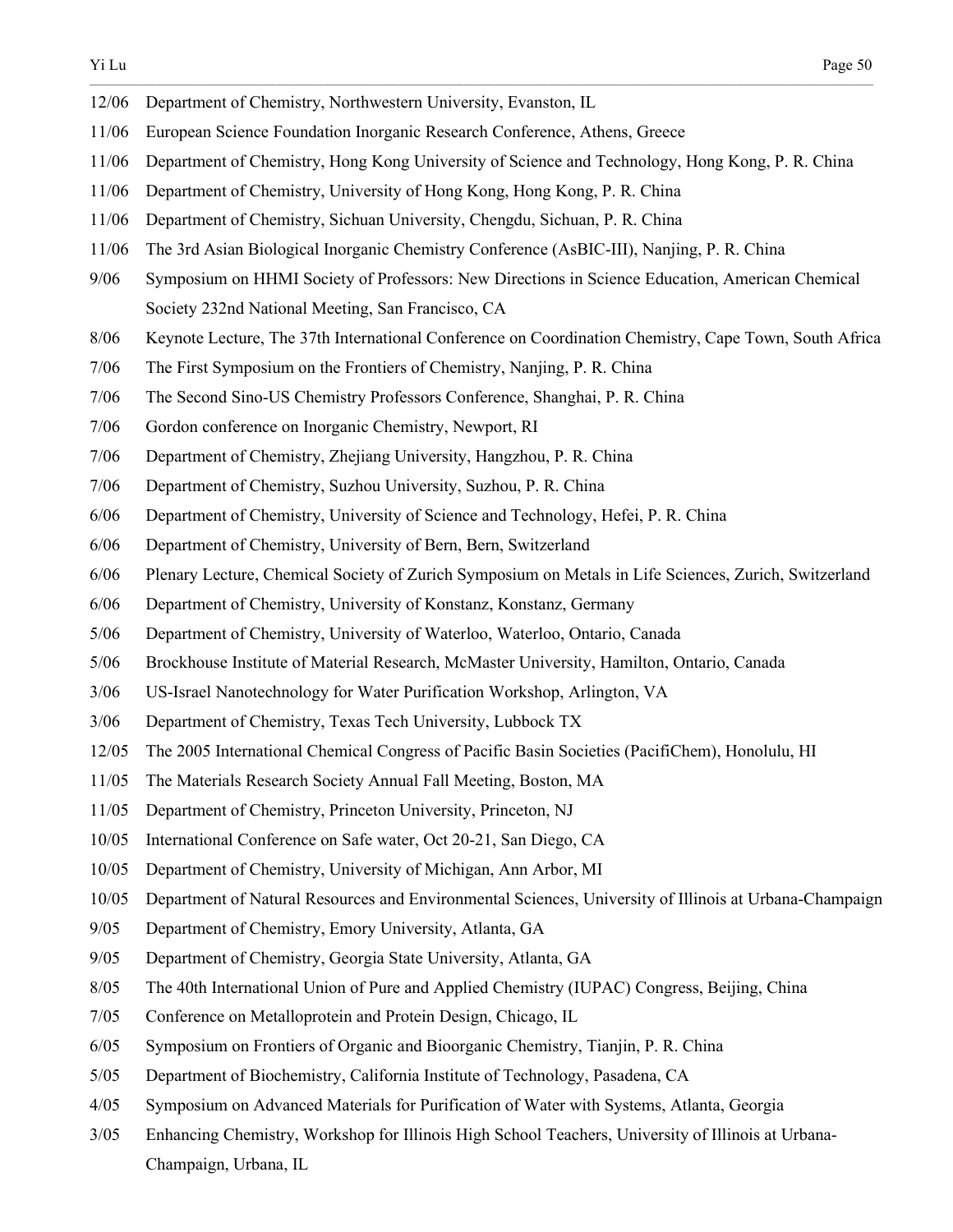12/06 Department of Chemistry, Northwestern University, Evanston, IL

11/06 European Science Foundation Inorganic Research Conference, Athens, Greece

11/06 Department of Chemistry, Hong Kong University of Science and Technology, Hong Kong, P. R. China

11/06 Department of Chemistry, University of Hong Kong, Hong Kong, P. R. China

11/06 Department of Chemistry, Sichuan University, Chengdu, Sichuan, P. R. China

11/06 The 3rd Asian Biological Inorganic Chemistry Conference (AsBIC-III), Nanjing, P. R. China

9/06 Symposium on HHMI Society of Professors: New Directions in Science Education, American Chemical Society 232nd National Meeting, San Francisco, CA

8/06 Keynote Lecture, The 37th International Conference on Coordination Chemistry, Cape Town, South Africa

7/06 The First Symposium on the Frontiers of Chemistry, Nanjing, P. R. China

7/06 The Second Sino-US Chemistry Professors Conference, Shanghai, P. R. China

7/06 Gordon conference on Inorganic Chemistry, Newport, RI

7/06 Department of Chemistry, Zhejiang University, Hangzhou, P. R. China

7/06 Department of Chemistry, Suzhou University, Suzhou, P. R. China

6/06 Department of Chemistry, University of Science and Technology, Hefei, P. R. China

6/06 Department of Chemistry, University of Bern, Bern, Switzerland

6/06 Plenary Lecture, Chemical Society of Zurich Symposium on Metals in Life Sciences, Zurich, Switzerland

6/06 Department of Chemistry, University of Konstanz, Konstanz, Germany

5/06 Department of Chemistry, University of Waterloo, Waterloo, Ontario, Canada

5/06 Brockhouse Institute of Material Research, McMaster University, Hamilton, Ontario, Canada

3/06 US-Israel Nanotechnology for Water Purification Workshop, Arlington, VA

3/06 Department of Chemistry, Texas Tech University, Lubbock TX

12/05 The 2005 International Chemical Congress of Pacific Basin Societies (PacifiChem), Honolulu, HI

11/05 The Materials Research Society Annual Fall Meeting, Boston, MA

11/05 Department of Chemistry, Princeton University, Princeton, NJ

10/05 International Conference on Safe water, Oct 20-21, San Diego, CA

10/05 Department of Chemistry, University of Michigan, Ann Arbor, MI

10/05 Department of Natural Resources and Environmental Sciences, University of Illinois at Urbana-Champaign

9/05 Department of Chemistry, Emory University, Atlanta, GA

9/05 Department of Chemistry, Georgia State University, Atlanta, GA

8/05 The 40th International Union of Pure and Applied Chemistry (IUPAC) Congress, Beijing, China

7/05 Conference on Metalloprotein and Protein Design, Chicago, IL

6/05 Symposium on Frontiers of Organic and Bioorganic Chemistry, Tianjin, P. R. China

5/05 Department of Biochemistry, California Institute of Technology, Pasadena, CA

4/05 Symposium on Advanced Materials for Purification of Water with Systems, Atlanta, Georgia

3/05 Enhancing Chemistry, Workshop for Illinois High School Teachers, University of Illinois at Urbana-Champaign, Urbana, IL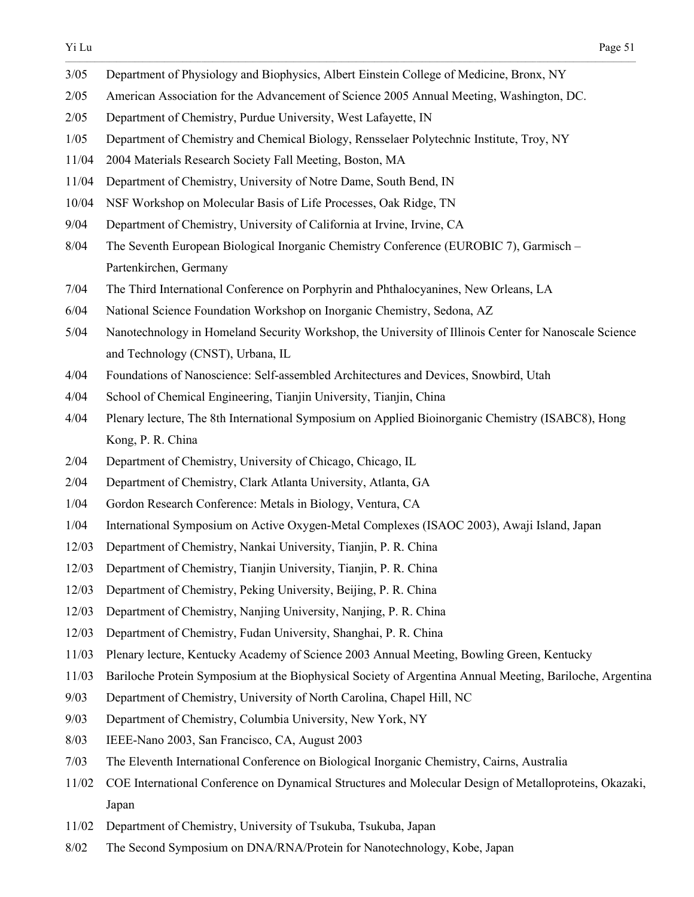3/05 Department of Physiology and Biophysics, Albert Einstein College of Medicine, Bronx, NY

2/05 American Association for the Advancement of Science 2005 Annual Meeting, Washington, DC.

2/05 Department of Chemistry, Purdue University, West Lafayette, IN

1/05 Department of Chemistry and Chemical Biology, Rensselaer Polytechnic Institute, Troy, NY

11/04 2004 Materials Research Society Fall Meeting, Boston, MA

11/04 Department of Chemistry, University of Notre Dame, South Bend, IN

10/04 NSF Workshop on Molecular Basis of Life Processes, Oak Ridge, TN

9/04 Department of Chemistry, University of California at Irvine, Irvine, CA

8/04 The Seventh European Biological Inorganic Chemistry Conference (EUROBIC 7), Garmisch – Partenkirchen, Germany

7/04 The Third International Conference on Porphyrin and Phthalocyanines, New Orleans, LA

6/04 National Science Foundation Workshop on Inorganic Chemistry, Sedona, AZ

5/04 Nanotechnology in Homeland Security Workshop, the University of Illinois Center for Nanoscale Science and Technology (CNST), Urbana, IL

4/04 Foundations of Nanoscience: Self-assembled Architectures and Devices, Snowbird, Utah

4/04 School of Chemical Engineering, Tianjin University, Tianjin, China

4/04 Plenary lecture, The 8th International Symposium on Applied Bioinorganic Chemistry (ISABC8), Hong Kong, P. R. China

2/04 Department of Chemistry, University of Chicago, Chicago, IL

2/04 Department of Chemistry, Clark Atlanta University, Atlanta, GA

1/04 Gordon Research Conference: Metals in Biology, Ventura, CA

1/04 International Symposium on Active Oxygen-Metal Complexes (ISAOC 2003), Awaji Island, Japan

12/03 Department of Chemistry, Nankai University, Tianjin, P. R. China

12/03 Department of Chemistry, Tianjin University, Tianjin, P. R. China

12/03 Department of Chemistry, Peking University, Beijing, P. R. China

12/03 Department of Chemistry, Nanjing University, Nanjing, P. R. China

12/03 Department of Chemistry, Fudan University, Shanghai, P. R. China

11/03 Plenary lecture, Kentucky Academy of Science 2003 Annual Meeting, Bowling Green, Kentucky

11/03 Bariloche Protein Symposium at the Biophysical Society of Argentina Annual Meeting, Bariloche, Argentina

9/03 Department of Chemistry, University of North Carolina, Chapel Hill, NC

9/03 Department of Chemistry, Columbia University, New York, NY

8/03 IEEE-Nano 2003, San Francisco, CA, August 2003

7/03 The Eleventh International Conference on Biological Inorganic Chemistry, Cairns, Australia

11/02 COE International Conference on Dynamical Structures and Molecular Design of Metalloproteins, Okazaki, Japan

11/02 Department of Chemistry, University of Tsukuba, Tsukuba, Japan

8/02 The Second Symposium on DNA/RNA/Protein for Nanotechnology, Kobe, Japan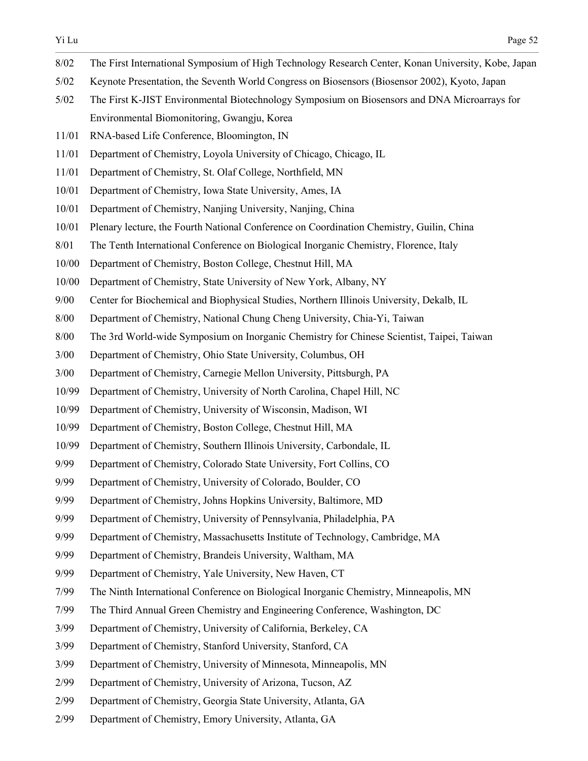8/02 The First International Symposium of High Technology Research Center, Konan University, Kobe, Japan

5/02 Keynote Presentation, the Seventh World Congress on Biosensors (Biosensor 2002), Kyoto, Japan

5/02 The First K-JIST Environmental Biotechnology Symposium on Biosensors and DNA Microarrays for Environmental Biomonitoring, Gwangju, Korea

11/01 RNA-based Life Conference, Bloomington, IN

11/01 Department of Chemistry, Loyola University of Chicago, Chicago, IL

11/01 Department of Chemistry, St. Olaf College, Northfield, MN

10/01 Department of Chemistry, Iowa State University, Ames, IA

10/01 Department of Chemistry, Nanjing University, Nanjing, China

10/01 Plenary lecture, the Fourth National Conference on Coordination Chemistry, Guilin, China

8/01 The Tenth International Conference on Biological Inorganic Chemistry, Florence, Italy

10/00 Department of Chemistry, Boston College, Chestnut Hill, MA

10/00 Department of Chemistry, State University of New York, Albany, NY

9/00 Center for Biochemical and Biophysical Studies, Northern Illinois University, Dekalb, IL

8/00 Department of Chemistry, National Chung Cheng University, Chia-Yi, Taiwan

8/00 The 3rd World-wide Symposium on Inorganic Chemistry for Chinese Scientist, Taipei, Taiwan

3/00 Department of Chemistry, Ohio State University, Columbus, OH

3/00 Department of Chemistry, Carnegie Mellon University, Pittsburgh, PA

10/99 Department of Chemistry, University of North Carolina, Chapel Hill, NC

10/99 Department of Chemistry, University of Wisconsin, Madison, WI

10/99 Department of Chemistry, Boston College, Chestnut Hill, MA

10/99 Department of Chemistry, Southern Illinois University, Carbondale, IL

9/99 Department of Chemistry, Colorado State University, Fort Collins, CO

9/99 Department of Chemistry, University of Colorado, Boulder, CO

9/99 Department of Chemistry, Johns Hopkins University, Baltimore, MD

9/99 Department of Chemistry, University of Pennsylvania, Philadelphia, PA

9/99 Department of Chemistry, Massachusetts Institute of Technology, Cambridge, MA

9/99 Department of Chemistry, Brandeis University, Waltham, MA

9/99 Department of Chemistry, Yale University, New Haven, CT

7/99 The Ninth International Conference on Biological Inorganic Chemistry, Minneapolis, MN

7/99 The Third Annual Green Chemistry and Engineering Conference, Washington, DC

3/99 Department of Chemistry, University of California, Berkeley, CA

3/99 Department of Chemistry, Stanford University, Stanford, CA

3/99 Department of Chemistry, University of Minnesota, Minneapolis, MN

2/99 Department of Chemistry, University of Arizona, Tucson, AZ

2/99 Department of Chemistry, Georgia State University, Atlanta, GA

2/99 Department of Chemistry, Emory University, Atlanta, GA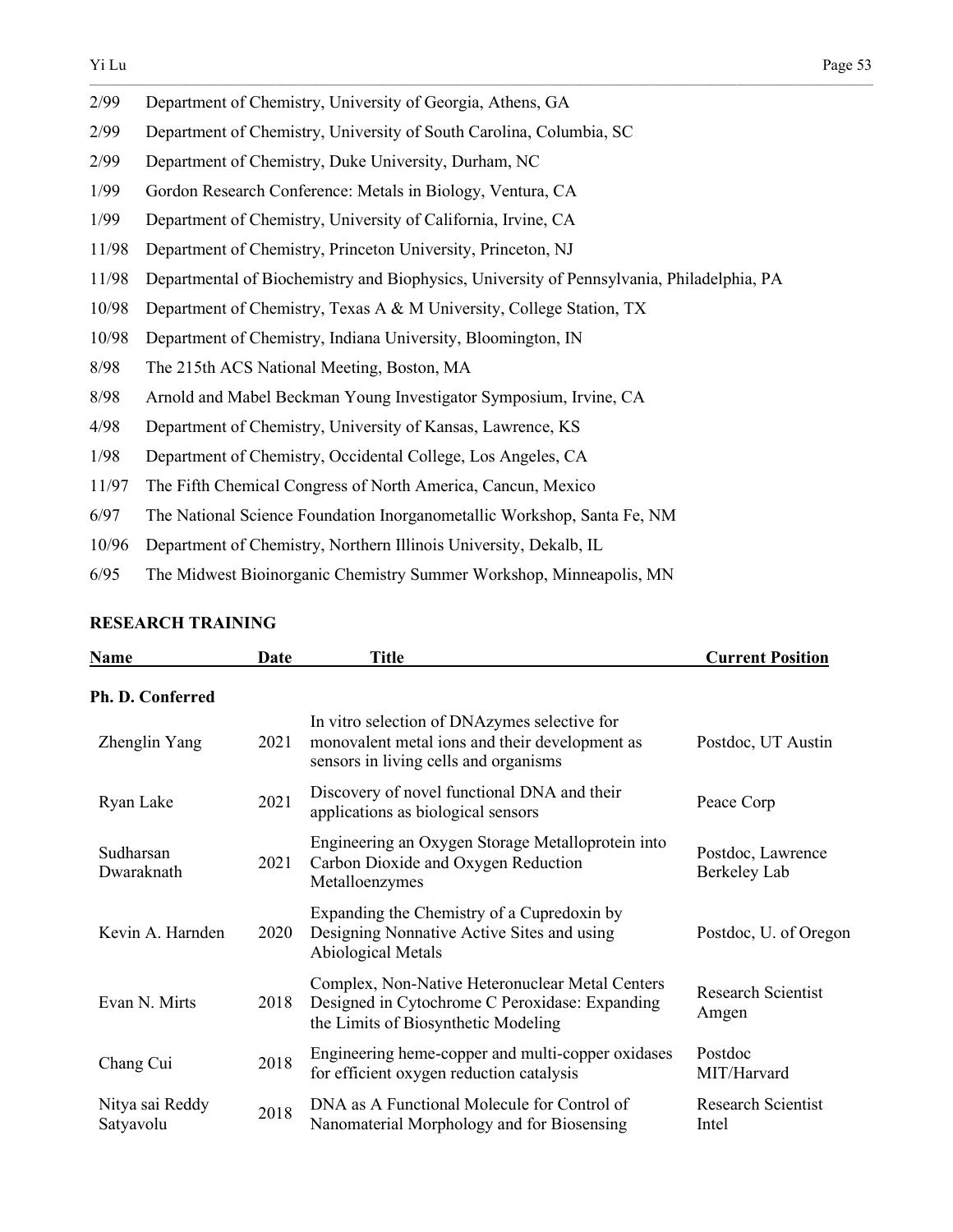2/99 Department of Chemistry, University of Georgia, Athens, GA

2/99 Department of Chemistry, University of South Carolina, Columbia, SC

2/99 Department of Chemistry, Duke University, Durham, NC

1/99 Gordon Research Conference: Metals in Biology, Ventura, CA

1/99 Department of Chemistry, University of California, Irvine, CA

11/98 Department of Chemistry, Princeton University, Princeton, NJ

11/98 Departmental of Biochemistry and Biophysics, University of Pennsylvania, Philadelphia, PA

10/98 Department of Chemistry, Texas A & M University, College Station, TX

10/98 Department of Chemistry, Indiana University, Bloomington, IN

8/98 The 215th ACS National Meeting, Boston, MA

8/98 Arnold and Mabel Beckman Young Investigator Symposium, Irvine, CA

4/98 Department of Chemistry, University of Kansas, Lawrence, KS

1/98 Department of Chemistry, Occidental College, Los Angeles, CA

11/97 The Fifth Chemical Congress of North America, Cancun, Mexico

6/97 The National Science Foundation Inorganometallic Workshop, Santa Fe, NM

10/96 Department of Chemistry, Northern Illinois University, Dekalb, IL

6/95 The Midwest Bioinorganic Chemistry Summer Workshop, Minneapolis, MN

## RESEARCH TRAINING

| Name | Date | Title | Current Position |
|---|---|---|---|
| **Ph. D. Conferred** | | | |
| Zhenglin Yang | 2021 | In vitro selection of DNAzymes selective for monovalent metal ions and their development as sensors in living cells and organisms | Postdoc, UT Austin |
| Ryan Lake | 2021 | Discovery of novel functional DNA and their applications as biological sensors | Peace Corp |
| Sudharsan Dwaraknath | 2021 | Engineering an Oxygen Storage Metalloprotein into Carbon Dioxide and Oxygen Reduction Metalloenzymes | Postdoc, Lawrence Berkeley Lab |
| Kevin A. Harnden | 2020 | Expanding the Chemistry of a Cupredoxin by Designing Nonnative Active Sites and using Abiological Metals | Postdoc, U. of Oregon |
| Evan N. Mirts | 2018 | Complex, Non-Native Heteronuclear Metal Centers Designed in Cytochrome C Peroxidase: Expanding the Limits of Biosynthetic Modeling | Research Scientist Amgen |
| Chang Cui | 2018 | Engineering heme-copper and multi-copper oxidases for efficient oxygen reduction catalysis | Postdoc MIT/Harvard |
| Nitya sai Reddy Satyavolu | 2018 | DNA as A Functional Molecule for Control of Nanomaterial Morphology and for Biosensing | Research Scientist Intel |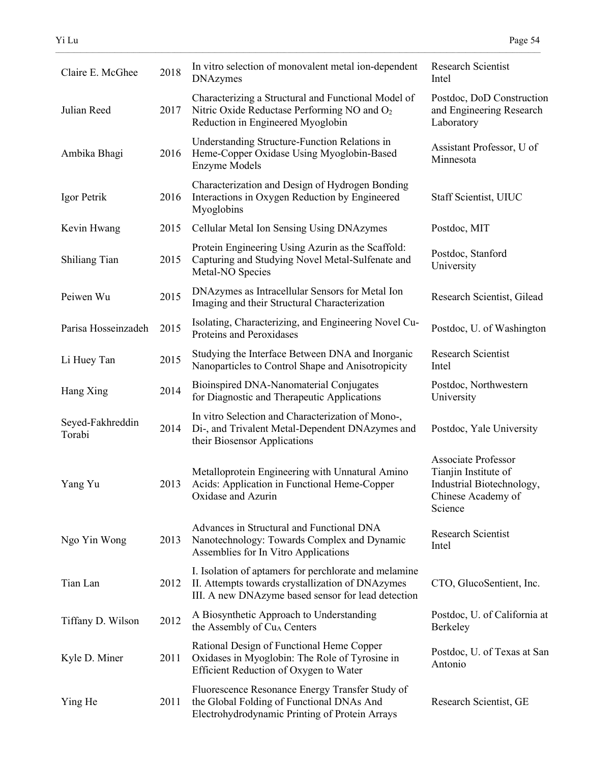| | | | |
|---|---|---|---|
| Claire E. McGhee | 2018 | In vitro selection of monovalent metal ion-dependent DNAzymes | Research Scientist Intel |
| Julian Reed | 2017 | Characterizing a Structural and Functional Model of Nitric Oxide Reductase Performing NO and $O_2$ Reduction in Engineered Myoglobin | Postdoc, DoD Construction and Engineering Research Laboratory |
| Ambika Bhagi | 2016 | Understanding Structure-Function Relations in Heme-Copper Oxidase Using Myoglobin-Based Enzyme Models | Assistant Professor, U of Minnesota |
| Igor Petrik | 2016 | Characterization and Design of Hydrogen Bonding Interactions in Oxygen Reduction by Engineered Myoglobins | Staff Scientist, UIUC |
| Kevin Hwang | 2015 | Cellular Metal Ion Sensing Using DNAzymes | Postdoc, MIT |
| Shiliang Tian | 2015 | Protein Engineering Using Azurin as the Scaffold: Capturing and Studying Novel Metal-Sulfenate and Metal-NO Species | Postdoc, Stanford University |
| Peiwen Wu | 2015 | DNAzymes as Intracellular Sensors for Metal Ion Imaging and their Structural Characterization | Research Scientist, Gilead |
| Parisa Hosseinzadeh | 2015 | Isolating, Characterizing, and Engineering Novel Cu-Proteins and Peroxidases | Postdoc, U. of Washington |
| Li Huey Tan | 2015 | Studying the Interface Between DNA and Inorganic Nanoparticles to Control Shape and Anisotropicity | Research Scientist Intel |
| Hang Xing | 2014 | Bioinspired DNA-Nanomaterial Conjugates for Diagnostic and Therapeutic Applications | Postdoc, Northwestern University |
| Seyed-Fakhreddin Torabi | 2014 | In vitro Selection and Characterization of Mono-, Di-, and Trivalent Metal-Dependent DNAzymes and their Biosensor Applications | Postdoc, Yale University |
| Yang Yu | 2013 | Metalloprotein Engineering with Unnatural Amino Acids: Application in Functional Heme-Copper Oxidase and Azurin | Associate Professor Tianjin Institute of Industrial Biotechnology, Chinese Academy of Science |
| Ngo Yin Wong | 2013 | Advances in Structural and Functional DNA Nanotechnology: Towards Complex and Dynamic Assemblies for In Vitro Applications | Research Scientist Intel |
| Tian Lan | 2012 | I. Isolation of aptamers for perchlorate and melamine II. Attempts towards crystallization of DNAzymes III. A new DNAzyme based sensor for lead detection | CTO, GlucoSentient, Inc. |
| Tiffany D. Wilson | 2012 | A Biosynthetic Approach to Understanding the Assembly of $Cu_A$ Centers | Postdoc, U. of California at Berkeley |
| Kyle D. Miner | 2011 | Rational Design of Functional Heme Copper Oxidases in Myoglobin: The Role of Tyrosine in Efficient Reduction of Oxygen to Water | Postdoc, U. of Texas at San Antonio |
| Ying He | 2011 | Fluorescence Resonance Energy Transfer Study of the Global Folding of Functional DNAs And Electrohydrodynamic Printing of Protein Arrays | Research Scientist, GE |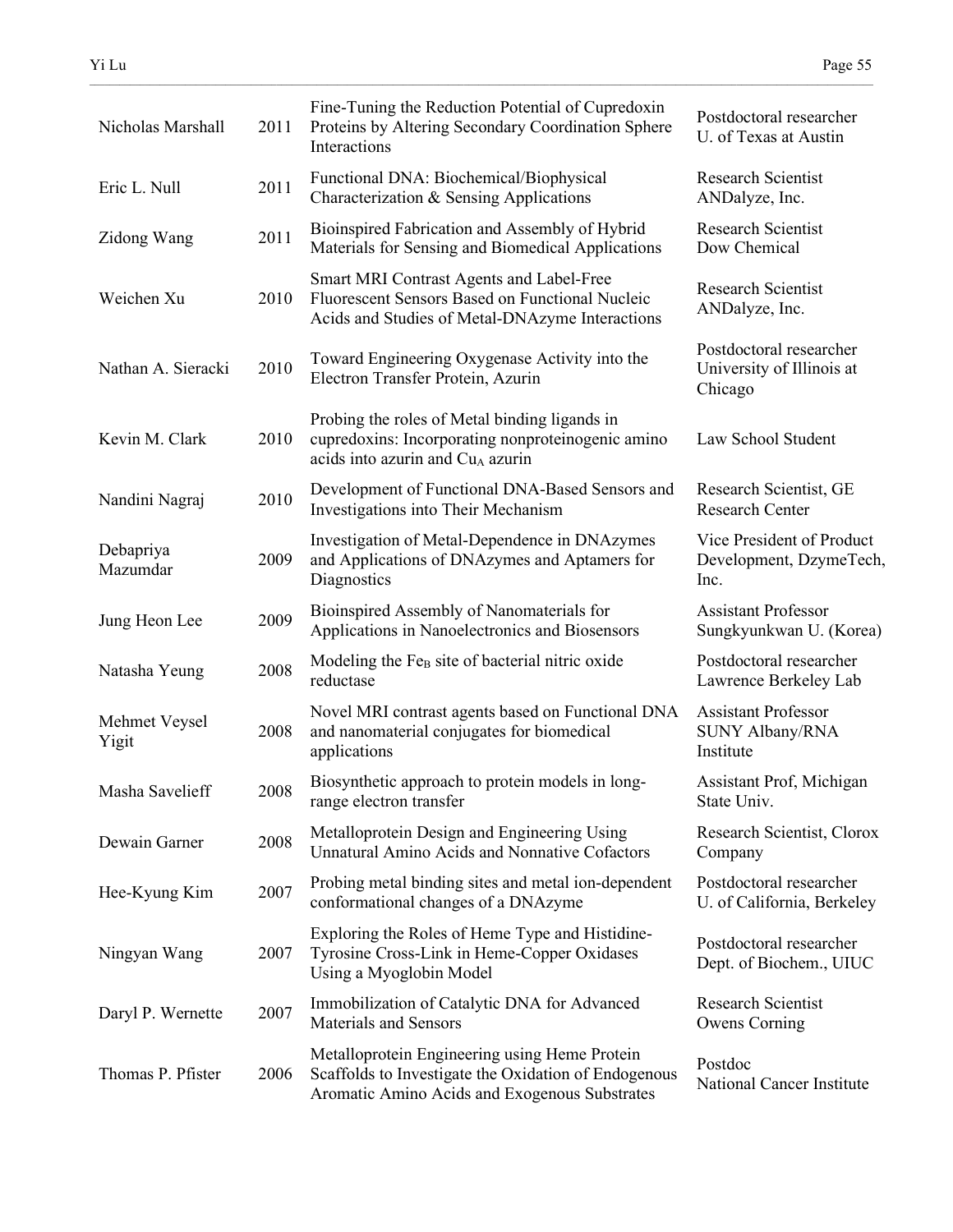| | | | |
|---|---|---|---|
| Nicholas Marshall | 2011 | Fine-Tuning the Reduction Potential of Cupredoxin Proteins by Altering Secondary Coordination Sphere Interactions | Postdoctoral researcher U. of Texas at Austin |
| Eric L. Null | 2011 | Functional DNA: Biochemical/Biophysical Characterization & Sensing Applications | Research Scientist ANDalyze, Inc. |
| Zidong Wang | 2011 | Bioinspired Fabrication and Assembly of Hybrid Materials for Sensing and Biomedical Applications | Research Scientist Dow Chemical |
| Weichen Xu | 2010 | Smart MRI Contrast Agents and Label-Free Fluorescent Sensors Based on Functional Nucleic Acids and Studies of Metal-DNAzyme Interactions | Research Scientist ANDalyze, Inc. |
| Nathan A. Sieracki | 2010 | Toward Engineering Oxygenase Activity into the Electron Transfer Protein, Azurin | Postdoctoral researcher University of Illinois at Chicago |
| Kevin M. Clark | 2010 | Probing the roles of Metal binding ligands in cupredoxins: Incorporating nonproteinogenic amino acids into azurin and $Cu_A$ azurin | Law School Student |
| Nandini Nagraj | 2010 | Development of Functional DNA-Based Sensors and Investigations into Their Mechanism | Research Scientist, GE Research Center |
| Debapriya Mazumdar | 2009 | Investigation of Metal-Dependence in DNAzymes and Applications of DNAzymes and Aptamers for Diagnostics | Vice President of Product Development, DzymeTech, Inc. |
| Jung Heon Lee | 2009 | Bioinspired Assembly of Nanomaterials for Applications in Nanoelectronics and Biosensors | Assistant Professor Sungkyunkwan U. (Korea) |
| Natasha Yeung | 2008 | Modeling the $Fe_B$ site of bacterial nitric oxide reductase | Postdoctoral researcher Lawrence Berkeley Lab |
| Mehmet Veysel Yigit | 2008 | Novel MRI contrast agents based on Functional DNA and nanomaterial conjugates for biomedical applications | Assistant Professor SUNY Albany/RNA Institute |
| Masha Savelieff | 2008 | Biosynthetic approach to protein models in long-range electron transfer | Assistant Prof, Michigan State Univ. |
| Dewain Garner | 2008 | Metalloprotein Design and Engineering Using Unnatural Amino Acids and Nonnative Cofactors | Research Scientist, Clorox Company |
| Hee-Kyung Kim | 2007 | Probing metal binding sites and metal ion-dependent conformational changes of a DNAzyme | Postdoctoral researcher U. of California, Berkeley |
| Ningyan Wang | 2007 | Exploring the Roles of Heme Type and Histidine-Tyrosine Cross-Link in Heme-Copper Oxidases Using a Myoglobin Model | Postdoctoral researcher Dept. of Biochem., UIUC |
| Daryl P. Wernette | 2007 | Immobilization of Catalytic DNA for Advanced Materials and Sensors | Research Scientist Owens Corning |
| Thomas P. Pfister | 2006 | Metalloprotein Engineering using Heme Protein Scaffolds to Investigate the Oxidation of Endogenous Aromatic Amino Acids and Exogenous Substrates | Postdoc National Cancer Institute |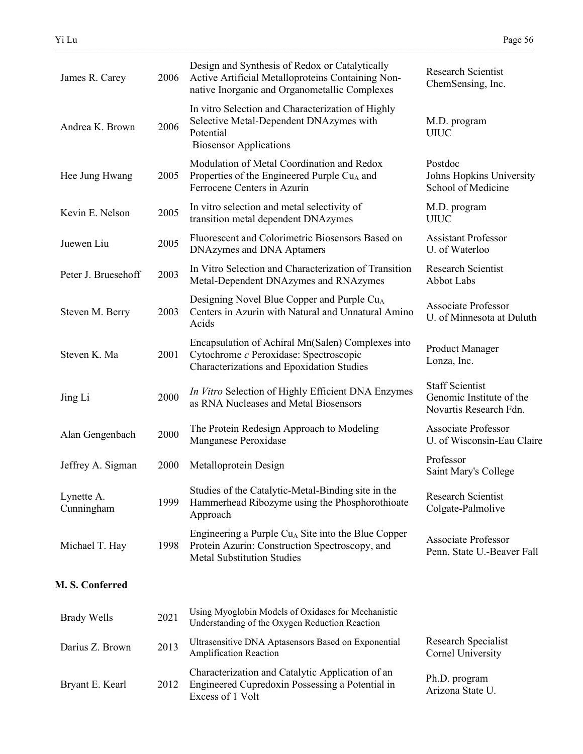| | | | |
|---|---|---|---|
| James R. Carey | 2006 | Design and Synthesis of Redox or Catalytically Active Artificial Metalloproteins Containing Non-native Inorganic and Organometallic Complexes | Research Scientist ChemSensing, Inc. |
| Andrea K. Brown | 2006 | In vitro Selection and Characterization of Highly Selective Metal-Dependent DNAzymes with Potential Biosensor Applications | M.D. program UIUC |
| Hee Jung Hwang | 2005 | Modulation of Metal Coordination and Redox Properties of the Engineered Purple $Cu_A$ and Ferrocene Centers in Azurin | Postdoc Johns Hopkins University School of Medicine |
| Kevin E. Nelson | 2005 | In vitro selection and metal selectivity of transition metal dependent DNAzymes | M.D. program UIUC |
| Juewen Liu | 2005 | Fluorescent and Colorimetric Biosensors Based on DNAzymes and DNA Aptamers | Assistant Professor U. of Waterloo |
| Peter J. Bruesehoff | 2003 | In Vitro Selection and Characterization of Transition Metal-Dependent DNAzymes and RNAzymes | Research Scientist Abbot Labs |
| Steven M. Berry | 2003 | Designing Novel Blue Copper and Purple $Cu_A$ Centers in Azurin with Natural and Unnatural Amino Acids | Associate Professor U. of Minnesota at Duluth |
| Steven K. Ma | 2001 | Encapsulation of Achiral Mn(Salen) Complexes into Cytochrome *c* Peroxidase: Spectroscopic Characterizations and Epoxidation Studies | Product Manager Lonza, Inc. |
| Jing Li | 2000 | *In Vitro* Selection of Highly Efficient DNA Enzymes as RNA Nucleases and Metal Biosensors | Staff Scientist Genomic Institute of the Novartis Research Fdn. |
| Alan Gengenbach | 2000 | The Protein Redesign Approach to Modeling Manganese Peroxidase | Associate Professor U. of Wisconsin-Eau Claire |
| Jeffrey A. Sigman | 2000 | Metalloprotein Design | Professor Saint Mary's College |
| Lynette A. Cunningham | 1999 | Studies of the Catalytic-Metal-Binding site in the Hammerhead Ribozyme using the Phosphorothioate Approach | Research Scientist Colgate-Palmolive |
| Michael T. Hay | 1998 | Engineering a Purple $Cu_A$ Site into the Blue Copper Protein Azurin: Construction Spectroscopy, and Metal Substitution Studies | Associate Professor Penn. State U.-Beaver Fall |

**M. S. Conferred**

| | | | |
|---|---|---|---|
| Brady Wells | 2021 | Using Myoglobin Models of Oxidases for Mechanistic Understanding of the Oxygen Reduction Reaction | |
| Darius Z. Brown | 2013 | Ultrasensitive DNA Aptasensors Based on Exponential Amplification Reaction | Research Specialist Cornel University |
| Bryant E. Kearl | 2012 | Characterization and Catalytic Application of an Engineered Cupredoxin Possessing a Potential in Excess of 1 Volt | Ph.D. program Arizona State U. |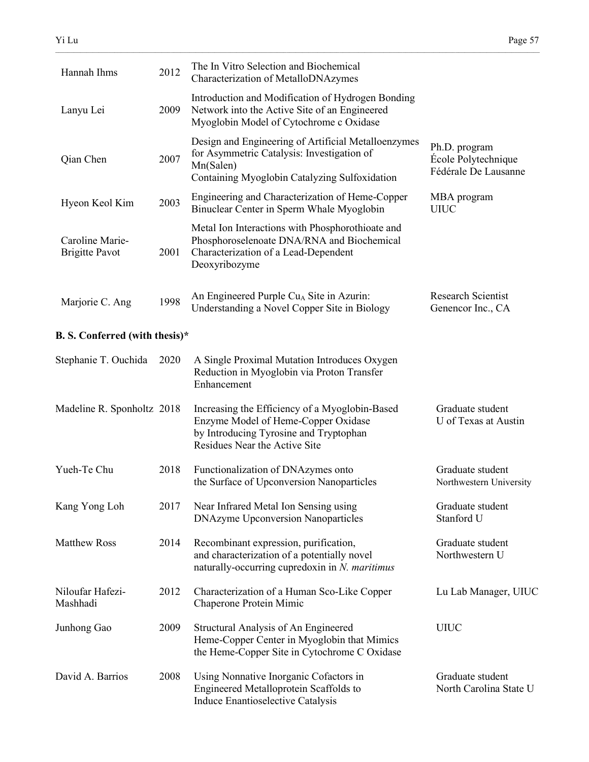| | | | |
|---|---|---|---|
| Hannah Ihms | 2012 | The In Vitro Selection and Biochemical Characterization of MetalloDNAzymes | |
| Lanyu Lei | 2009 | Introduction and Modification of Hydrogen Bonding Network into the Active Site of an Engineered Myoglobin Model of Cytochrome c Oxidase | |
| Qian Chen | 2007 | Design and Engineering of Artificial Metalloenzymes for Asymmetric Catalysis: Investigation of Mn(Salen) Containing Myoglobin Catalyzing Sulfoxidation | Ph.D. program École Polytechnique Fédérale De Lausanne |
| Hyeon Keol Kim | 2003 | Engineering and Characterization of Heme-Copper Binuclear Center in Sperm Whale Myoglobin | MBA program UIUC |
| Caroline Marie-Brigitte Pavot | 2001 | Metal Ion Interactions with Phosphorothioate and Phosphoroselenoate DNA/RNA and Biochemical Characterization of a Lead-Dependent Deoxyribozyme | |
| Marjorie C. Ang | 1998 | An Engineered Purple $Cu_A$ Site in Azurin: Understanding a Novel Copper Site in Biology | Research Scientist Genencor Inc., CA |

**B. S. Conferred (with thesis)***

| | | | |
|---|---|---|---|
| Stephanie T. Ouchida | 2020 | A Single Proximal Mutation Introduces Oxygen Reduction in Myoglobin via Proton Transfer Enhancement | |
| Madeline R. Sponholtz | 2018 | Increasing the Efficiency of a Myoglobin-Based Enzyme Model of Heme-Copper Oxidase by Introducing Tyrosine and Tryptophan Residues Near the Active Site | Graduate student U of Texas at Austin |
| Yueh-Te Chu | 2018 | Functionalization of DNAzymes onto the Surface of Upconversion Nanoparticles | Graduate student Northwestern University |
| Kang Yong Loh | 2017 | Near Infrared Metal Ion Sensing using DNAzyme Upconversion Nanoparticles | Graduate student Stanford U |
| Matthew Ross | 2014 | Recombinant expression, purification, and characterization of a potentially novel naturally-occurring cupredoxin in *N. maritimus* | Graduate student Northwestern U |
| Niloufar Hafezi-Mashhadi | 2012 | Characterization of a Human Sco-Like Copper Chaperone Protein Mimic | Lu Lab Manager, UIUC |
| Junhong Gao | 2009 | Structural Analysis of An Engineered Heme-Copper Center in Myoglobin that Mimics the Heme-Copper Site in Cytochrome C Oxidase | UIUC |
| David A. Barrios | 2008 | Using Nonnative Inorganic Cofactors in Engineered Metalloprotein Scaffolds to Induce Enantioselective Catalysis | Graduate student North Carolina State U |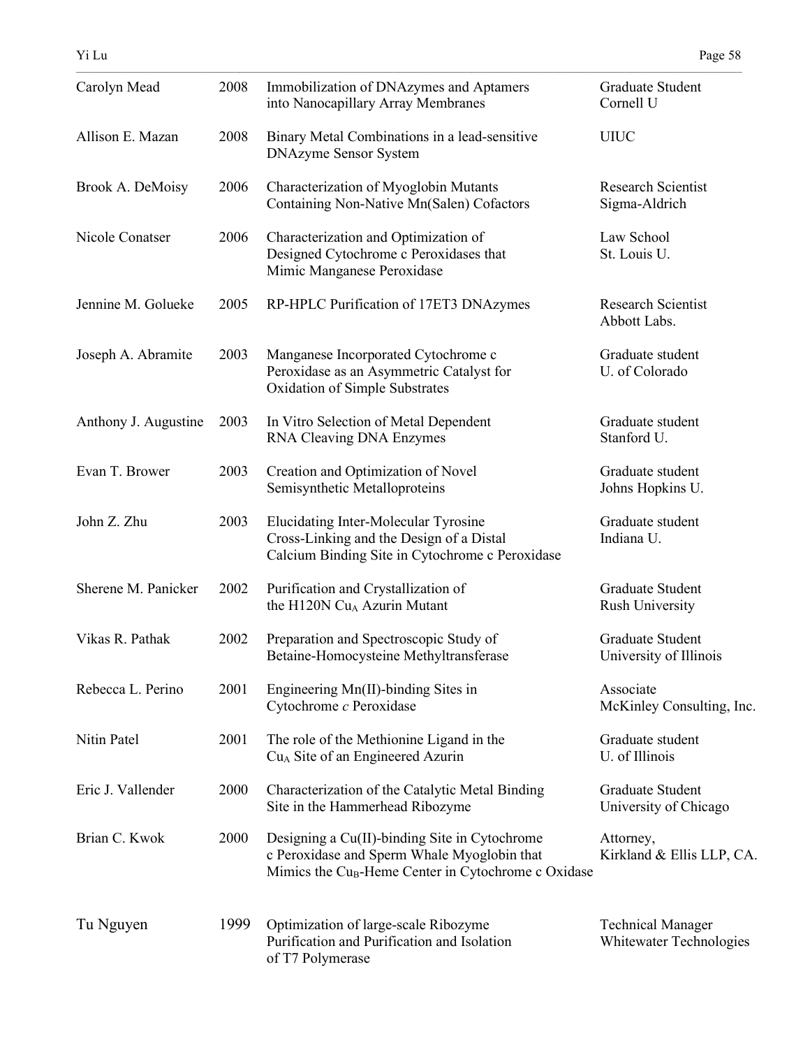| | | | |
|---|---|---|---|
| Carolyn Mead | 2008 | Immobilization of DNAzymes and Aptamers into Nanocapillary Array Membranes | Graduate Student Cornell U |
| Allison E. Mazan | 2008 | Binary Metal Combinations in a lead-sensitive DNAzyme Sensor System | UIUC |
| Brook A. DeMoisy | 2006 | Characterization of Myoglobin Mutants Containing Non-Native Mn(Salen) Cofactors | Research Scientist Sigma-Aldrich |
| Nicole Conatser | 2006 | Characterization and Optimization of Designed Cytochrome c Peroxidases that Mimic Manganese Peroxidase | Law School St. Louis U. |
| Jennine M. Golueke | 2005 | RP-HPLC Purification of 17ET3 DNAzymes | Research Scientist Abbott Labs. |
| Joseph A. Abramite | 2003 | Manganese Incorporated Cytochrome c Peroxidase as an Asymmetric Catalyst for Oxidation of Simple Substrates | Graduate student U. of Colorado |
| Anthony J. Augustine | 2003 | In Vitro Selection of Metal Dependent RNA Cleaving DNA Enzymes | Graduate student Stanford U. |
| Evan T. Brower | 2003 | Creation and Optimization of Novel Semisynthetic Metalloproteins | Graduate student Johns Hopkins U. |
| John Z. Zhu | 2003 | Elucidating Inter-Molecular Tyrosine Cross-Linking and the Design of a Distal Calcium Binding Site in Cytochrome c Peroxidase | Graduate student Indiana U. |
| Sherene M. Panicker | 2002 | Purification and Crystallization of the H120N $Cu_A$ Azurin Mutant | Graduate Student Rush University |
| Vikas R. Pathak | 2002 | Preparation and Spectroscopic Study of Betaine-Homocysteine Methyltransferase | Graduate Student University of Illinois |
| Rebecca L. Perino | 2001 | Engineering Mn(II)-binding Sites in Cytochrome *c* Peroxidase | Associate McKinley Consulting, Inc. |
| Nitin Patel | 2001 | The role of the Methionine Ligand in the $Cu_A$ Site of an Engineered Azurin | Graduate student U. of Illinois |
| Eric J. Vallender | 2000 | Characterization of the Catalytic Metal Binding Site in the Hammerhead Ribozyme | Graduate Student University of Chicago |
| Brian C. Kwok | 2000 | Designing a Cu(II)-binding Site in Cytochrome c Peroxidase and Sperm Whale Myoglobin that Mimics the $Cu_B$-Heme Center in Cytochrome c Oxidase | Attorney, Kirkland & Ellis LLP, CA. |
| Tu Nguyen | 1999 | Optimization of large-scale Ribozyme Purification and Purification and Isolation of T7 Polymerase | Technical Manager Whitewater Technologies |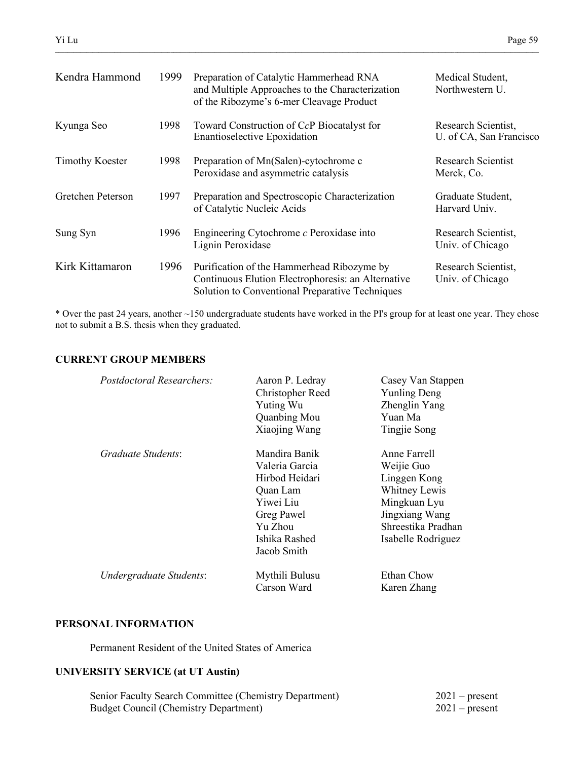| | | | |
|---|---|---|---|
| Kendra Hammond | 1999 | Preparation of Catalytic Hammerhead RNA and Multiple Approaches to the Characterization of the Ribozyme's 6-mer Cleavage Product | Medical Student, Northwestern U. |
| Kyunga Seo | 1998 | Toward Construction of C*c*P Biocatalyst for Enantioselective Epoxidation | Research Scientist, U. of CA, San Francisco |
| Timothy Koester | 1998 | Preparation of Mn(Salen)-cytochrome c Peroxidase and asymmetric catalysis | Research Scientist Merck, Co. |
| Gretchen Peterson | 1997 | Preparation and Spectroscopic Characterization of Catalytic Nucleic Acids | Graduate Student, Harvard Univ. |
| Sung Syn | 1996 | Engineering Cytochrome *c* Peroxidase into Lignin Peroxidase | Research Scientist, Univ. of Chicago |
| Kirk Kittamaron | 1996 | Purification of the Hammerhead Ribozyme by Continuous Elution Electrophoresis: an Alternative Solution to Conventional Preparative Techniques | Research Scientist, Univ. of Chicago |

* Over the past 24 years, another ~150 undergraduate students have worked in the PI's group for at least one year. They chose not to submit a B.S. thesis when they graduated.

## CURRENT GROUP MEMBERS

*Postdoctoral Researchers:*

Aaron P. Ledray, Casey Van Stappen, Christopher Reed, Yunling Deng, Yuting Wu, Zhenglin Yang, Quanbing Mou, Yuan Ma, Xiaojing Wang, Tingjie Song

*Graduate Students*:

Mandira Banik, Anne Farrell, Valeria Garcia, Weijie Guo, Hirbod Heidari, Linggen Kong, Quan Lam, Whitney Lewis, Yiwei Liu, Mingkuan Lyu, Greg Pawel, Jingxiang Wang, Yu Zhou, Shreestika Pradhan, Ishika Rashed, Isabelle Rodriguez, Jacob Smith

*Undergraduate Students*:

Mythili Bulusu, Ethan Chow, Carson Ward, Karen Zhang

## PERSONAL INFORMATION

Permanent Resident of the United States of America

## UNIVERSITY SERVICE (at UT Austin)

| | |
|---|---|
| Senior Faculty Search Committee (Chemistry Department) | 2021 – present |
| Budget Council (Chemistry Department) | 2021 – present |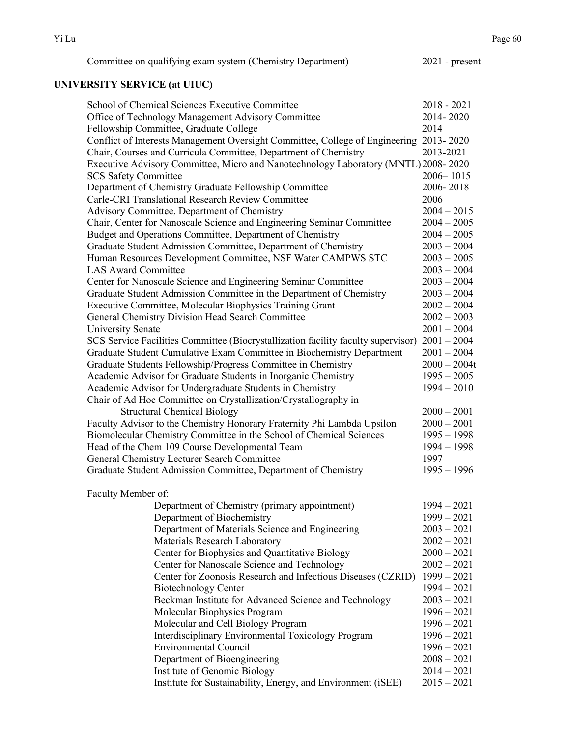| | |
|---|---|
| Committee on qualifying exam system (Chemistry Department) | 2021 - present |

## UNIVERSITY SERVICE (at UIUC)

| | |
|---|---|
| School of Chemical Sciences Executive Committee | 2018 - 2021 |
| Office of Technology Management Advisory Committee | 2014- 2020 |
| Fellowship Committee, Graduate College | 2014 |
| Conflict of Interests Management Oversight Committee, College of Engineering | 2013- 2020 |
| Chair, Courses and Curricula Committee, Department of Chemistry | 2013-2021 |
| Executive Advisory Committee, Micro and Nanotechnology Laboratory (MNTL) | 2008- 2020 |
| SCS Safety Committee | 2006– 1015 |
| Department of Chemistry Graduate Fellowship Committee | 2006- 2018 |
| Carle-CRI Translational Research Review Committee | 2006 |
| Advisory Committee, Department of Chemistry | 2004 – 2015 |
| Chair, Center for Nanoscale Science and Engineering Seminar Committee | 2004 – 2005 |
| Budget and Operations Committee, Department of Chemistry | 2004 – 2005 |
| Graduate Student Admission Committee, Department of Chemistry | 2003 – 2004 |
| Human Resources Development Committee, NSF Water CAMPWS STC | 2003 – 2005 |
| LAS Award Committee | 2003 – 2004 |
| Center for Nanoscale Science and Engineering Seminar Committee | 2003 – 2004 |
| Graduate Student Admission Committee in the Department of Chemistry | 2003 – 2004 |
| Executive Committee, Molecular Biophysics Training Grant | 2002 – 2004 |
| General Chemistry Division Head Search Committee | 2002 – 2003 |
| University Senate | 2001 – 2004 |
| SCS Service Facilities Committee (Biocrystallization facility faculty supervisor) | 2001 – 2004 |
| Graduate Student Cumulative Exam Committee in Biochemistry Department | 2001 – 2004 |
| Graduate Students Fellowship/Progress Committee in Chemistry | 2000 – 2004t |
| Academic Advisor for Graduate Students in Inorganic Chemistry | 1995 – 2005 |
| Academic Advisor for Undergraduate Students in Chemistry | 1994 – 2010 |
| Chair of Ad Hoc Committee on Crystallization/Crystallography in Structural Chemical Biology | 2000 – 2001 |
| Faculty Advisor to the Chemistry Honorary Fraternity Phi Lambda Upsilon | 2000 – 2001 |
| Biomolecular Chemistry Committee in the School of Chemical Sciences | 1995 – 1998 |
| Head of the Chem 109 Course Developmental Team | 1994 – 1998 |
| General Chemistry Lecturer Search Committee | 1997 |
| Graduate Student Admission Committee, Department of Chemistry | 1995 – 1996 |

Faculty Member of:

| | |
|---|---|
| Department of Chemistry (primary appointment) | 1994 – 2021 |
| Department of Biochemistry | 1999 – 2021 |
| Department of Materials Science and Engineering | 2003 – 2021 |
| Materials Research Laboratory | 2002 – 2021 |
| Center for Biophysics and Quantitative Biology | 2000 – 2021 |
| Center for Nanoscale Science and Technology | 2002 – 2021 |
| Center for Zoonosis Research and Infectious Diseases (CZRID) | 1999 – 2021 |
| Biotechnology Center | 1994 – 2021 |
| Beckman Institute for Advanced Science and Technology | 2003 – 2021 |
| Molecular Biophysics Program | 1996 – 2021 |
| Molecular and Cell Biology Program | 1996 – 2021 |
| Interdisciplinary Environmental Toxicology Program | 1996 – 2021 |
| Environmental Council | 1996 – 2021 |
| Department of Bioengineering | 2008 – 2021 |
| Institute of Genomic Biology | 2014 – 2021 |
| Institute for Sustainability, Energy, and Environment (iSEE) | 2015 – 2021 |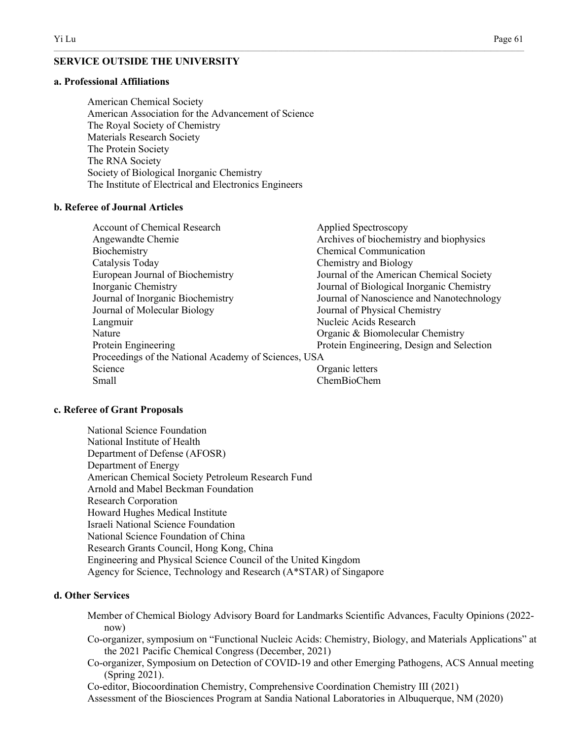## SERVICE OUTSIDE THE UNIVERSITY

### a. Professional Affiliations

American Chemical Society
American Association for the Advancement of Science
The Royal Society of Chemistry
Materials Research Society
The Protein Society
The RNA Society
Society of Biological Inorganic Chemistry
The Institute of Electrical and Electronics Engineers

### b. Referee of Journal Articles

Account of Chemical Research
Angewandte Chemie
Biochemistry
Catalysis Today
European Journal of Biochemistry
Inorganic Chemistry
Journal of Inorganic Biochemistry
Journal of Molecular Biology
Langmuir
Nature
Protein Engineering
Proceedings of the National Academy of Sciences, USA
Science
Small
Applied Spectroscopy
Archives of biochemistry and biophysics
Chemical Communication
Chemistry and Biology
Journal of the American Chemical Society
Journal of Biological Inorganic Chemistry
Journal of Nanoscience and Nanotechnology
Journal of Physical Chemistry
Nucleic Acids Research
Organic & Biomolecular Chemistry
Protein Engineering, Design and Selection
Organic letters
ChemBioChem

### c. Referee of Grant Proposals

National Science Foundation
National Institute of Health
Department of Defense (AFOSR)
Department of Energy
American Chemical Society Petroleum Research Fund
Arnold and Mabel Beckman Foundation
Research Corporation
Howard Hughes Medical Institute
Israeli National Science Foundation
National Science Foundation of China
Research Grants Council, Hong Kong, China
Engineering and Physical Science Council of the United Kingdom
Agency for Science, Technology and Research (A*STAR) of Singapore

### d. Other Services

Member of Chemical Biology Advisory Board for Landmarks Scientific Advances, Faculty Opinions (2022-now)

Co-organizer, symposium on "Functional Nucleic Acids: Chemistry, Biology, and Materials Applications" at the 2021 Pacific Chemical Congress (December, 2021)

Co-organizer, Symposium on Detection of COVID-19 and other Emerging Pathogens, ACS Annual meeting (Spring 2021).

Co-editor, Biocoordination Chemistry, Comprehensive Coordination Chemistry III (2021)

Assessment of the Biosciences Program at Sandia National Laboratories in Albuquerque, NM (2020)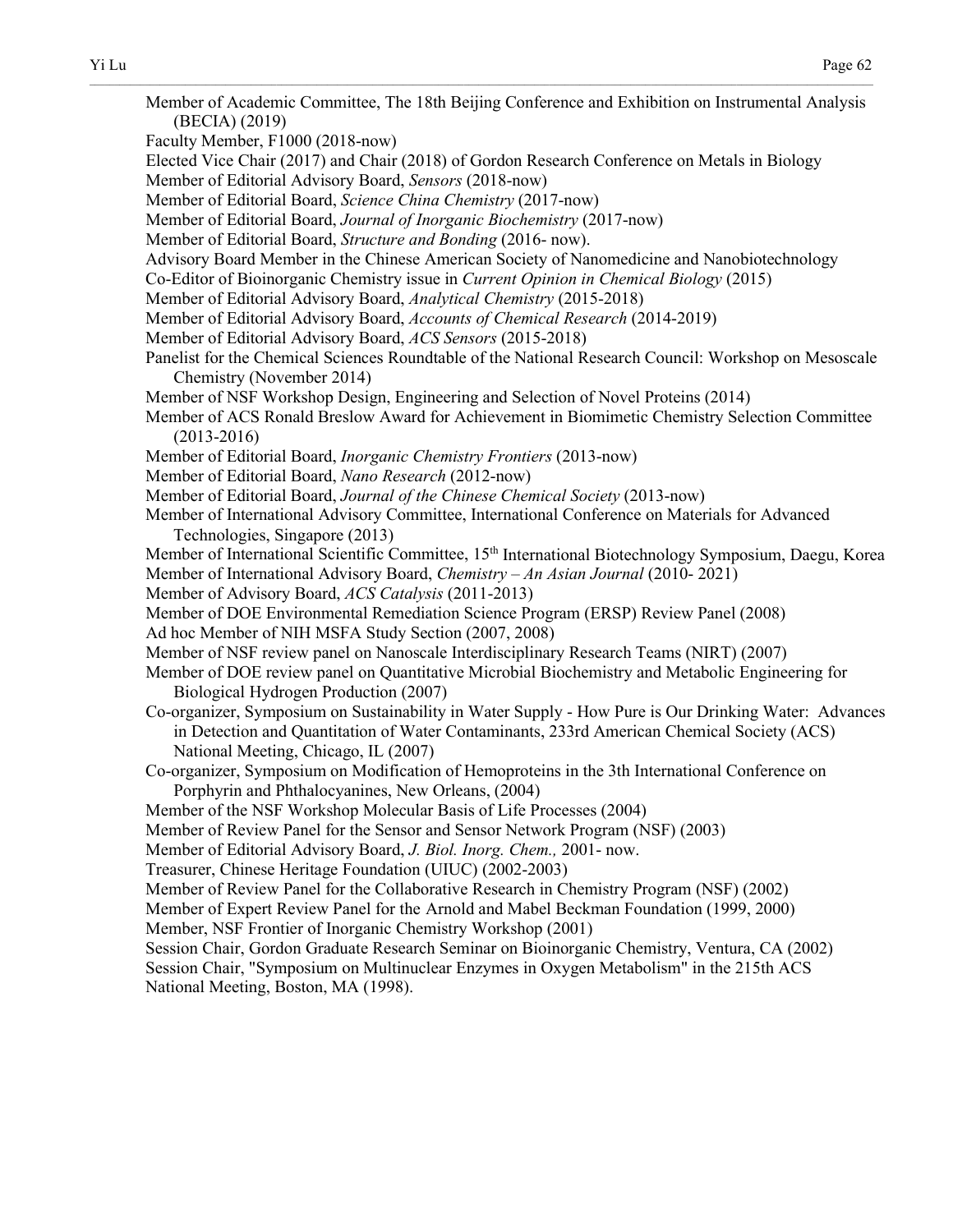Member of Academic Committee, The 18th Beijing Conference and Exhibition on Instrumental Analysis (BECIA) (2019)

Faculty Member, F1000 (2018-now)

Elected Vice Chair (2017) and Chair (2018) of Gordon Research Conference on Metals in Biology

Member of Editorial Advisory Board, *Sensors* (2018-now)

Member of Editorial Board, *Science China Chemistry* (2017-now)

Member of Editorial Board, *Journal of Inorganic Biochemistry* (2017-now)

Member of Editorial Board, *Structure and Bonding* (2016- now).

Advisory Board Member in the Chinese American Society of Nanomedicine and Nanobiotechnology

Co-Editor of Bioinorganic Chemistry issue in *Current Opinion in Chemical Biology* (2015)

Member of Editorial Advisory Board, *Analytical Chemistry* (2015-2018)

Member of Editorial Advisory Board, *Accounts of Chemical Research* (2014-2019)

Member of Editorial Advisory Board, *ACS Sensors* (2015-2018)

Panelist for the Chemical Sciences Roundtable of the National Research Council: Workshop on Mesoscale Chemistry (November 2014)

Member of NSF Workshop Design, Engineering and Selection of Novel Proteins (2014)

Member of ACS Ronald Breslow Award for Achievement in Biomimetic Chemistry Selection Committee (2013-2016)

Member of Editorial Board, *Inorganic Chemistry Frontiers* (2013-now)

Member of Editorial Board, *Nano Research* (2012-now)

Member of Editorial Board, *Journal of the Chinese Chemical Society* (2013-now)

Member of International Advisory Committee, International Conference on Materials for Advanced Technologies, Singapore (2013)

Member of International Scientific Committee, 15th International Biotechnology Symposium, Daegu, Korea

Member of International Advisory Board, *Chemistry – An Asian Journal* (2010- 2021)

Member of Advisory Board, *ACS Catalysis* (2011-2013)

Member of DOE Environmental Remediation Science Program (ERSP) Review Panel (2008)

Ad hoc Member of NIH MSFA Study Section (2007, 2008)

Member of NSF review panel on Nanoscale Interdisciplinary Research Teams (NIRT) (2007)

Member of DOE review panel on Quantitative Microbial Biochemistry and Metabolic Engineering for Biological Hydrogen Production (2007)

Co-organizer, Symposium on Sustainability in Water Supply - How Pure is Our Drinking Water: Advances in Detection and Quantitation of Water Contaminants, 233rd American Chemical Society (ACS) National Meeting, Chicago, IL (2007)

Co-organizer, Symposium on Modification of Hemoproteins in the 3th International Conference on Porphyrin and Phthalocyanines, New Orleans, (2004)

Member of the NSF Workshop Molecular Basis of Life Processes (2004)

Member of Review Panel for the Sensor and Sensor Network Program (NSF) (2003)

Member of Editorial Advisory Board, *J. Biol. Inorg. Chem.,* 2001- now.

Treasurer, Chinese Heritage Foundation (UIUC) (2002-2003)

Member of Review Panel for the Collaborative Research in Chemistry Program (NSF) (2002)

Member of Expert Review Panel for the Arnold and Mabel Beckman Foundation (1999, 2000)

Member, NSF Frontier of Inorganic Chemistry Workshop (2001)

Session Chair, Gordon Graduate Research Seminar on Bioinorganic Chemistry, Ventura, CA (2002)

Session Chair, "Symposium on Multinuclear Enzymes in Oxygen Metabolism" in the 215th ACS National Meeting, Boston, MA (1998).